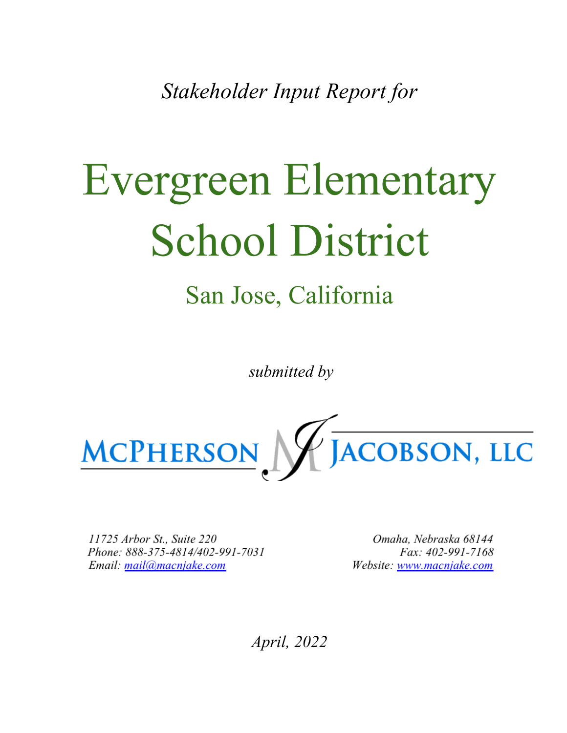*Stakeholder Input Report for*

# Evergreen Elementary School District

## San Jose, California

*submitted by*

**McPherson & Jacobson, LLC**

*11725 Arbor St., Suite 220*
*Phone: 888-375-4814/402-991-7031*
*Email: mail@macnjake.com*

*Omaha, Nebraska 68144*
*Fax: 402-991-7168*
*Website: www.macnjake.com*

*April, 2022*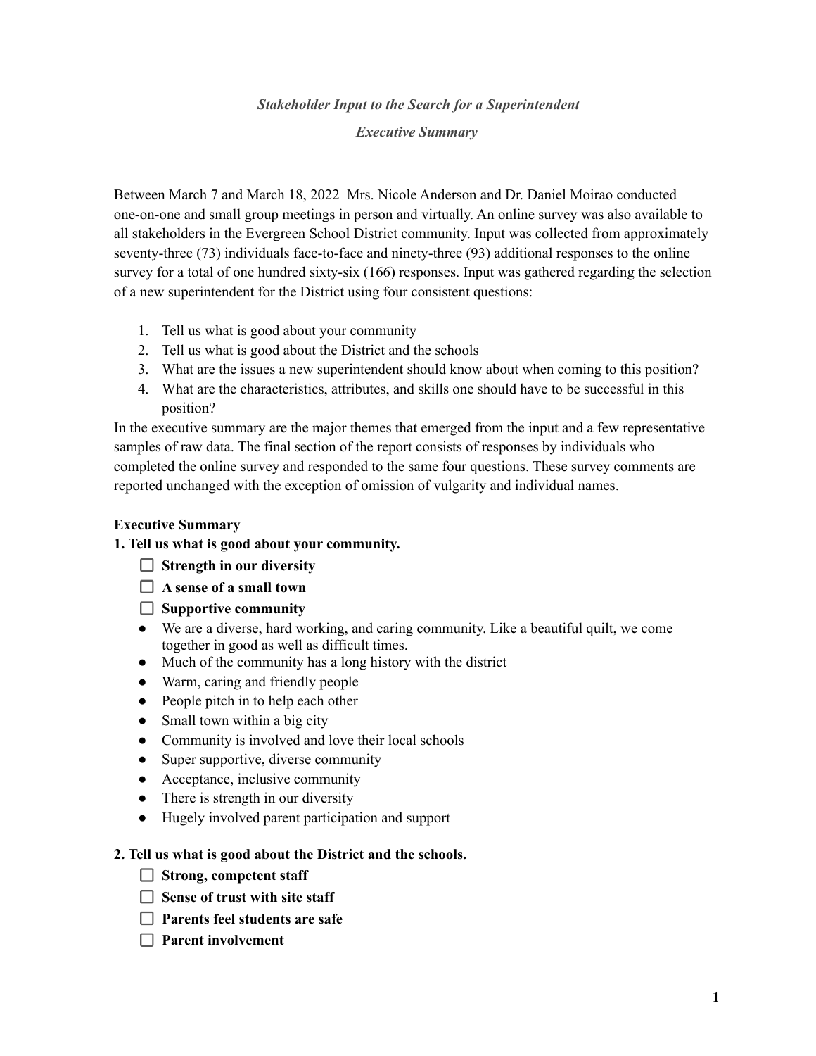*Stakeholder Input to the Search for a Superintendent*

*Executive Summary*

Between March 7 and March 18, 2022 Mrs. Nicole Anderson and Dr. Daniel Moirao conducted one-on-one and small group meetings in person and virtually. An online survey was also available to all stakeholders in the Evergreen School District community. Input was collected from approximately seventy-three (73) individuals face-to-face and ninety-three (93) additional responses to the online survey for a total of one hundred sixty-six (166) responses. Input was gathered regarding the selection of a new superintendent for the District using four consistent questions:

1. Tell us what is good about your community
2. Tell us what is good about the District and the schools
3. What are the issues a new superintendent should know about when coming to this position?
4. What are the characteristics, attributes, and skills one should have to be successful in this position?

In the executive summary are the major themes that emerged from the input and a few representative samples of raw data. The final section of the report consists of responses by individuals who completed the online survey and responded to the same four questions. These survey comments are reported unchanged with the exception of omission of vulgarity and individual names.

**Executive Summary**

**1. Tell us what is good about your community.**

- [ ] **Strength in our diversity**
- [ ] **A sense of a small town**
- [ ] **Supportive community**

- We are a diverse, hard working, and caring community. Like a beautiful quilt, we come together in good as well as difficult times.
- Much of the community has a long history with the district
- Warm, caring and friendly people
- People pitch in to help each other
- Small town within a big city
- Community is involved and love their local schools
- Super supportive, diverse community
- Acceptance, inclusive community
- There is strength in our diversity
- Hugely involved parent participation and support

**2. Tell us what is good about the District and the schools.**

- [ ] **Strong, competent staff**
- [ ] **Sense of trust with site staff**
- [ ] **Parents feel students are safe**
- [ ] **Parent involvement**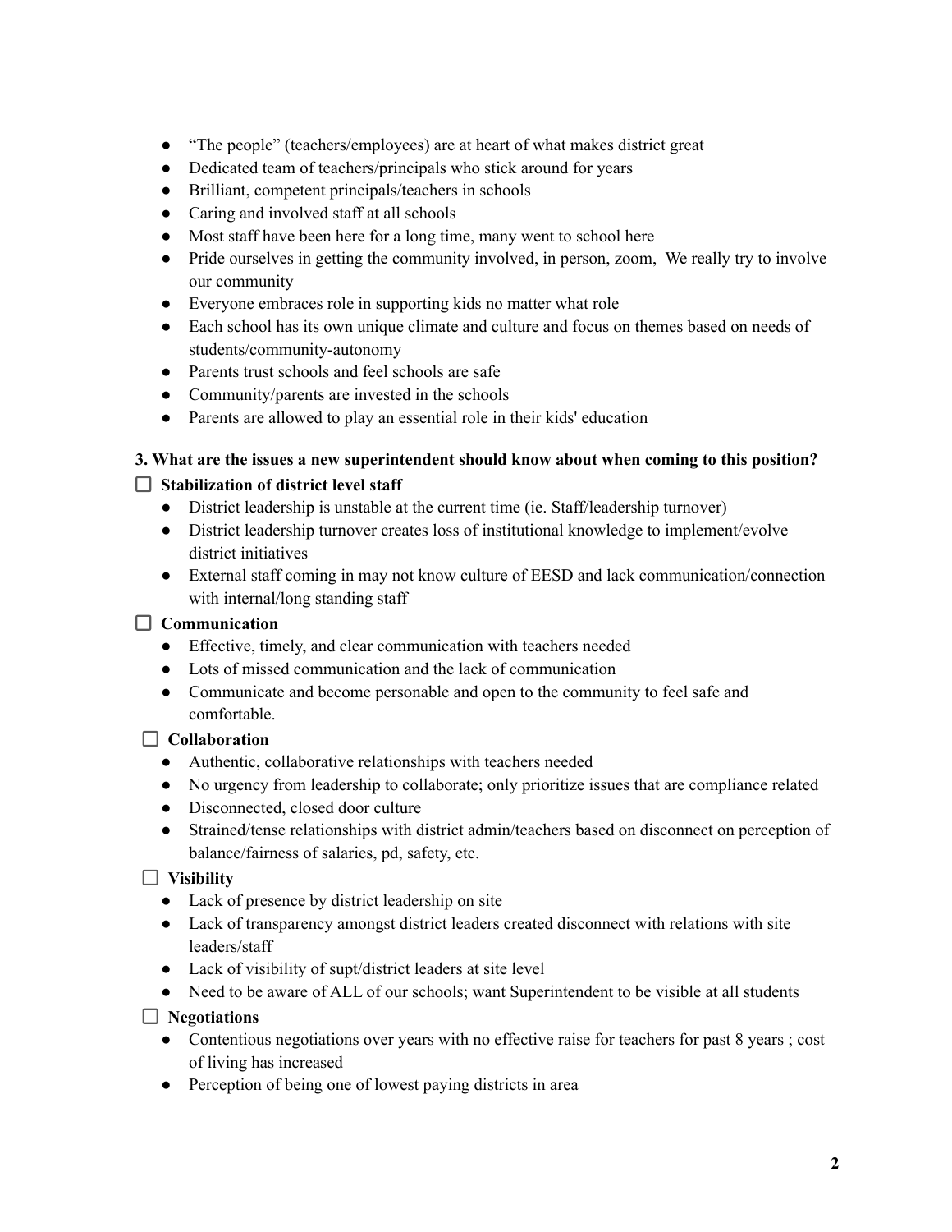- "The people" (teachers/employees) are at heart of what makes district great
- Dedicated team of teachers/principals who stick around for years
- Brilliant, competent principals/teachers in schools
- Caring and involved staff at all schools
- Most staff have been here for a long time, many went to school here
- Pride ourselves in getting the community involved, in person, zoom,  We really try to involve our community
- Everyone embraces role in supporting kids no matter what role
- Each school has its own unique climate and culture and focus on themes based on needs of students/community-autonomy
- Parents trust schools and feel schools are safe
- Community/parents are invested in the schools
- Parents are allowed to play an essential role in their kids' education

**3. What are the issues a new superintendent should know about when coming to this position?**

- [ ] **Stabilization of district level staff**
  - District leadership is unstable at the current time (ie. Staff/leadership turnover)
  - District leadership turnover creates loss of institutional knowledge to implement/evolve district initiatives
  - External staff coming in may not know culture of EESD and lack communication/connection with internal/long standing staff
- [ ] **Communication**
  - Effective, timely, and clear communication with teachers needed
  - Lots of missed communication and the lack of communication
  - Communicate and become personable and open to the community to feel safe and comfortable.
- [ ] **Collaboration**
  - Authentic, collaborative relationships with teachers needed
  - No urgency from leadership to collaborate; only prioritize issues that are compliance related
  - Disconnected, closed door culture
  - Strained/tense relationships with district admin/teachers based on disconnect on perception of balance/fairness of salaries, pd, safety, etc.
- [ ] **Visibility**
  - Lack of presence by district leadership on site
  - Lack of transparency amongst district leaders created disconnect with relations with site leaders/staff
  - Lack of visibility of supt/district leaders at site level
  - Need to be aware of ALL of our schools; want Superintendent to be visible at all students
- [ ] **Negotiations**
  - Contentious negotiations over years with no effective raise for teachers for past 8 years ; cost of living has increased
  - Perception of being one of lowest paying districts in area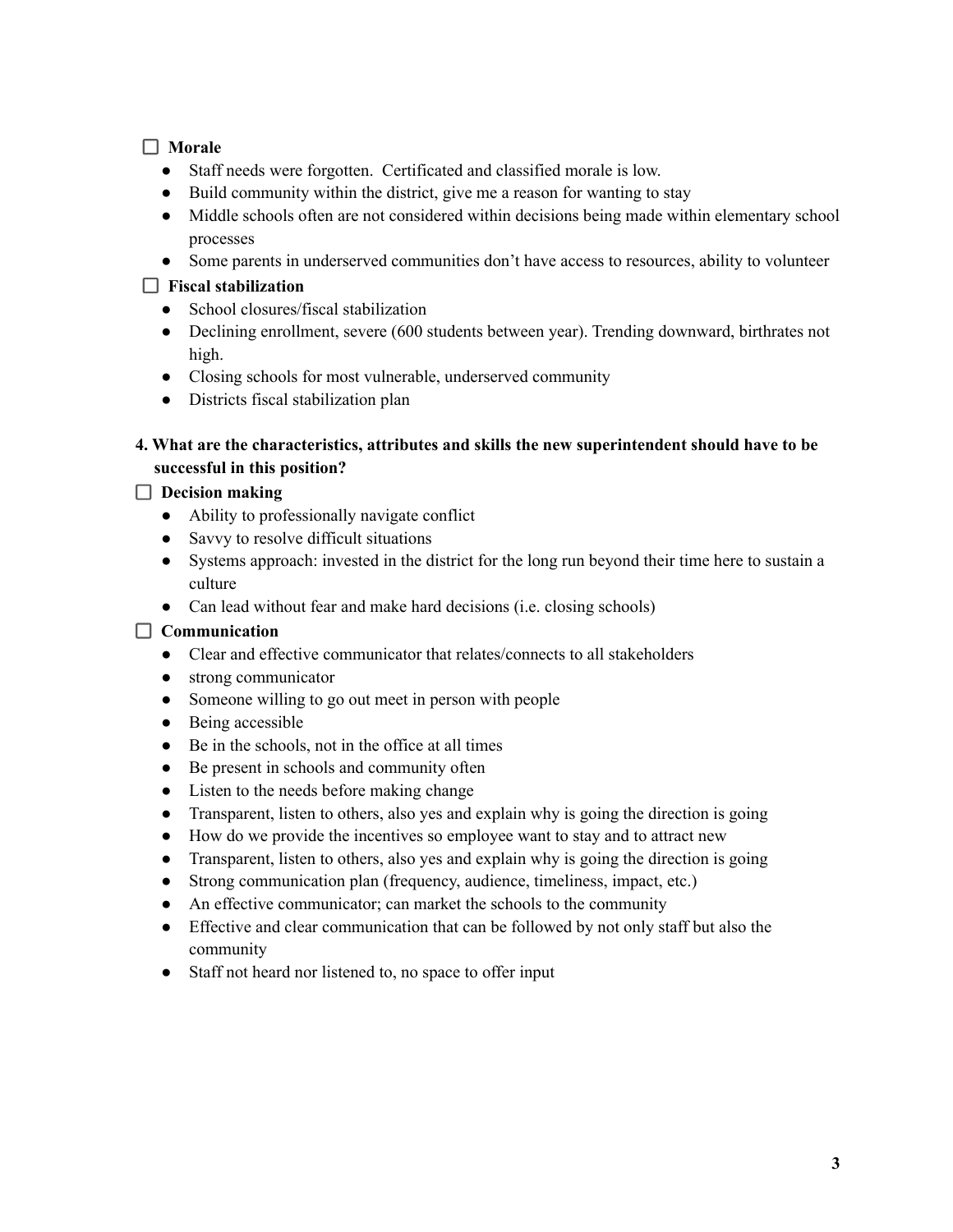- [ ] **Morale**
    - Staff needs were forgotten.  Certificated and classified morale is low.
    - Build community within the district, give me a reason for wanting to stay
    - Middle schools often are not considered within decisions being made within elementary school processes
    - Some parents in underserved communities don't have access to resources, ability to volunteer
- [ ] **Fiscal stabilization**
    - School closures/fiscal stabilization
    - Declining enrollment, severe (600 students between year). Trending downward, birthrates not high.
    - Closing schools for most vulnerable, underserved community
    - Districts fiscal stabilization plan

**4. What are the characteristics, attributes and skills the new superintendent should have to be successful in this position?**

- [ ] **Decision making**
    - Ability to professionally navigate conflict
    - Savvy to resolve difficult situations
    - Systems approach: invested in the district for the long run beyond their time here to sustain a culture
    - Can lead without fear and make hard decisions (i.e. closing schools)
- [ ] **Communication**
    - Clear and effective communicator that relates/connects to all stakeholders
    - strong communicator
    - Someone willing to go out meet in person with people
    - Being accessible
    - Be in the schools, not in the office at all times
    - Be present in schools and community often
    - Listen to the needs before making change
    - Transparent, listen to others, also yes and explain why is going the direction is going
    - How do we provide the incentives so employee want to stay and to attract new
    - Transparent, listen to others, also yes and explain why is going the direction is going
    - Strong communication plan (frequency, audience, timeliness, impact, etc.)
    - An effective communicator; can market the schools to the community
    - Effective and clear communication that can be followed by not only staff but also the community
    - Staff not heard nor listened to, no space to offer input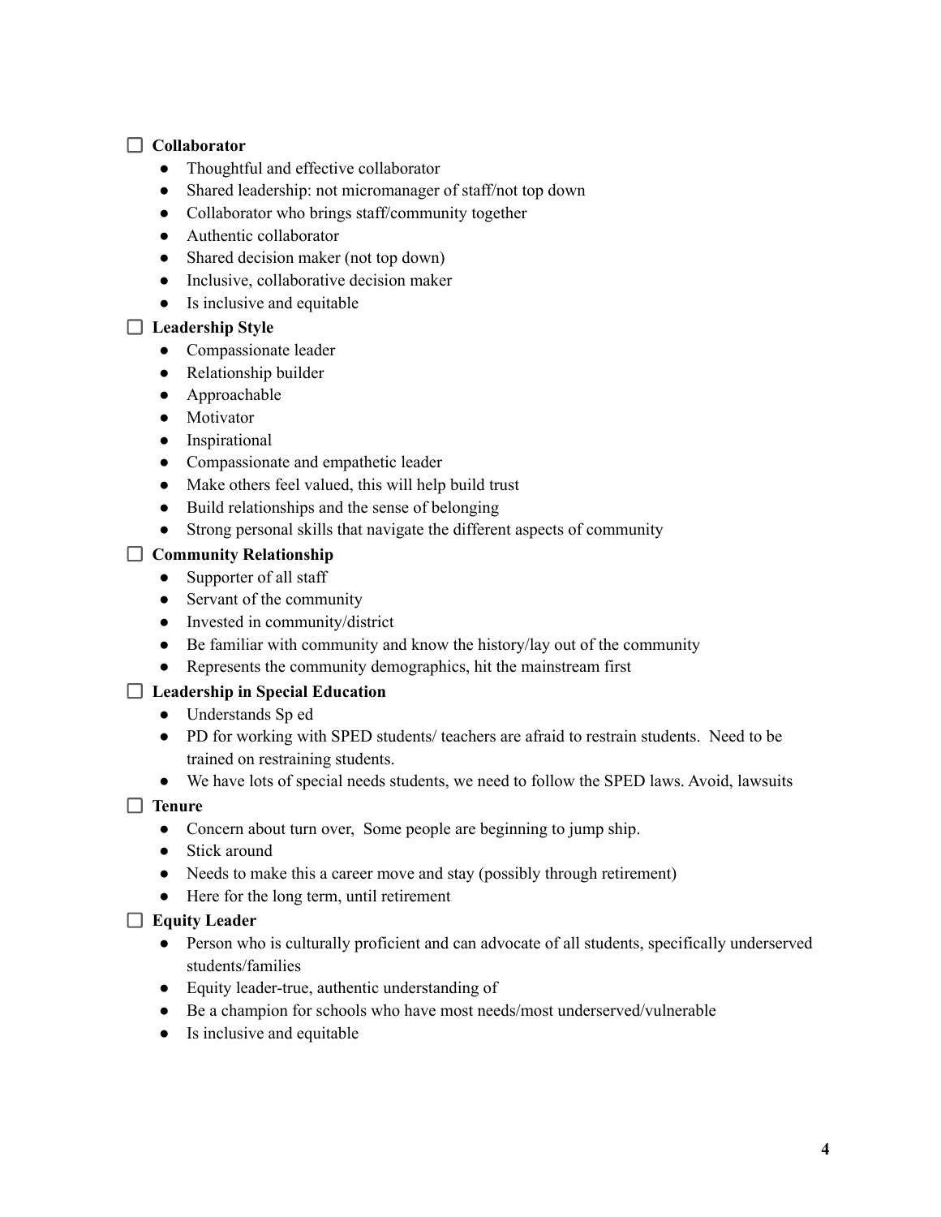- [ ] **Collaborator**
    - Thoughtful and effective collaborator
    - Shared leadership: not micromanager of staff/not top down
    - Collaborator who brings staff/community together
    - Authentic collaborator
    - Shared decision maker (not top down)
    - Inclusive, collaborative decision maker
    - Is inclusive and equitable
- [ ] **Leadership Style**
    - Compassionate leader
    - Relationship builder
    - Approachable
    - Motivator
    - Inspirational
    - Compassionate and empathetic leader
    - Make others feel valued, this will help build trust
    - Build relationships and the sense of belonging
    - Strong personal skills that navigate the different aspects of community
- [ ] **Community Relationship**
    - Supporter of all staff
    - Servant of the community
    - Invested in community/district
    - Be familiar with community and know the history/lay out of the community
    - Represents the community demographics, hit the mainstream first
- [ ] **Leadership in Special Education**
    - Understands Sp ed
    - PD for working with SPED students/ teachers are afraid to restrain students. Need to be trained on restraining students.
    - We have lots of special needs students, we need to follow the SPED laws. Avoid, lawsuits
- [ ] **Tenure**
    - Concern about turn over, Some people are beginning to jump ship.
    - Stick around
    - Needs to make this a career move and stay (possibly through retirement)
    - Here for the long term, until retirement
- [ ] **Equity Leader**
    - Person who is culturally proficient and can advocate of all students, specifically underserved students/families
    - Equity leader-true, authentic understanding of
    - Be a champion for schools who have most needs/most underserved/vulnerable
    - Is inclusive and equitable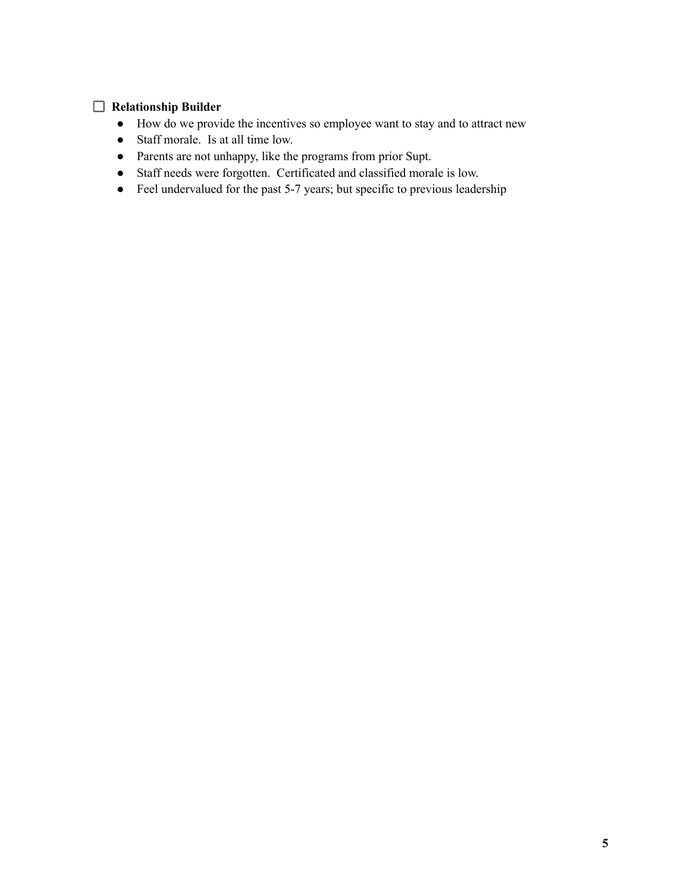- [ ] **Relationship Builder**
    - How do we provide the incentives so employee want to stay and to attract new
    - Staff morale.  Is at all time low.
    - Parents are not unhappy, like the programs from prior Supt.
    - Staff needs were forgotten.  Certificated and classified morale is low.
    - Feel undervalued for the past 5-7 years; but specific to previous leadership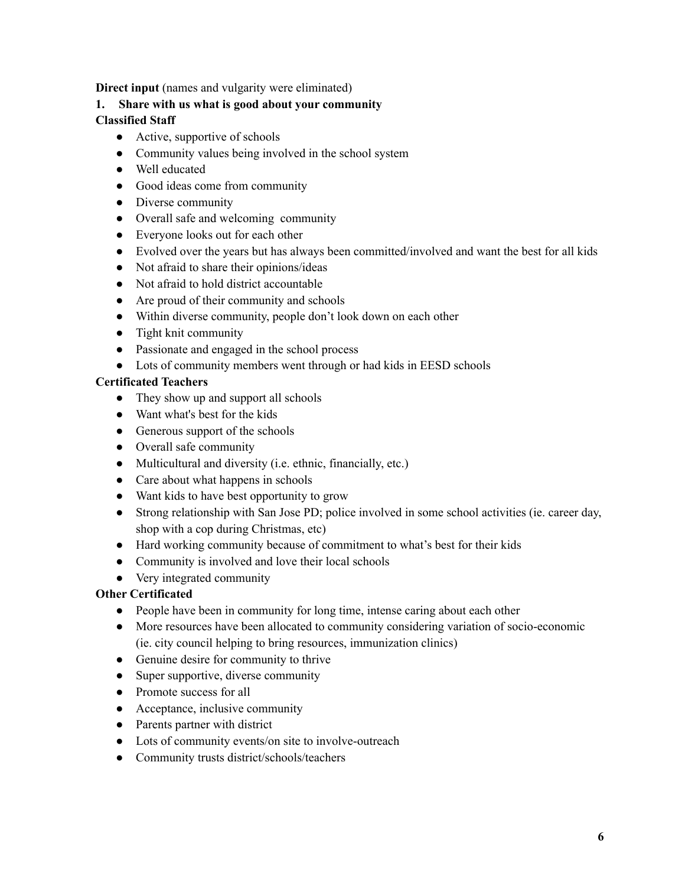**Direct input** (names and vulgarity were eliminated)

**1. Share with us what is good about your community**

**Classified Staff**

- Active, supportive of schools
- Community values being involved in the school system
- Well educated
- Good ideas come from community
- Diverse community
- Overall safe and welcoming community
- Everyone looks out for each other
- Evolved over the years but has always been committed/involved and want the best for all kids
- Not afraid to share their opinions/ideas
- Not afraid to hold district accountable
- Are proud of their community and schools
- Within diverse community, people don't look down on each other
- Tight knit community
- Passionate and engaged in the school process
- Lots of community members went through or had kids in EESD schools

**Certificated Teachers**

- They show up and support all schools
- Want what's best for the kids
- Generous support of the schools
- Overall safe community
- Multicultural and diversity (i.e. ethnic, financially, etc.)
- Care about what happens in schools
- Want kids to have best opportunity to grow
- Strong relationship with San Jose PD; police involved in some school activities (ie. career day, shop with a cop during Christmas, etc)
- Hard working community because of commitment to what's best for their kids
- Community is involved and love their local schools
- Very integrated community

**Other Certificated**

- People have been in community for long time, intense caring about each other
- More resources have been allocated to community considering variation of socio-economic (ie. city council helping to bring resources, immunization clinics)
- Genuine desire for community to thrive
- Super supportive, diverse community
- Promote success for all
- Acceptance, inclusive community
- Parents partner with district
- Lots of community events/on site to involve-outreach
- Community trusts district/schools/teachers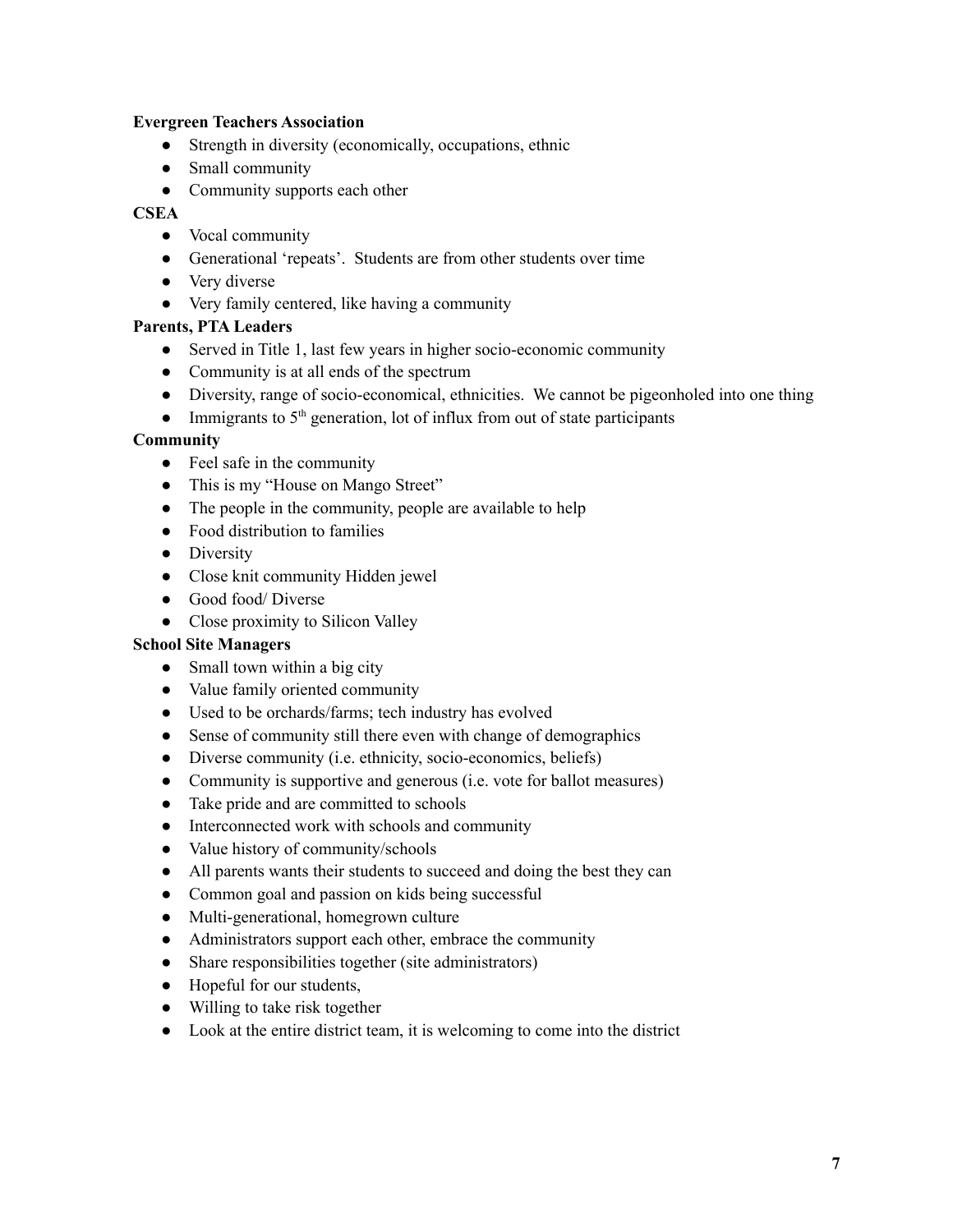**Evergreen Teachers Association**

- Strength in diversity (economically, occupations, ethnic
- Small community
- Community supports each other

**CSEA**

- Vocal community
- Generational 'repeats'. Students are from other students over time
- Very diverse
- Very family centered, like having a community

**Parents, PTA Leaders**

- Served in Title 1, last few years in higher socio-economic community
- Community is at all ends of the spectrum
- Diversity, range of socio-economical, ethnicities. We cannot be pigeonholed into one thing
- Immigrants to 5th generation, lot of influx from out of state participants

**Community**

- Feel safe in the community
- This is my "House on Mango Street"
- The people in the community, people are available to help
- Food distribution to families
- Diversity
- Close knit community Hidden jewel
- Good food/ Diverse
- Close proximity to Silicon Valley

**School Site Managers**

- Small town within a big city
- Value family oriented community
- Used to be orchards/farms; tech industry has evolved
- Sense of community still there even with change of demographics
- Diverse community (i.e. ethnicity, socio-economics, beliefs)
- Community is supportive and generous (i.e. vote for ballot measures)
- Take pride and are committed to schools
- Interconnected work with schools and community
- Value history of community/schools
- All parents wants their students to succeed and doing the best they can
- Common goal and passion on kids being successful
- Multi-generational, homegrown culture
- Administrators support each other, embrace the community
- Share responsibilities together (site administrators)
- Hopeful for our students,
- Willing to take risk together
- Look at the entire district team, it is welcoming to come into the district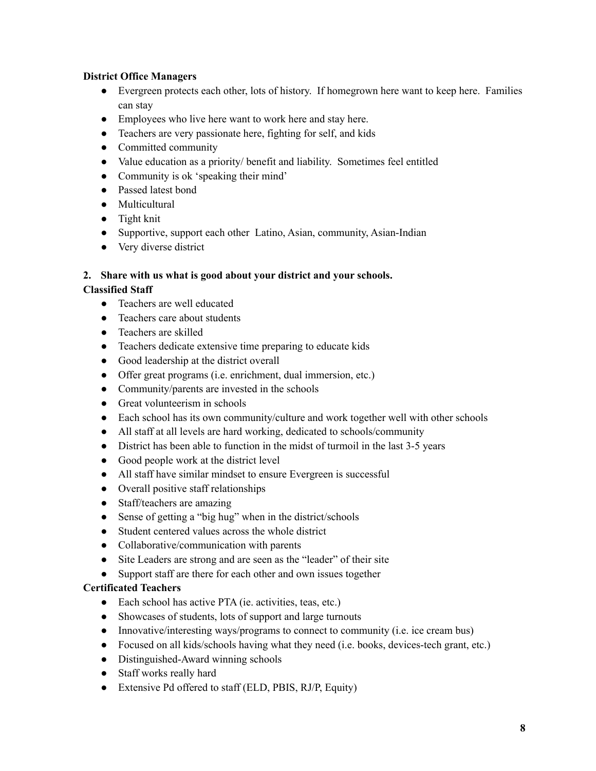**District Office Managers**

- Evergreen protects each other, lots of history. If homegrown here want to keep here. Families can stay
- Employees who live here want to work here and stay here.
- Teachers are very passionate here, fighting for self, and kids
- Committed community
- Value education as a priority/ benefit and liability. Sometimes feel entitled
- Community is ok 'speaking their mind'
- Passed latest bond
- Multicultural
- Tight knit
- Supportive, support each other Latino, Asian, community, Asian-Indian
- Very diverse district

**2. Share with us what is good about your district and your schools.**

**Classified Staff**

- Teachers are well educated
- Teachers care about students
- Teachers are skilled
- Teachers dedicate extensive time preparing to educate kids
- Good leadership at the district overall
- Offer great programs (i.e. enrichment, dual immersion, etc.)
- Community/parents are invested in the schools
- Great volunteerism in schools
- Each school has its own community/culture and work together well with other schools
- All staff at all levels are hard working, dedicated to schools/community
- District has been able to function in the midst of turmoil in the last 3-5 years
- Good people work at the district level
- All staff have similar mindset to ensure Evergreen is successful
- Overall positive staff relationships
- Staff/teachers are amazing
- Sense of getting a "big hug" when in the district/schools
- Student centered values across the whole district
- Collaborative/communication with parents
- Site Leaders are strong and are seen as the "leader" of their site
- Support staff are there for each other and own issues together

**Certificated Teachers**

- Each school has active PTA (ie. activities, teas, etc.)
- Showcases of students, lots of support and large turnouts
- Innovative/interesting ways/programs to connect to community (i.e. ice cream bus)
- Focused on all kids/schools having what they need (i.e. books, devices-tech grant, etc.)
- Distinguished-Award winning schools
- Staff works really hard
- Extensive Pd offered to staff (ELD, PBIS, RJ/P, Equity)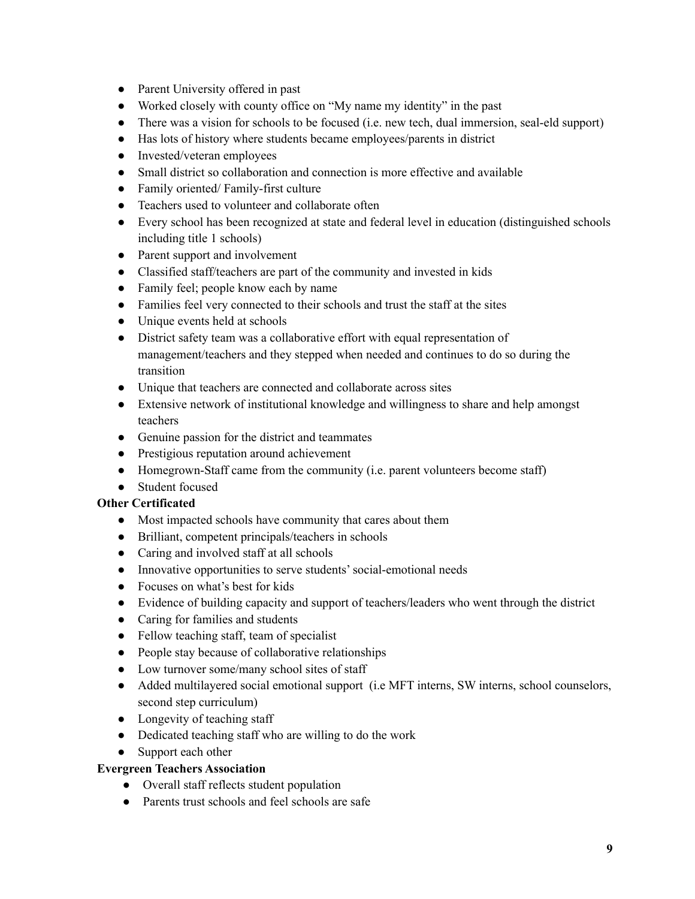- Parent University offered in past
- Worked closely with county office on "My name my identity" in the past
- There was a vision for schools to be focused (i.e. new tech, dual immersion, seal-eld support)
- Has lots of history where students became employees/parents in district
- Invested/veteran employees
- Small district so collaboration and connection is more effective and available
- Family oriented/ Family-first culture
- Teachers used to volunteer and collaborate often
- Every school has been recognized at state and federal level in education (distinguished schools including title 1 schools)
- Parent support and involvement
- Classified staff/teachers are part of the community and invested in kids
- Family feel; people know each by name
- Families feel very connected to their schools and trust the staff at the sites
- Unique events held at schools
- District safety team was a collaborative effort with equal representation of management/teachers and they stepped when needed and continues to do so during the transition
- Unique that teachers are connected and collaborate across sites
- Extensive network of institutional knowledge and willingness to share and help amongst teachers
- Genuine passion for the district and teammates
- Prestigious reputation around achievement
- Homegrown-Staff came from the community (i.e. parent volunteers become staff)
- Student focused

**Other Certificated**

- Most impacted schools have community that cares about them
- Brilliant, competent principals/teachers in schools
- Caring and involved staff at all schools
- Innovative opportunities to serve students' social-emotional needs
- Focuses on what's best for kids
- Evidence of building capacity and support of teachers/leaders who went through the district
- Caring for families and students
- Fellow teaching staff, team of specialist
- People stay because of collaborative relationships
- Low turnover some/many school sites of staff
- Added multilayered social emotional support (i.e MFT interns, SW interns, school counselors, second step curriculum)
- Longevity of teaching staff
- Dedicated teaching staff who are willing to do the work
- Support each other

**Evergreen Teachers Association**

- Overall staff reflects student population
- Parents trust schools and feel schools are safe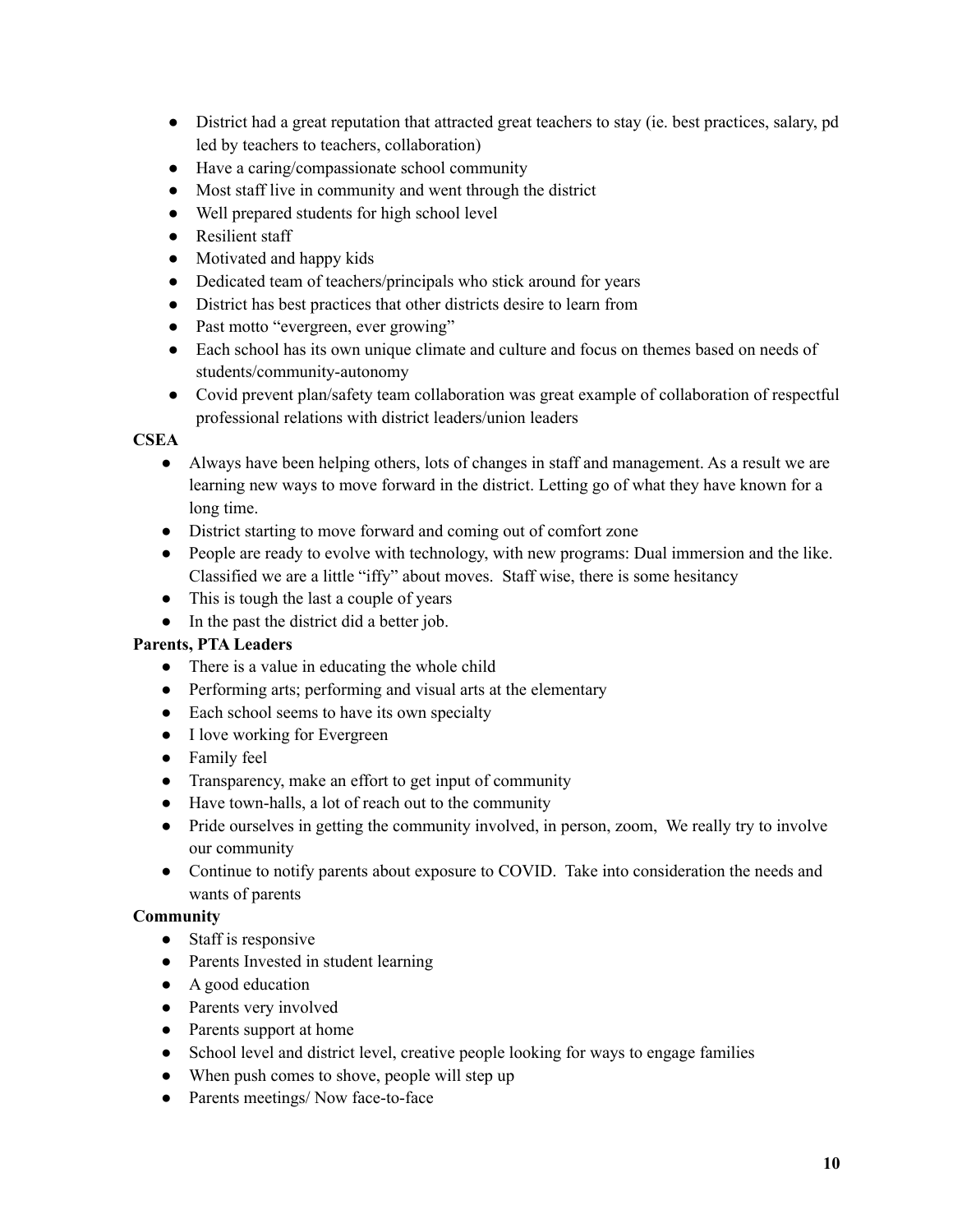- District had a great reputation that attracted great teachers to stay (ie. best practices, salary, pd led by teachers to teachers, collaboration)
- Have a caring/compassionate school community
- Most staff live in community and went through the district
- Well prepared students for high school level
- Resilient staff
- Motivated and happy kids
- Dedicated team of teachers/principals who stick around for years
- District has best practices that other districts desire to learn from
- Past motto "evergreen, ever growing"
- Each school has its own unique climate and culture and focus on themes based on needs of students/community-autonomy
- Covid prevent plan/safety team collaboration was great example of collaboration of respectful professional relations with district leaders/union leaders

**CSEA**

- Always have been helping others, lots of changes in staff and management. As a result we are learning new ways to move forward in the district. Letting go of what they have known for a long time.
- District starting to move forward and coming out of comfort zone
- People are ready to evolve with technology, with new programs: Dual immersion and the like. Classified we are a little "iffy" about moves. Staff wise, there is some hesitancy
- This is tough the last a couple of years
- In the past the district did a better job.

**Parents, PTA Leaders**

- There is a value in educating the whole child
- Performing arts; performing and visual arts at the elementary
- Each school seems to have its own specialty
- I love working for Evergreen
- Family feel
- Transparency, make an effort to get input of community
- Have town-halls, a lot of reach out to the community
- Pride ourselves in getting the community involved, in person, zoom, We really try to involve our community
- Continue to notify parents about exposure to COVID. Take into consideration the needs and wants of parents

**Community**

- Staff is responsive
- Parents Invested in student learning
- A good education
- Parents very involved
- Parents support at home
- School level and district level, creative people looking for ways to engage families
- When push comes to shove, people will step up
- Parents meetings/ Now face-to-face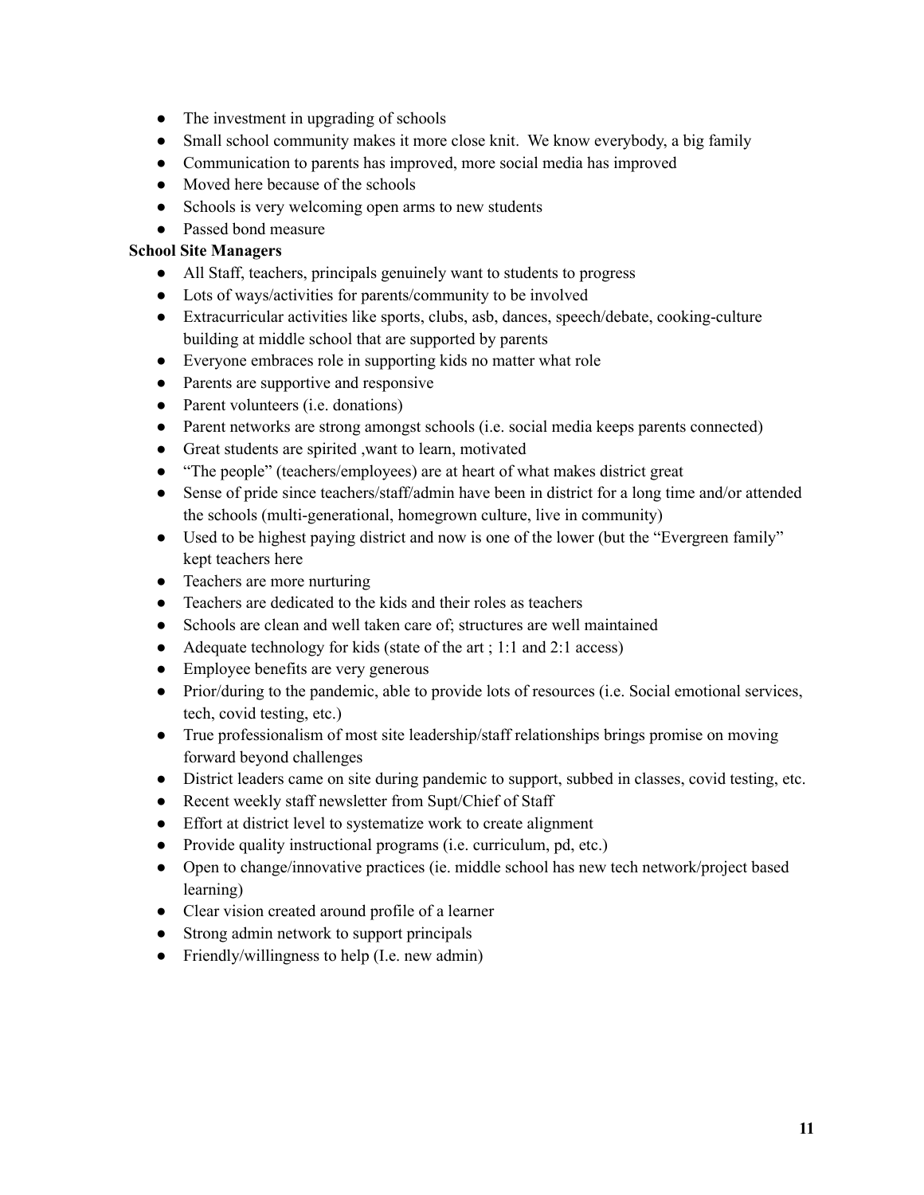- The investment in upgrading of schools
- Small school community makes it more close knit. We know everybody, a big family
- Communication to parents has improved, more social media has improved
- Moved here because of the schools
- Schools is very welcoming open arms to new students
- Passed bond measure

**School Site Managers**

- All Staff, teachers, principals genuinely want to students to progress
- Lots of ways/activities for parents/community to be involved
- Extracurricular activities like sports, clubs, asb, dances, speech/debate, cooking-culture building at middle school that are supported by parents
- Everyone embraces role in supporting kids no matter what role
- Parents are supportive and responsive
- Parent volunteers (i.e. donations)
- Parent networks are strong amongst schools (i.e. social media keeps parents connected)
- Great students are spirited ,want to learn, motivated
- "The people" (teachers/employees) are at heart of what makes district great
- Sense of pride since teachers/staff/admin have been in district for a long time and/or attended the schools (multi-generational, homegrown culture, live in community)
- Used to be highest paying district and now is one of the lower (but the "Evergreen family" kept teachers here
- Teachers are more nurturing
- Teachers are dedicated to the kids and their roles as teachers
- Schools are clean and well taken care of; structures are well maintained
- Adequate technology for kids (state of the art ; 1:1 and 2:1 access)
- Employee benefits are very generous
- Prior/during to the pandemic, able to provide lots of resources (i.e. Social emotional services, tech, covid testing, etc.)
- True professionalism of most site leadership/staff relationships brings promise on moving forward beyond challenges
- District leaders came on site during pandemic to support, subbed in classes, covid testing, etc.
- Recent weekly staff newsletter from Supt/Chief of Staff
- Effort at district level to systematize work to create alignment
- Provide quality instructional programs (i.e. curriculum, pd, etc.)
- Open to change/innovative practices (ie. middle school has new tech network/project based learning)
- Clear vision created around profile of a learner
- Strong admin network to support principals
- Friendly/willingness to help (I.e. new admin)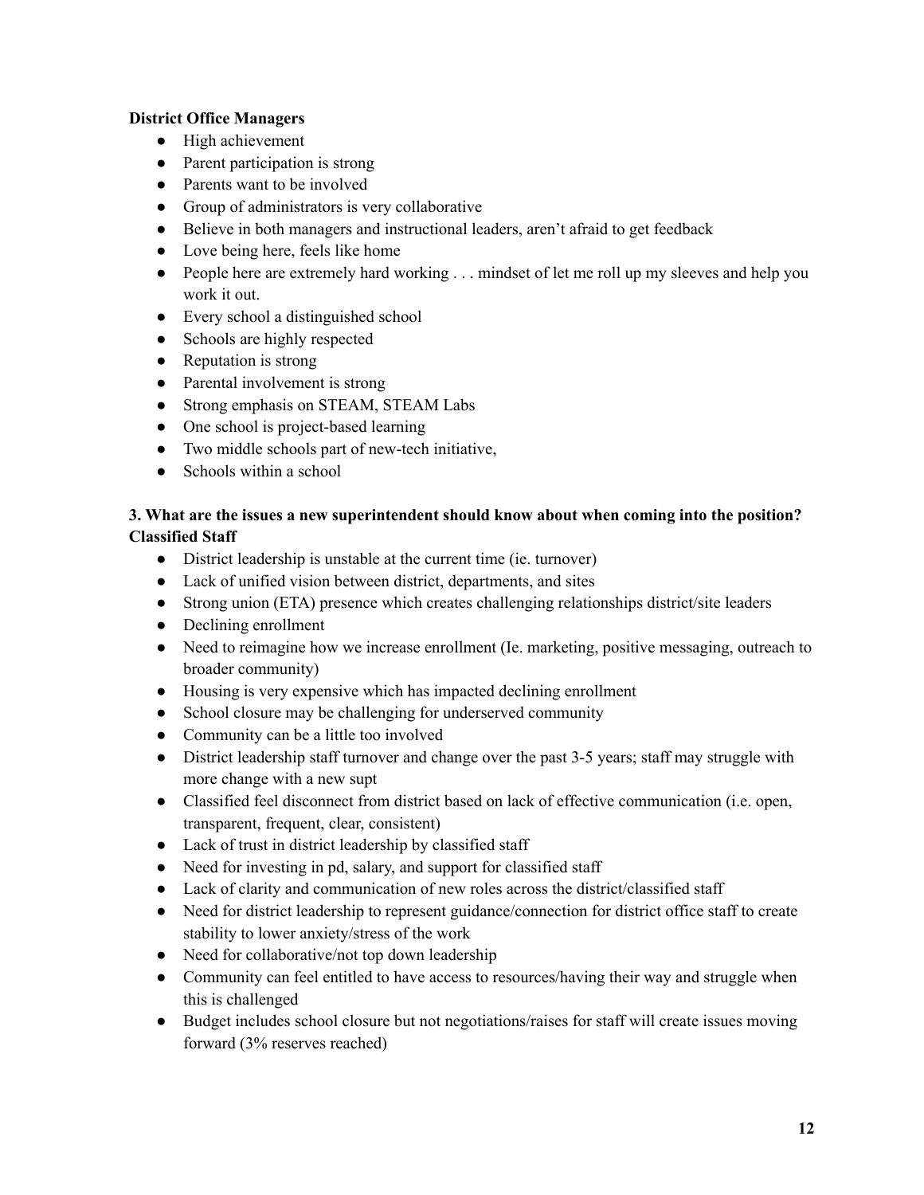**District Office Managers**

- High achievement
- Parent participation is strong
- Parents want to be involved
- Group of administrators is very collaborative
- Believe in both managers and instructional leaders, aren't afraid to get feedback
- Love being here, feels like home
- People here are extremely hard working . . . mindset of let me roll up my sleeves and help you work it out.
- Every school a distinguished school
- Schools are highly respected
- Reputation is strong
- Parental involvement is strong
- Strong emphasis on STEAM, STEAM Labs
- One school is project-based learning
- Two middle schools part of new-tech initiative,
- Schools within a school

**3. What are the issues a new superintendent should know about when coming into the position?**
**Classified Staff**

- District leadership is unstable at the current time (ie. turnover)
- Lack of unified vision between district, departments, and sites
- Strong union (ETA) presence which creates challenging relationships district/site leaders
- Declining enrollment
- Need to reimagine how we increase enrollment (Ie. marketing, positive messaging, outreach to broader community)
- Housing is very expensive which has impacted declining enrollment
- School closure may be challenging for underserved community
- Community can be a little too involved
- District leadership staff turnover and change over the past 3-5 years; staff may struggle with more change with a new supt
- Classified feel disconnect from district based on lack of effective communication (i.e. open, transparent, frequent, clear, consistent)
- Lack of trust in district leadership by classified staff
- Need for investing in pd, salary, and support for classified staff
- Lack of clarity and communication of new roles across the district/classified staff
- Need for district leadership to represent guidance/connection for district office staff to create stability to lower anxiety/stress of the work
- Need for collaborative/not top down leadership
- Community can feel entitled to have access to resources/having their way and struggle when this is challenged
- Budget includes school closure but not negotiations/raises for staff will create issues moving forward (3% reserves reached)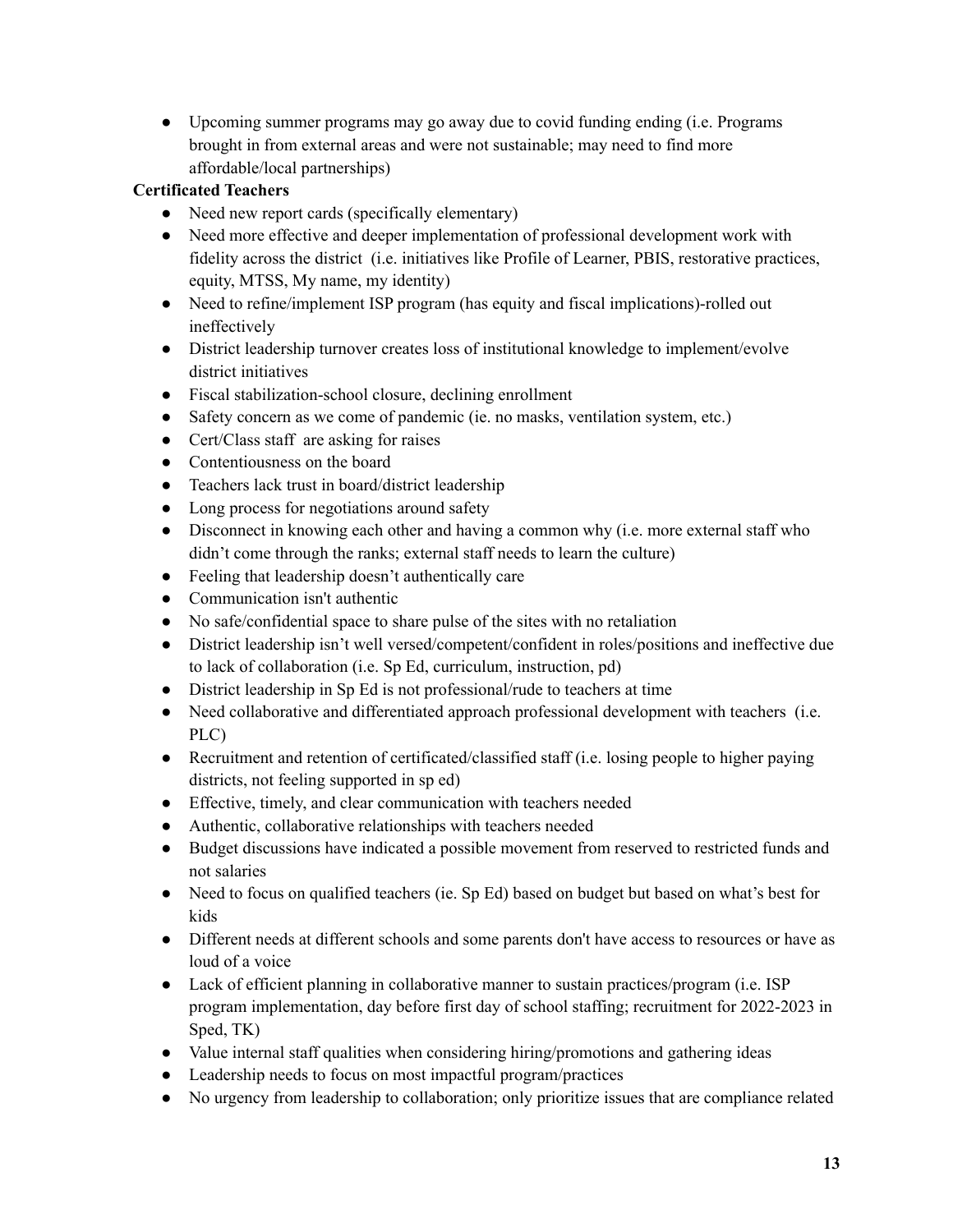- Upcoming summer programs may go away due to covid funding ending (i.e. Programs brought in from external areas and were not sustainable; may need to find more affordable/local partnerships)

**Certificated Teachers**

- Need new report cards (specifically elementary)
- Need more effective and deeper implementation of professional development work with fidelity across the district (i.e. initiatives like Profile of Learner, PBIS, restorative practices, equity, MTSS, My name, my identity)
- Need to refine/implement ISP program (has equity and fiscal implications)-rolled out ineffectively
- District leadership turnover creates loss of institutional knowledge to implement/evolve district initiatives
- Fiscal stabilization-school closure, declining enrollment
- Safety concern as we come of pandemic (ie. no masks, ventilation system, etc.)
- Cert/Class staff are asking for raises
- Contentiousness on the board
- Teachers lack trust in board/district leadership
- Long process for negotiations around safety
- Disconnect in knowing each other and having a common why (i.e. more external staff who didn't come through the ranks; external staff needs to learn the culture)
- Feeling that leadership doesn't authentically care
- Communication isn't authentic
- No safe/confidential space to share pulse of the sites with no retaliation
- District leadership isn't well versed/competent/confident in roles/positions and ineffective due to lack of collaboration (i.e. Sp Ed, curriculum, instruction, pd)
- District leadership in Sp Ed is not professional/rude to teachers at time
- Need collaborative and differentiated approach professional development with teachers (i.e. PLC)
- Recruitment and retention of certificated/classified staff (i.e. losing people to higher paying districts, not feeling supported in sp ed)
- Effective, timely, and clear communication with teachers needed
- Authentic, collaborative relationships with teachers needed
- Budget discussions have indicated a possible movement from reserved to restricted funds and not salaries
- Need to focus on qualified teachers (ie. Sp Ed) based on budget but based on what's best for kids
- Different needs at different schools and some parents don't have access to resources or have as loud of a voice
- Lack of efficient planning in collaborative manner to sustain practices/program (i.e. ISP program implementation, day before first day of school staffing; recruitment for 2022-2023 in Sped, TK)
- Value internal staff qualities when considering hiring/promotions and gathering ideas
- Leadership needs to focus on most impactful program/practices
- No urgency from leadership to collaboration; only prioritize issues that are compliance related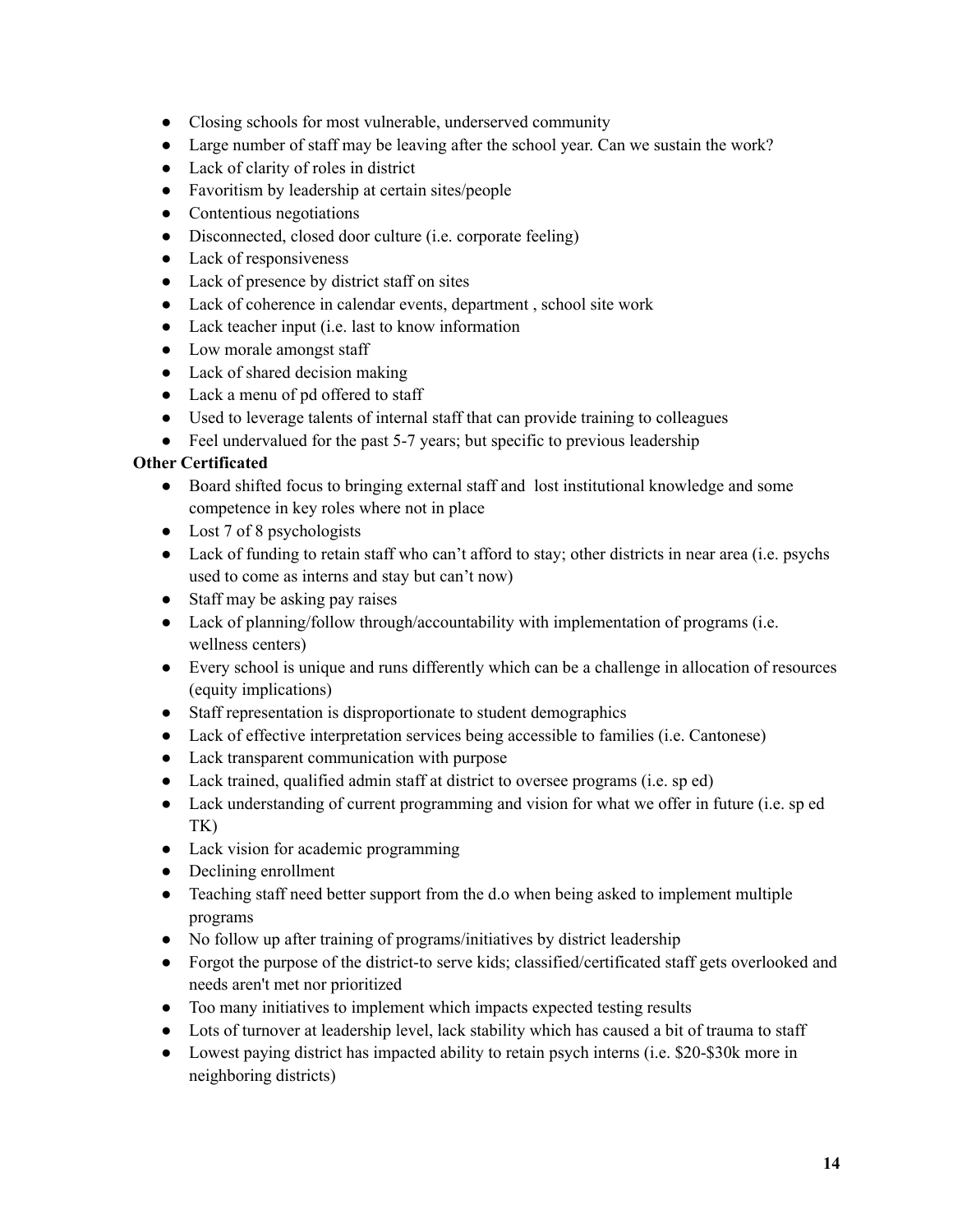- Closing schools for most vulnerable, underserved community
- Large number of staff may be leaving after the school year. Can we sustain the work?
- Lack of clarity of roles in district
- Favoritism by leadership at certain sites/people
- Contentious negotiations
- Disconnected, closed door culture (i.e. corporate feeling)
- Lack of responsiveness
- Lack of presence by district staff on sites
- Lack of coherence in calendar events, department , school site work
- Lack teacher input (i.e. last to know information
- Low morale amongst staff
- Lack of shared decision making
- Lack a menu of pd offered to staff
- Used to leverage talents of internal staff that can provide training to colleagues
- Feel undervalued for the past 5-7 years; but specific to previous leadership

**Other Certificated**

- Board shifted focus to bringing external staff and lost institutional knowledge and some competence in key roles where not in place
- Lost 7 of 8 psychologists
- Lack of funding to retain staff who can't afford to stay; other districts in near area (i.e. psychs used to come as interns and stay but can't now)
- Staff may be asking pay raises
- Lack of planning/follow through/accountability with implementation of programs (i.e. wellness centers)
- Every school is unique and runs differently which can be a challenge in allocation of resources (equity implications)
- Staff representation is disproportionate to student demographics
- Lack of effective interpretation services being accessible to families (i.e. Cantonese)
- Lack transparent communication with purpose
- Lack trained, qualified admin staff at district to oversee programs (i.e. sp ed)
- Lack understanding of current programming and vision for what we offer in future (i.e. sp ed TK)
- Lack vision for academic programming
- Declining enrollment
- Teaching staff need better support from the d.o when being asked to implement multiple programs
- No follow up after training of programs/initiatives by district leadership
- Forgot the purpose of the district-to serve kids; classified/certificated staff gets overlooked and needs aren't met nor prioritized
- Too many initiatives to implement which impacts expected testing results
- Lots of turnover at leadership level, lack stability which has caused a bit of trauma to staff
- Lowest paying district has impacted ability to retain psych interns (i.e. $20-$30k more in neighboring districts)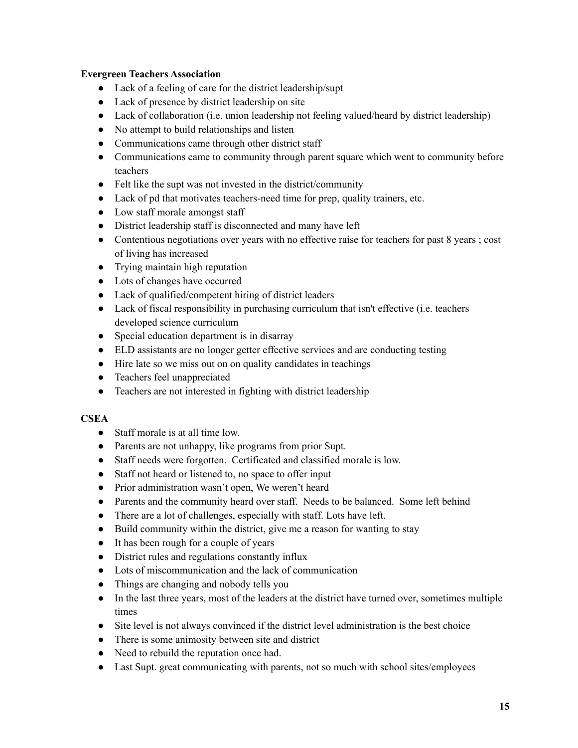**Evergreen Teachers Association**

- Lack of a feeling of care for the district leadership/supt
- Lack of presence by district leadership on site
- Lack of collaboration (i.e. union leadership not feeling valued/heard by district leadership)
- No attempt to build relationships and listen
- Communications came through other district staff
- Communications came to community through parent square which went to community before teachers
- Felt like the supt was not invested in the district/community
- Lack of pd that motivates teachers-need time for prep, quality trainers, etc.
- Low staff morale amongst staff
- District leadership staff is disconnected and many have left
- Contentious negotiations over years with no effective raise for teachers for past 8 years ; cost of living has increased
- Trying maintain high reputation
- Lots of changes have occurred
- Lack of qualified/competent hiring of district leaders
- Lack of fiscal responsibility in purchasing curriculum that isn't effective (i.e. teachers developed science curriculum
- Special education department is in disarray
- ELD assistants are no longer getter effective services and are conducting testing
- Hire late so we miss out on on quality candidates in teachings
- Teachers feel unappreciated
- Teachers are not interested in fighting with district leadership

**CSEA**

- Staff morale is at all time low.
- Parents are not unhappy, like programs from prior Supt.
- Staff needs were forgotten. Certificated and classified morale is low.
- Staff not heard or listened to, no space to offer input
- Prior administration wasn't open, We weren't heard
- Parents and the community heard over staff. Needs to be balanced. Some left behind
- There are a lot of challenges, especially with staff. Lots have left.
- Build community within the district, give me a reason for wanting to stay
- It has been rough for a couple of years
- District rules and regulations constantly influx
- Lots of miscommunication and the lack of communication
- Things are changing and nobody tells you
- In the last three years, most of the leaders at the district have turned over, sometimes multiple times
- Site level is not always convinced if the district level administration is the best choice
- There is some animosity between site and district
- Need to rebuild the reputation once had.
- Last Supt. great communicating with parents, not so much with school sites/employees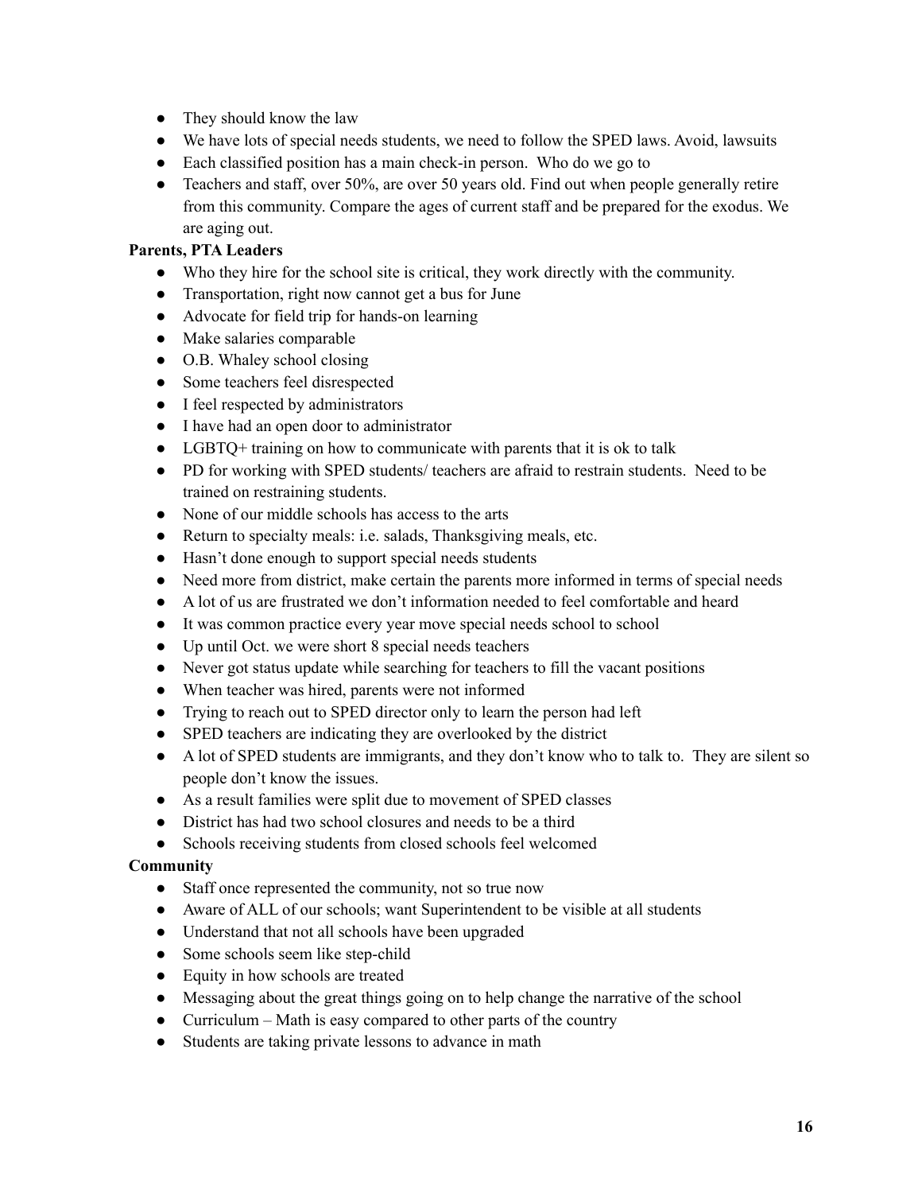- They should know the law
- We have lots of special needs students, we need to follow the SPED laws. Avoid, lawsuits
- Each classified position has a main check-in person. Who do we go to
- Teachers and staff, over 50%, are over 50 years old. Find out when people generally retire from this community. Compare the ages of current staff and be prepared for the exodus. We are aging out.

**Parents, PTA Leaders**

- Who they hire for the school site is critical, they work directly with the community.
- Transportation, right now cannot get a bus for June
- Advocate for field trip for hands-on learning
- Make salaries comparable
- O.B. Whaley school closing
- Some teachers feel disrespected
- I feel respected by administrators
- I have had an open door to administrator
- LGBTQ+ training on how to communicate with parents that it is ok to talk
- PD for working with SPED students/ teachers are afraid to restrain students. Need to be trained on restraining students.
- None of our middle schools has access to the arts
- Return to specialty meals: i.e. salads, Thanksgiving meals, etc.
- Hasn't done enough to support special needs students
- Need more from district, make certain the parents more informed in terms of special needs
- A lot of us are frustrated we don't information needed to feel comfortable and heard
- It was common practice every year move special needs school to school
- Up until Oct. we were short 8 special needs teachers
- Never got status update while searching for teachers to fill the vacant positions
- When teacher was hired, parents were not informed
- Trying to reach out to SPED director only to learn the person had left
- SPED teachers are indicating they are overlooked by the district
- A lot of SPED students are immigrants, and they don't know who to talk to. They are silent so people don't know the issues.
- As a result families were split due to movement of SPED classes
- District has had two school closures and needs to be a third
- Schools receiving students from closed schools feel welcomed

**Community**

- Staff once represented the community, not so true now
- Aware of ALL of our schools; want Superintendent to be visible at all students
- Understand that not all schools have been upgraded
- Some schools seem like step-child
- Equity in how schools are treated
- Messaging about the great things going on to help change the narrative of the school
- Curriculum – Math is easy compared to other parts of the country
- Students are taking private lessons to advance in math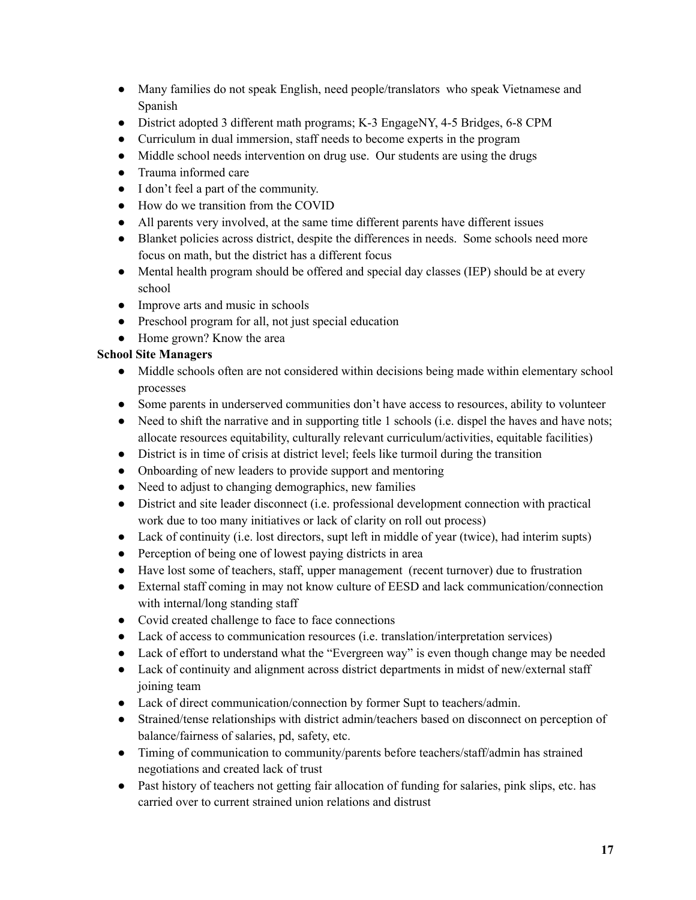- Many families do not speak English, need people/translators who speak Vietnamese and Spanish
- District adopted 3 different math programs; K-3 EngageNY, 4-5 Bridges, 6-8 CPM
- Curriculum in dual immersion, staff needs to become experts in the program
- Middle school needs intervention on drug use. Our students are using the drugs
- Trauma informed care
- I don't feel a part of the community.
- How do we transition from the COVID
- All parents very involved, at the same time different parents have different issues
- Blanket policies across district, despite the differences in needs. Some schools need more focus on math, but the district has a different focus
- Mental health program should be offered and special day classes (IEP) should be at every school
- Improve arts and music in schools
- Preschool program for all, not just special education
- Home grown? Know the area

**School Site Managers**

- Middle schools often are not considered within decisions being made within elementary school processes
- Some parents in underserved communities don't have access to resources, ability to volunteer
- Need to shift the narrative and in supporting title 1 schools (i.e. dispel the haves and have nots; allocate resources equitability, culturally relevant curriculum/activities, equitable facilities)
- District is in time of crisis at district level; feels like turmoil during the transition
- Onboarding of new leaders to provide support and mentoring
- Need to adjust to changing demographics, new families
- District and site leader disconnect (i.e. professional development connection with practical work due to too many initiatives or lack of clarity on roll out process)
- Lack of continuity (i.e. lost directors, supt left in middle of year (twice), had interim supts)
- Perception of being one of lowest paying districts in area
- Have lost some of teachers, staff, upper management (recent turnover) due to frustration
- External staff coming in may not know culture of EESD and lack communication/connection with internal/long standing staff
- Covid created challenge to face to face connections
- Lack of access to communication resources (i.e. translation/interpretation services)
- Lack of effort to understand what the "Evergreen way" is even though change may be needed
- Lack of continuity and alignment across district departments in midst of new/external staff joining team
- Lack of direct communication/connection by former Supt to teachers/admin.
- Strained/tense relationships with district admin/teachers based on disconnect on perception of balance/fairness of salaries, pd, safety, etc.
- Timing of communication to community/parents before teachers/staff/admin has strained negotiations and created lack of trust
- Past history of teachers not getting fair allocation of funding for salaries, pink slips, etc. has carried over to current strained union relations and distrust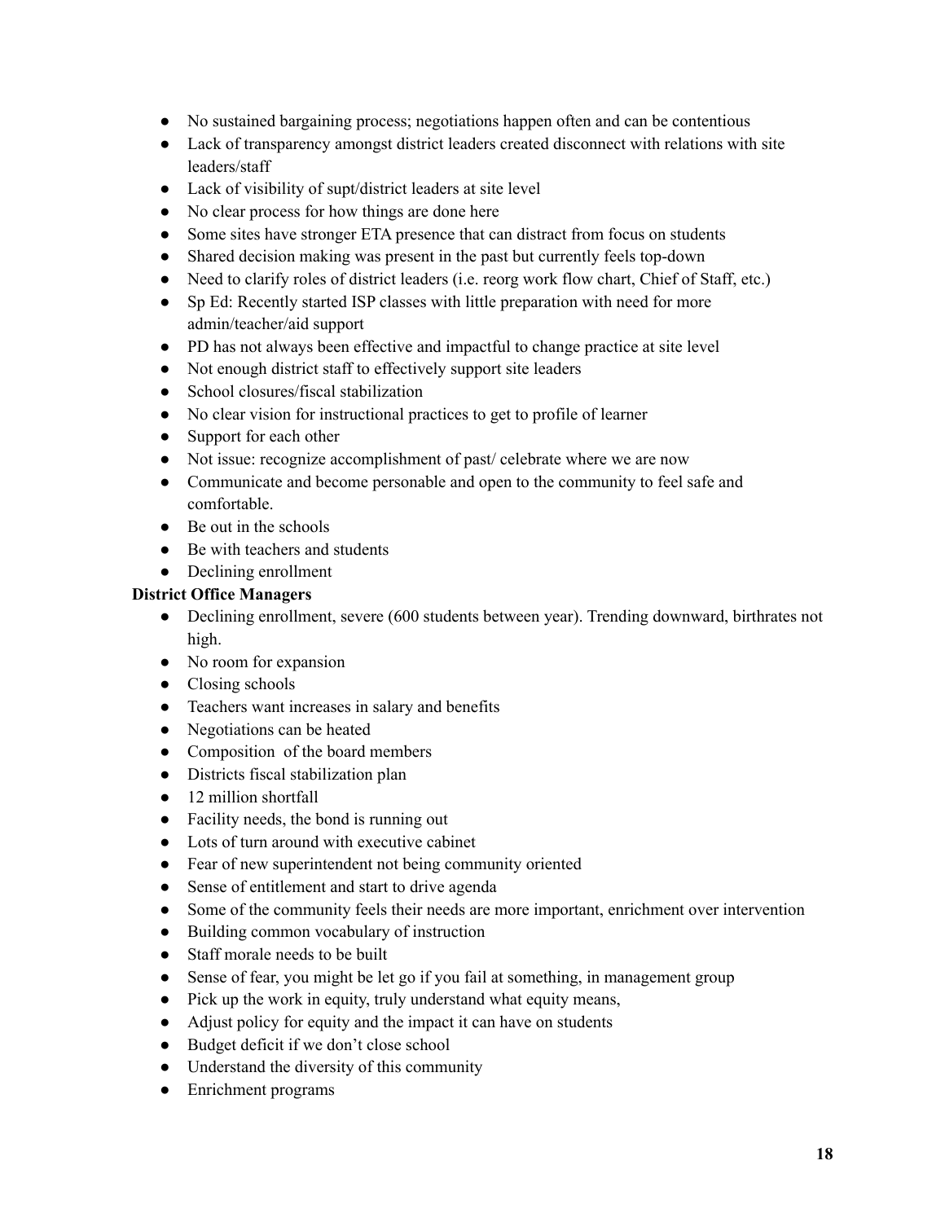- No sustained bargaining process; negotiations happen often and can be contentious
- Lack of transparency amongst district leaders created disconnect with relations with site leaders/staff
- Lack of visibility of supt/district leaders at site level
- No clear process for how things are done here
- Some sites have stronger ETA presence that can distract from focus on students
- Shared decision making was present in the past but currently feels top-down
- Need to clarify roles of district leaders (i.e. reorg work flow chart, Chief of Staff, etc.)
- Sp Ed: Recently started ISP classes with little preparation with need for more admin/teacher/aid support
- PD has not always been effective and impactful to change practice at site level
- Not enough district staff to effectively support site leaders
- School closures/fiscal stabilization
- No clear vision for instructional practices to get to profile of learner
- Support for each other
- Not issue: recognize accomplishment of past/ celebrate where we are now
- Communicate and become personable and open to the community to feel safe and comfortable.
- Be out in the schools
- Be with teachers and students
- Declining enrollment

**District Office Managers**

- Declining enrollment, severe (600 students between year). Trending downward, birthrates not high.
- No room for expansion
- Closing schools
- Teachers want increases in salary and benefits
- Negotiations can be heated
- Composition of the board members
- Districts fiscal stabilization plan
- 12 million shortfall
- Facility needs, the bond is running out
- Lots of turn around with executive cabinet
- Fear of new superintendent not being community oriented
- Sense of entitlement and start to drive agenda
- Some of the community feels their needs are more important, enrichment over intervention
- Building common vocabulary of instruction
- Staff morale needs to be built
- Sense of fear, you might be let go if you fail at something, in management group
- Pick up the work in equity, truly understand what equity means,
- Adjust policy for equity and the impact it can have on students
- Budget deficit if we don't close school
- Understand the diversity of this community
- Enrichment programs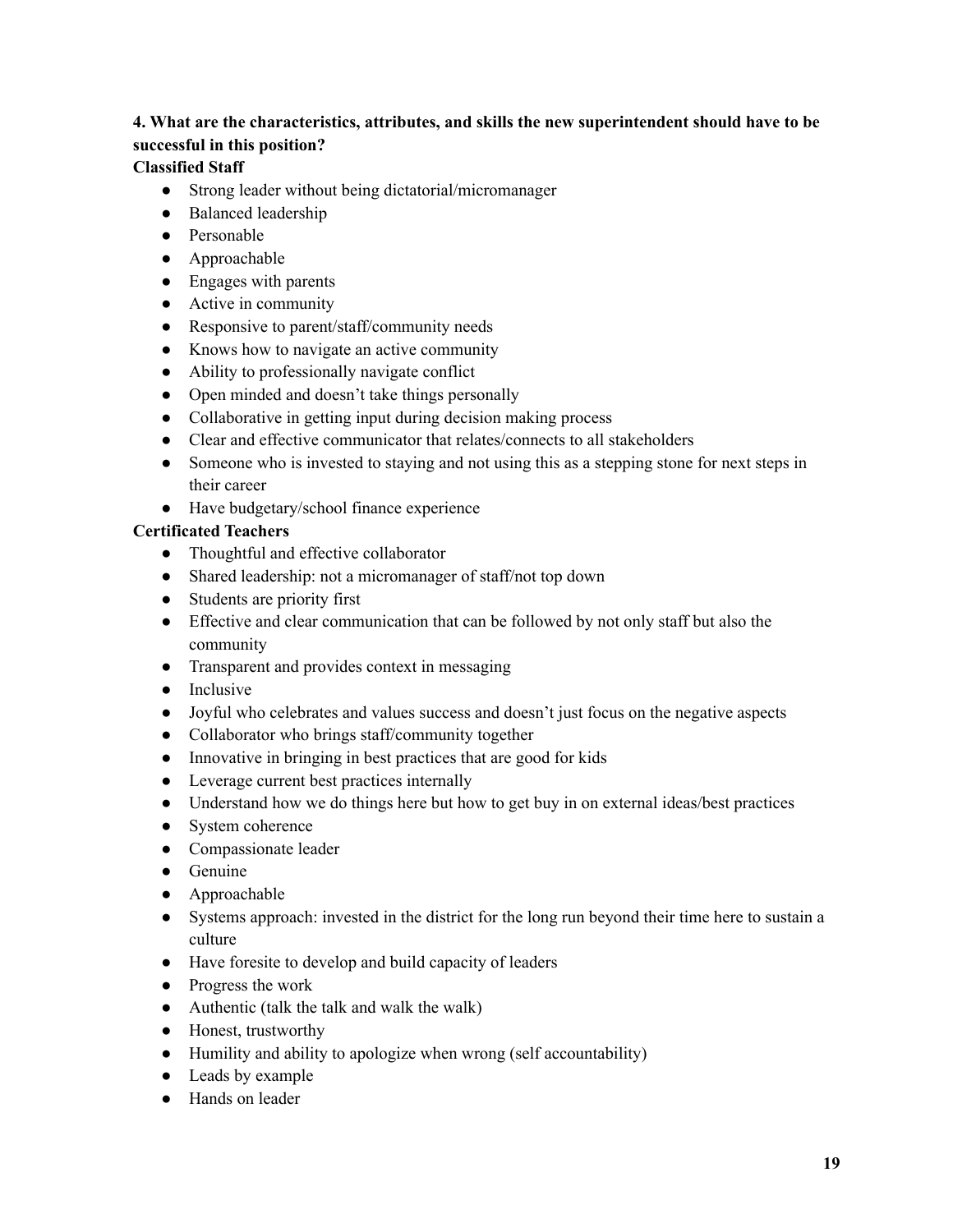**4. What are the characteristics, attributes, and skills the new superintendent should have to be successful in this position?**

**Classified Staff**

- Strong leader without being dictatorial/micromanager
- Balanced leadership
- Personable
- Approachable
- Engages with parents
- Active in community
- Responsive to parent/staff/community needs
- Knows how to navigate an active community
- Ability to professionally navigate conflict
- Open minded and doesn't take things personally
- Collaborative in getting input during decision making process
- Clear and effective communicator that relates/connects to all stakeholders
- Someone who is invested to staying and not using this as a stepping stone for next steps in their career
- Have budgetary/school finance experience

**Certificated Teachers**

- Thoughtful and effective collaborator
- Shared leadership: not a micromanager of staff/not top down
- Students are priority first
- Effective and clear communication that can be followed by not only staff but also the community
- Transparent and provides context in messaging
- Inclusive
- Joyful who celebrates and values success and doesn't just focus on the negative aspects
- Collaborator who brings staff/community together
- Innovative in bringing in best practices that are good for kids
- Leverage current best practices internally
- Understand how we do things here but how to get buy in on external ideas/best practices
- System coherence
- Compassionate leader
- Genuine
- Approachable
- Systems approach: invested in the district for the long run beyond their time here to sustain a culture
- Have foresite to develop and build capacity of leaders
- Progress the work
- Authentic (talk the talk and walk the walk)
- Honest, trustworthy
- Humility and ability to apologize when wrong (self accountability)
- Leads by example
- Hands on leader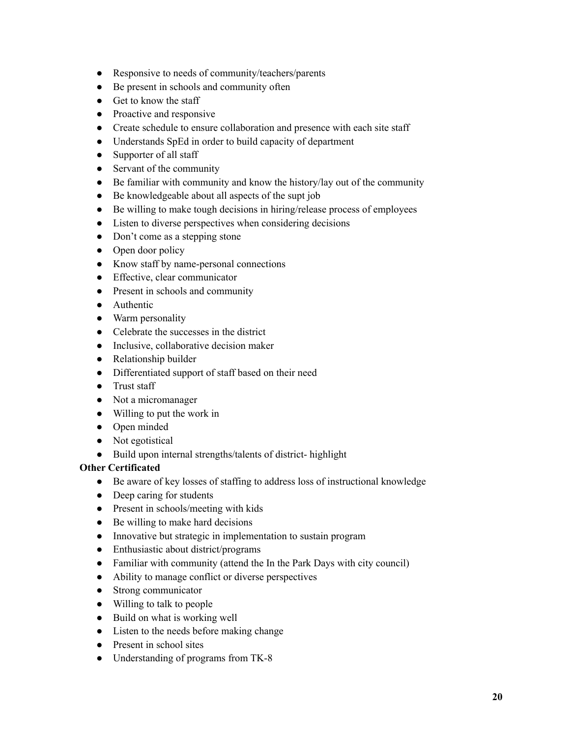- Responsive to needs of community/teachers/parents
- Be present in schools and community often
- Get to know the staff
- Proactive and responsive
- Create schedule to ensure collaboration and presence with each site staff
- Understands SpEd in order to build capacity of department
- Supporter of all staff
- Servant of the community
- Be familiar with community and know the history/lay out of the community
- Be knowledgeable about all aspects of the supt job
- Be willing to make tough decisions in hiring/release process of employees
- Listen to diverse perspectives when considering decisions
- Don't come as a stepping stone
- Open door policy
- Know staff by name-personal connections
- Effective, clear communicator
- Present in schools and community
- Authentic
- Warm personality
- Celebrate the successes in the district
- Inclusive, collaborative decision maker
- Relationship builder
- Differentiated support of staff based on their need
- Trust staff
- Not a micromanager
- Willing to put the work in
- Open minded
- Not egotistical
- Build upon internal strengths/talents of district- highlight

**Other Certificated**

- Be aware of key losses of staffing to address loss of instructional knowledge
- Deep caring for students
- Present in schools/meeting with kids
- Be willing to make hard decisions
- Innovative but strategic in implementation to sustain program
- Enthusiastic about district/programs
- Familiar with community (attend the In the Park Days with city council)
- Ability to manage conflict or diverse perspectives
- Strong communicator
- Willing to talk to people
- Build on what is working well
- Listen to the needs before making change
- Present in school sites
- Understanding of programs from TK-8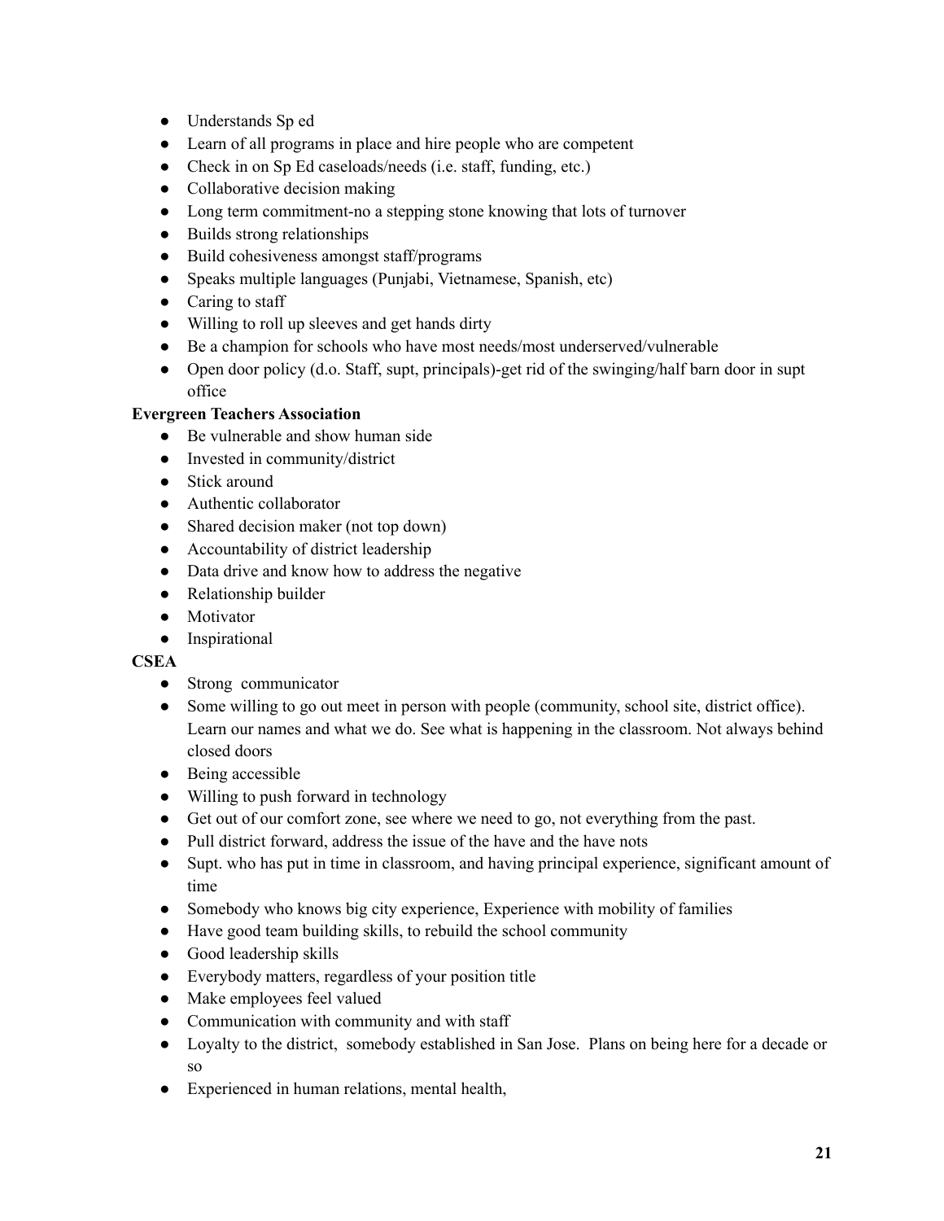- Understands Sp ed
- Learn of all programs in place and hire people who are competent
- Check in on Sp Ed caseloads/needs (i.e. staff, funding, etc.)
- Collaborative decision making
- Long term commitment-no a stepping stone knowing that lots of turnover
- Builds strong relationships
- Build cohesiveness amongst staff/programs
- Speaks multiple languages (Punjabi, Vietnamese, Spanish, etc)
- Caring to staff
- Willing to roll up sleeves and get hands dirty
- Be a champion for schools who have most needs/most underserved/vulnerable
- Open door policy (d.o. Staff, supt, principals)-get rid of the swinging/half barn door in supt office

**Evergreen Teachers Association**

- Be vulnerable and show human side
- Invested in community/district
- Stick around
- Authentic collaborator
- Shared decision maker (not top down)
- Accountability of district leadership
- Data drive and know how to address the negative
- Relationship builder
- Motivator
- Inspirational

**CSEA**

- Strong communicator
- Some willing to go out meet in person with people (community, school site, district office). Learn our names and what we do. See what is happening in the classroom. Not always behind closed doors
- Being accessible
- Willing to push forward in technology
- Get out of our comfort zone, see where we need to go, not everything from the past.
- Pull district forward, address the issue of the have and the have nots
- Supt. who has put in time in classroom, and having principal experience, significant amount of time
- Somebody who knows big city experience, Experience with mobility of families
- Have good team building skills, to rebuild the school community
- Good leadership skills
- Everybody matters, regardless of your position title
- Make employees feel valued
- Communication with community and with staff
- Loyalty to the district, somebody established in San Jose. Plans on being here for a decade or so
- Experienced in human relations, mental health,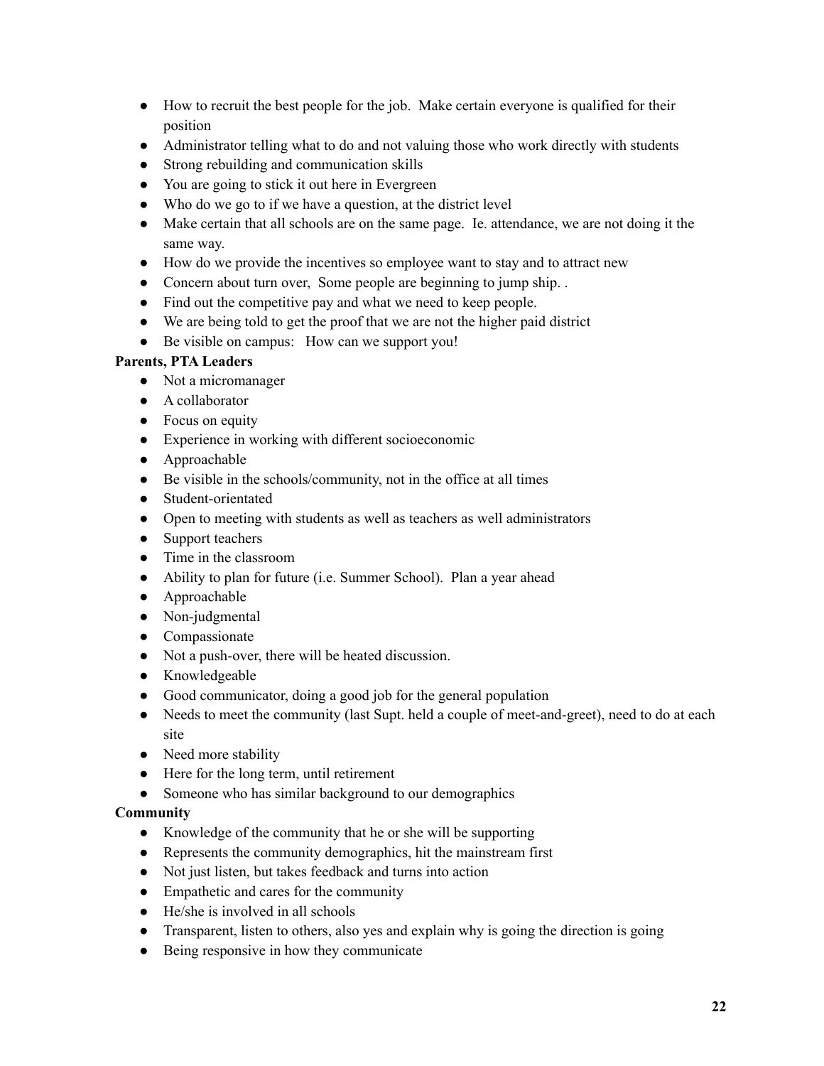- How to recruit the best people for the job. Make certain everyone is qualified for their position
- Administrator telling what to do and not valuing those who work directly with students
- Strong rebuilding and communication skills
- You are going to stick it out here in Evergreen
- Who do we go to if we have a question, at the district level
- Make certain that all schools are on the same page. Ie. attendance, we are not doing it the same way.
- How do we provide the incentives so employee want to stay and to attract new
- Concern about turn over, Some people are beginning to jump ship. .
- Find out the competitive pay and what we need to keep people.
- We are being told to get the proof that we are not the higher paid district
- Be visible on campus: How can we support you!

**Parents, PTA Leaders**

- Not a micromanager
- A collaborator
- Focus on equity
- Experience in working with different socioeconomic
- Approachable
- Be visible in the schools/community, not in the office at all times
- Student-orientated
- Open to meeting with students as well as teachers as well administrators
- Support teachers
- Time in the classroom
- Ability to plan for future (i.e. Summer School). Plan a year ahead
- Approachable
- Non-judgmental
- Compassionate
- Not a push-over, there will be heated discussion.
- Knowledgeable
- Good communicator, doing a good job for the general population
- Needs to meet the community (last Supt. held a couple of meet-and-greet), need to do at each site
- Need more stability
- Here for the long term, until retirement
- Someone who has similar background to our demographics

**Community**

- Knowledge of the community that he or she will be supporting
- Represents the community demographics, hit the mainstream first
- Not just listen, but takes feedback and turns into action
- Empathetic and cares for the community
- He/she is involved in all schools
- Transparent, listen to others, also yes and explain why is going the direction is going
- Being responsive in how they communicate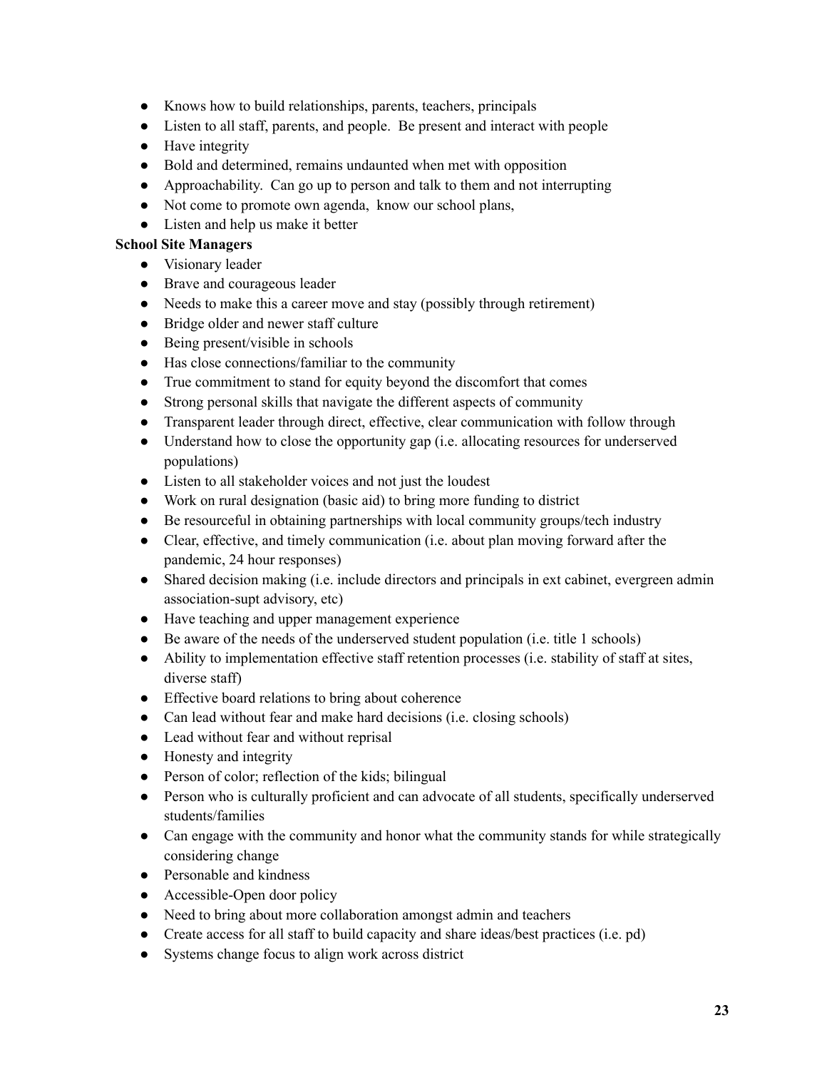- Knows how to build relationships, parents, teachers, principals
- Listen to all staff, parents, and people.  Be present and interact with people
- Have integrity
- Bold and determined, remains undaunted when met with opposition
- Approachability.  Can go up to person and talk to them and not interrupting
- Not come to promote own agenda,  know our school plans,
- Listen and help us make it better

**School Site Managers**

- Visionary leader
- Brave and courageous leader
- Needs to make this a career move and stay (possibly through retirement)
- Bridge older and newer staff culture
- Being present/visible in schools
- Has close connections/familiar to the community
- True commitment to stand for equity beyond the discomfort that comes
- Strong personal skills that navigate the different aspects of community
- Transparent leader through direct, effective, clear communication with follow through
- Understand how to close the opportunity gap (i.e. allocating resources for underserved populations)
- Listen to all stakeholder voices and not just the loudest
- Work on rural designation (basic aid) to bring more funding to district
- Be resourceful in obtaining partnerships with local community groups/tech industry
- Clear, effective, and timely communication (i.e. about plan moving forward after the pandemic, 24 hour responses)
- Shared decision making (i.e. include directors and principals in ext cabinet, evergreen admin association-supt advisory, etc)
- Have teaching and upper management experience
- Be aware of the needs of the underserved student population (i.e. title 1 schools)
- Ability to implementation effective staff retention processes (i.e. stability of staff at sites, diverse staff)
- Effective board relations to bring about coherence
- Can lead without fear and make hard decisions (i.e. closing schools)
- Lead without fear and without reprisal
- Honesty and integrity
- Person of color; reflection of the kids; bilingual
- Person who is culturally proficient and can advocate of all students, specifically underserved students/families
- Can engage with the community and honor what the community stands for while strategically considering change
- Personable and kindness
- Accessible-Open door policy
- Need to bring about more collaboration amongst admin and teachers
- Create access for all staff to build capacity and share ideas/best practices (i.e. pd)
- Systems change focus to align work across district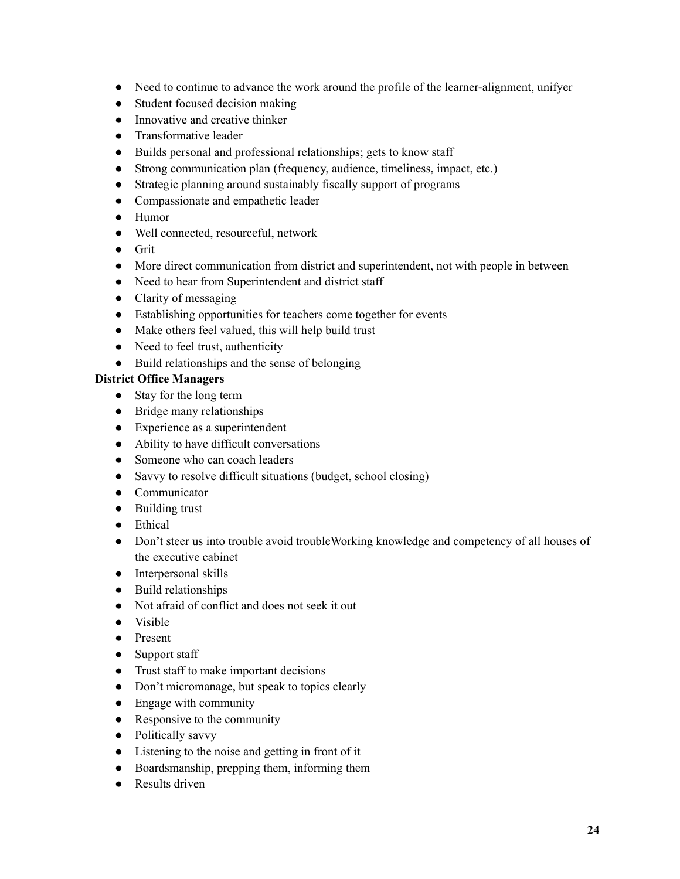- Need to continue to advance the work around the profile of the learner-alignment, unifyer
- Student focused decision making
- Innovative and creative thinker
- Transformative leader
- Builds personal and professional relationships; gets to know staff
- Strong communication plan (frequency, audience, timeliness, impact, etc.)
- Strategic planning around sustainably fiscally support of programs
- Compassionate and empathetic leader
- Humor
- Well connected, resourceful, network
- Grit
- More direct communication from district and superintendent, not with people in between
- Need to hear from Superintendent and district staff
- Clarity of messaging
- Establishing opportunities for teachers come together for events
- Make others feel valued, this will help build trust
- Need to feel trust, authenticity
- Build relationships and the sense of belonging

**District Office Managers**

- Stay for the long term
- Bridge many relationships
- Experience as a superintendent
- Ability to have difficult conversations
- Someone who can coach leaders
- Savvy to resolve difficult situations (budget, school closing)
- Communicator
- Building trust
- Ethical
- Don't steer us into trouble avoid troubleWorking knowledge and competency of all houses of the executive cabinet
- Interpersonal skills
- Build relationships
- Not afraid of conflict and does not seek it out
- Visible
- Present
- Support staff
- Trust staff to make important decisions
- Don't micromanage, but speak to topics clearly
- Engage with community
- Responsive to the community
- Politically savvy
- Listening to the noise and getting in front of it
- Boardsmanship, prepping them, informing them
- Results driven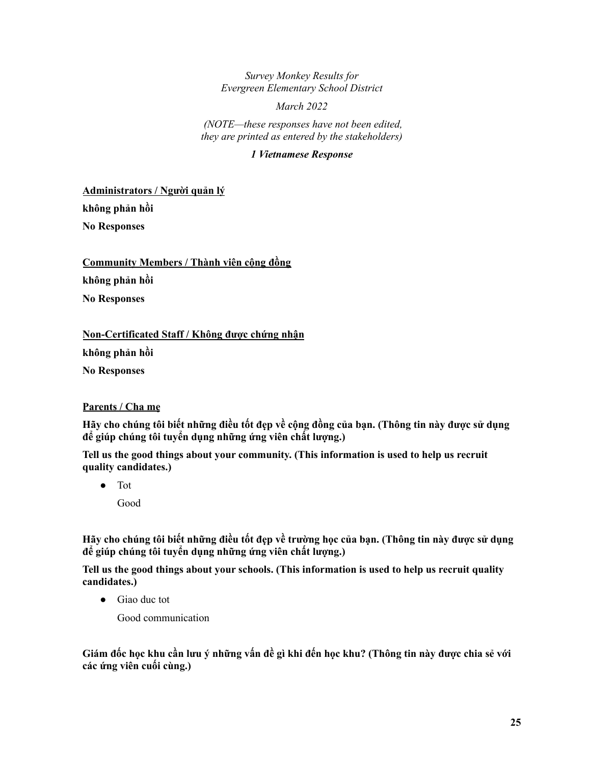*Survey Monkey Results for*
*Evergreen Elementary School District*

*March 2022*

*(NOTE—these responses have not been edited, they are printed as entered by the stakeholders)*

***1 Vietnamese Response***

**Administrators / Người quản lý**

**không phản hồi**

**No Responses**

**Community Members / Thành viên cộng đồng**

**không phản hồi**

**No Responses**

**Non-Certificated Staff / Không được chứng nhận**

**không phản hồi**

**No Responses**

**Parents / Cha mẹ**

**Hãy cho chúng tôi biết những điều tốt đẹp về cộng đồng của bạn. (Thông tin này được sử dụng để giúp chúng tôi tuyển dụng những ứng viên chất lượng.)**

**Tell us the good things about your community. (This information is used to help us recruit quality candidates.)**

- Tot

  Good

**Hãy cho chúng tôi biết những điều tốt đẹp về trường học của bạn. (Thông tin này được sử dụng để giúp chúng tôi tuyển dụng những ứng viên chất lượng.)**

**Tell us the good things about your schools. (This information is used to help us recruit quality candidates.)**

- Giao duc tot

  Good communication

**Giám đốc học khu cần lưu ý những vấn đề gì khi đến học khu? (Thông tin này được chia sẻ với các ứng viên cuối cùng.)**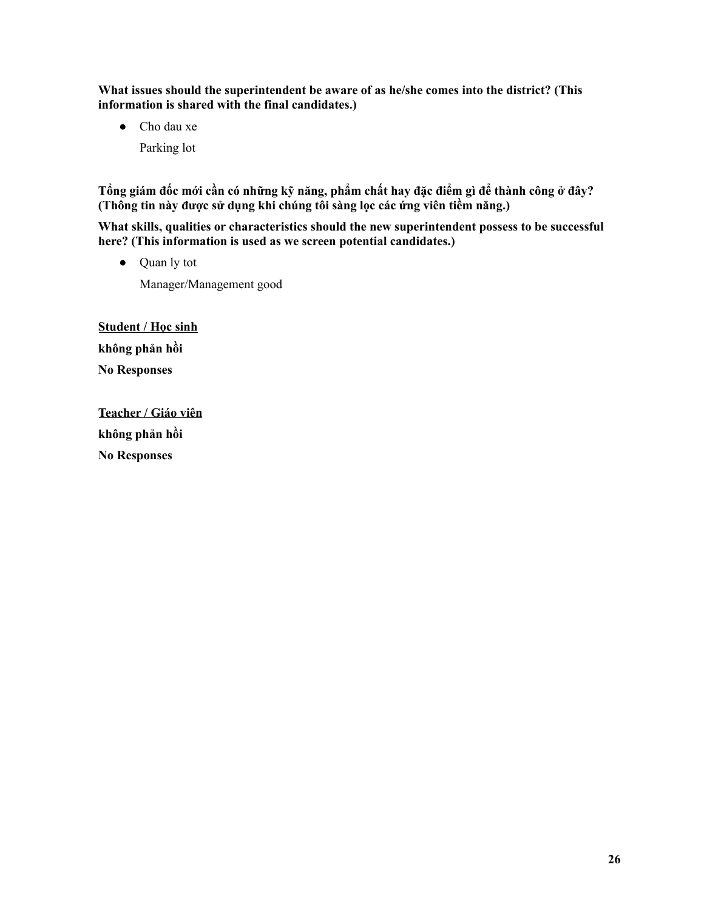**What issues should the superintendent be aware of as he/she comes into the district? (This information is shared with the final candidates.)**

- Cho dau xe

  Parking lot

**Tổng giám đốc mới cần có những kỹ năng, phẩm chất hay đặc điểm gì để thành công ở đây? (Thông tin này được sử dụng khi chúng tôi sàng lọc các ứng viên tiềm năng.)**

**What skills, qualities or characteristics should the new superintendent possess to be successful here? (This information is used as we screen potential candidates.)**

- Quan ly tot

  Manager/Management good

**<u>Student / Học sinh</u>**

**không phản hồi**

**No Responses**

**<u>Teacher / Giáo viên</u>**

**không phản hồi**

**No Responses**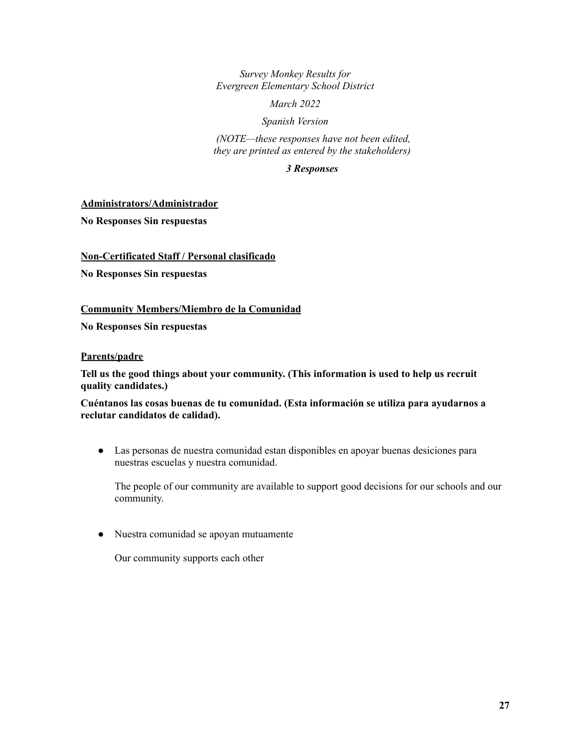*Survey Monkey Results for*
*Evergreen Elementary School District*

*March 2022*

*Spanish Version*

*(NOTE—these responses have not been edited, they are printed as entered by the stakeholders)*

***3 Responses***

**Administrators/Administrador**

**No Responses Sin respuestas**

**Non-Certificated Staff / Personal clasificado**

**No Responses Sin respuestas**

**Community Members/Miembro de la Comunidad**

**No Responses Sin respuestas**

**Parents/padre**

**Tell us the good things about your community. (This information is used to help us recruit quality candidates.)**

**Cuéntanos las cosas buenas de tu comunidad. (Esta información se utiliza para ayudarnos a reclutar candidatos de calidad).**

- Las personas de nuestra comunidad estan disponibles en apoyar buenas desiciones para nuestras escuelas y nuestra comunidad.

  The people of our community are available to support good decisions for our schools and our community.

- Nuestra comunidad se apoyan mutuamente

  Our community supports each other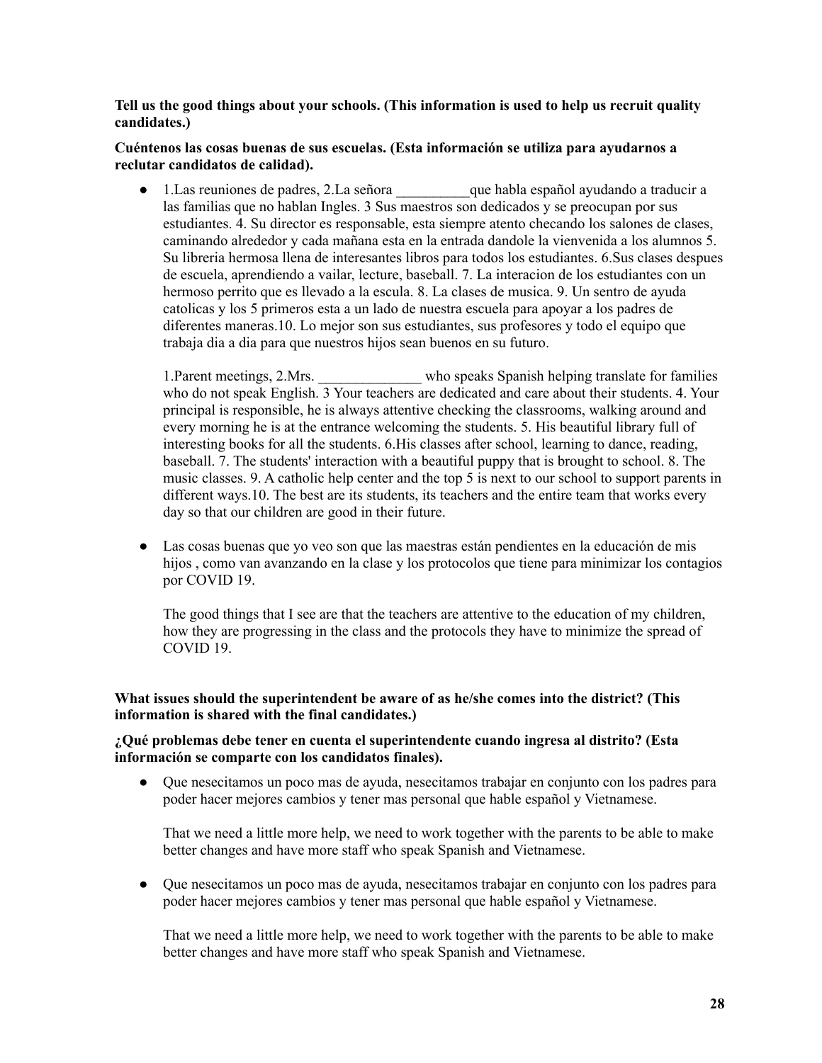**Tell us the good things about your schools. (This information is used to help us recruit quality candidates.)**

**Cuéntenos las cosas buenas de sus escuelas. (Esta información se utiliza para ayudarnos a reclutar candidatos de calidad).**

- 1.Las reuniones de padres, 2.La señora __________que habla español ayudando a traducir a las familias que no hablan Ingles. 3 Sus maestros son dedicados y se preocupan por sus estudiantes. 4. Su director es responsable, esta siempre atento checando los salones de clases, caminando alrededor y cada mañana esta en la entrada dandole la vienvenida a los alumnos 5. Su libreria hermosa llena de interesantes libros para todos los estudiantes. 6.Sus clases despues de escuela, aprendiendo a vailar, lecture, baseball. 7. La interacion de los estudiantes con un hermoso perrito que es llevado a la escula. 8. La clases de musica. 9. Un sentro de ayuda catolicas y los 5 primeros esta a un lado de nuestra escuela para apoyar a los padres de diferentes maneras.10. Lo mejor son sus estudiantes, sus profesores y todo el equipo que trabaja dia a dia para que nuestros hijos sean buenos en su futuro.

  1.Parent meetings, 2.Mrs. ______________ who speaks Spanish helping translate for families who do not speak English. 3 Your teachers are dedicated and care about their students. 4. Your principal is responsible, he is always attentive checking the classrooms, walking around and every morning he is at the entrance welcoming the students. 5. His beautiful library full of interesting books for all the students. 6.His classes after school, learning to dance, reading, baseball. 7. The students' interaction with a beautiful puppy that is brought to school. 8. The music classes. 9. A catholic help center and the top 5 is next to our school to support parents in different ways.10. The best are its students, its teachers and the entire team that works every day so that our children are good in their future.

- Las cosas buenas que yo veo son que las maestras están pendientes en la educación de mis hijos , como van avanzando en la clase y los protocolos que tiene para minimizar los contagios por COVID 19.

  The good things that I see are that the teachers are attentive to the education of my children, how they are progressing in the class and the protocols they have to minimize the spread of COVID 19.

**What issues should the superintendent be aware of as he/she comes into the district? (This information is shared with the final candidates.)**

**¿Qué problemas debe tener en cuenta el superintendente cuando ingresa al distrito? (Esta información se comparte con los candidatos finales).**

- Que nesecitamos un poco mas de ayuda, nesecitamos trabajar en conjunto con los padres para poder hacer mejores cambios y tener mas personal que hable español y Vietnamese.

  That we need a little more help, we need to work together with the parents to be able to make better changes and have more staff who speak Spanish and Vietnamese.

- Que nesecitamos un poco mas de ayuda, nesecitamos trabajar en conjunto con los padres para poder hacer mejores cambios y tener mas personal que hable español y Vietnamese.

  That we need a little more help, we need to work together with the parents to be able to make better changes and have more staff who speak Spanish and Vietnamese.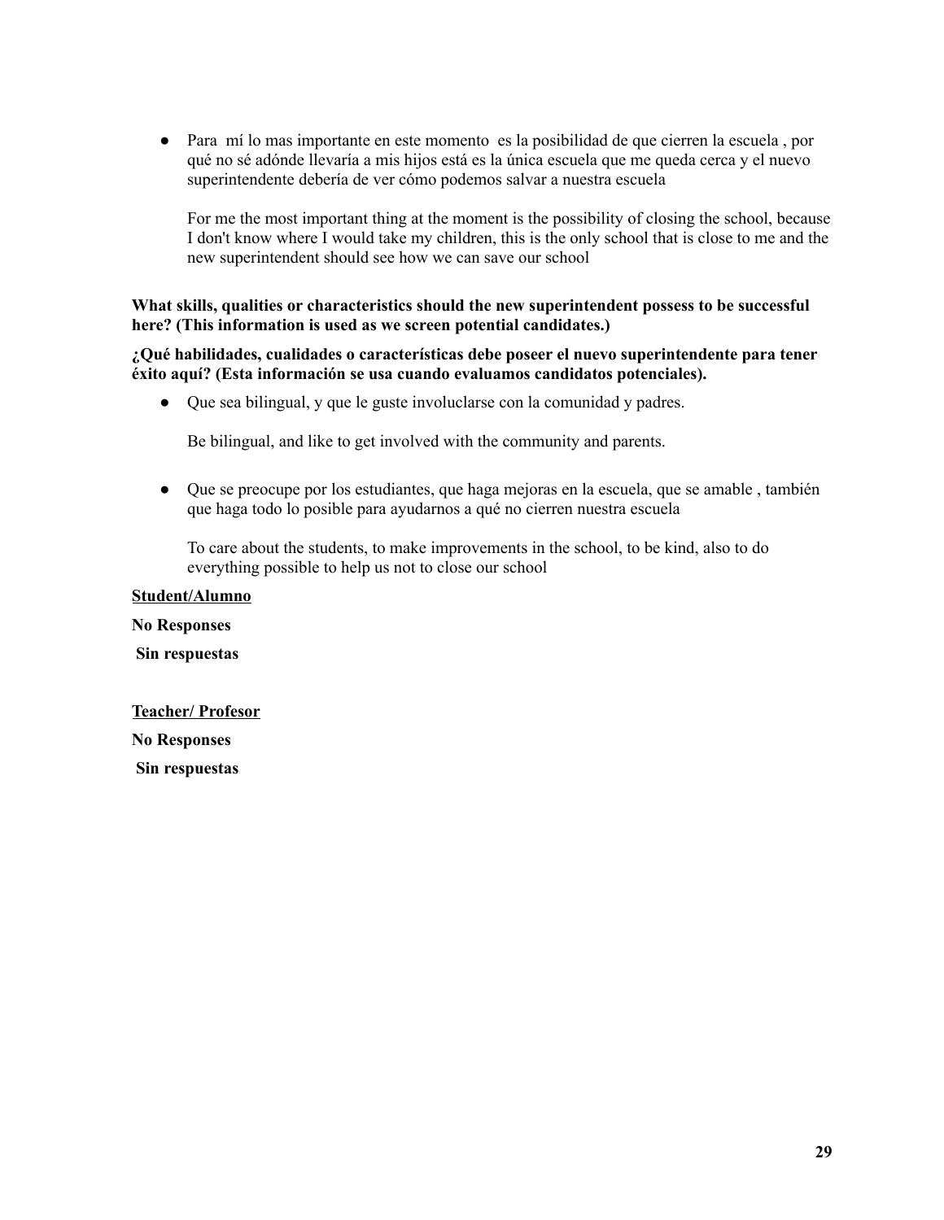- Para mí lo mas importante en este momento es la posibilidad de que cierren la escuela , por qué no sé adónde llevaría a mis hijos está es la única escuela que me queda cerca y el nuevo superintendente debería de ver cómo podemos salvar a nuestra escuela

  For me the most important thing at the moment is the possibility of closing the school, because I don't know where I would take my children, this is the only school that is close to me and the new superintendent should see how we can save our school

**What skills, qualities or characteristics should the new superintendent possess to be successful here? (This information is used as we screen potential candidates.)**

**¿Qué habilidades, cualidades o características debe poseer el nuevo superintendente para tener éxito aquí? (Esta información se usa cuando evaluamos candidatos potenciales).**

- Que sea bilingual, y que le guste involuclarse con la comunidad y padres.

  Be bilingual, and like to get involved with the community and parents.

- Que se preocupe por los estudiantes, que haga mejoras en la escuela, que se amable , también que haga todo lo posible para ayudarnos a qué no cierren nuestra escuela

  To care about the students, to make improvements in the school, to be kind, also to do everything possible to help us not to close our school

**Student/Alumno**

**No Responses**

**Sin respuestas**

**Teacher/ Profesor**

**No Responses**

**Sin respuestas**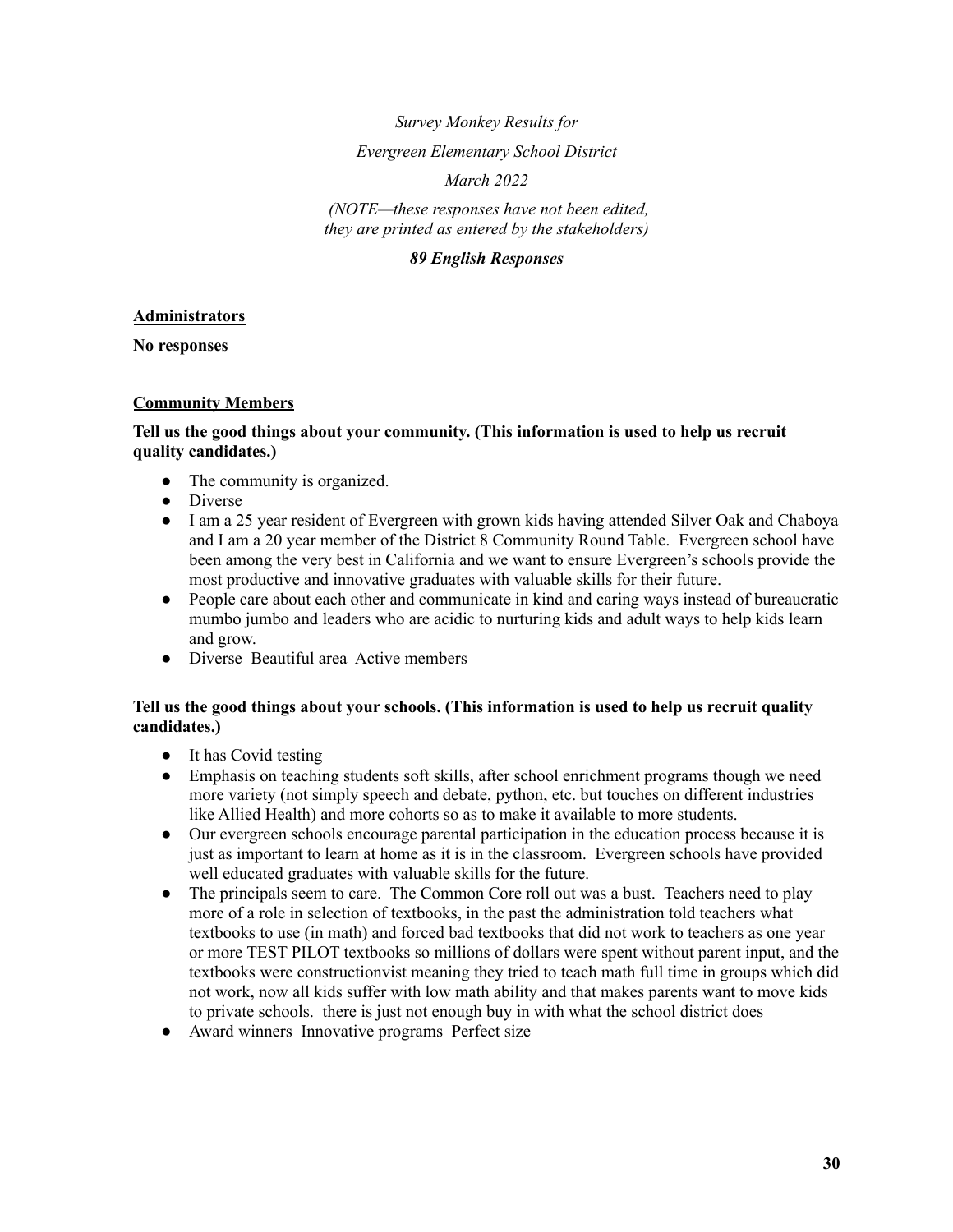*Survey Monkey Results for*

*Evergreen Elementary School District*

*March 2022*

*(NOTE—these responses have not been edited, they are printed as entered by the stakeholders)*

***89 English Responses***

**Administrators**

**No responses**

**Community Members**

**Tell us the good things about your community. (This information is used to help us recruit quality candidates.)**

- The community is organized.
- Diverse
- I am a 25 year resident of Evergreen with grown kids having attended Silver Oak and Chaboya and I am a 20 year member of the District 8 Community Round Table. Evergreen school have been among the very best in California and we want to ensure Evergreen's schools provide the most productive and innovative graduates with valuable skills for their future.
- People care about each other and communicate in kind and caring ways instead of bureaucratic mumbo jumbo and leaders who are acidic to nurturing kids and adult ways to help kids learn and grow.
- Diverse Beautiful area Active members

**Tell us the good things about your schools. (This information is used to help us recruit quality candidates.)**

- It has Covid testing
- Emphasis on teaching students soft skills, after school enrichment programs though we need more variety (not simply speech and debate, python, etc. but touches on different industries like Allied Health) and more cohorts so as to make it available to more students.
- Our evergreen schools encourage parental participation in the education process because it is just as important to learn at home as it is in the classroom. Evergreen schools have provided well educated graduates with valuable skills for the future.
- The principals seem to care. The Common Core roll out was a bust. Teachers need to play more of a role in selection of textbooks, in the past the administration told teachers what textbooks to use (in math) and forced bad textbooks that did not work to teachers as one year or more TEST PILOT textbooks so millions of dollars were spent without parent input, and the textbooks were constructionvist meaning they tried to teach math full time in groups which did not work, now all kids suffer with low math ability and that makes parents want to move kids to private schools. there is just not enough buy in with what the school district does
- Award winners Innovative programs Perfect size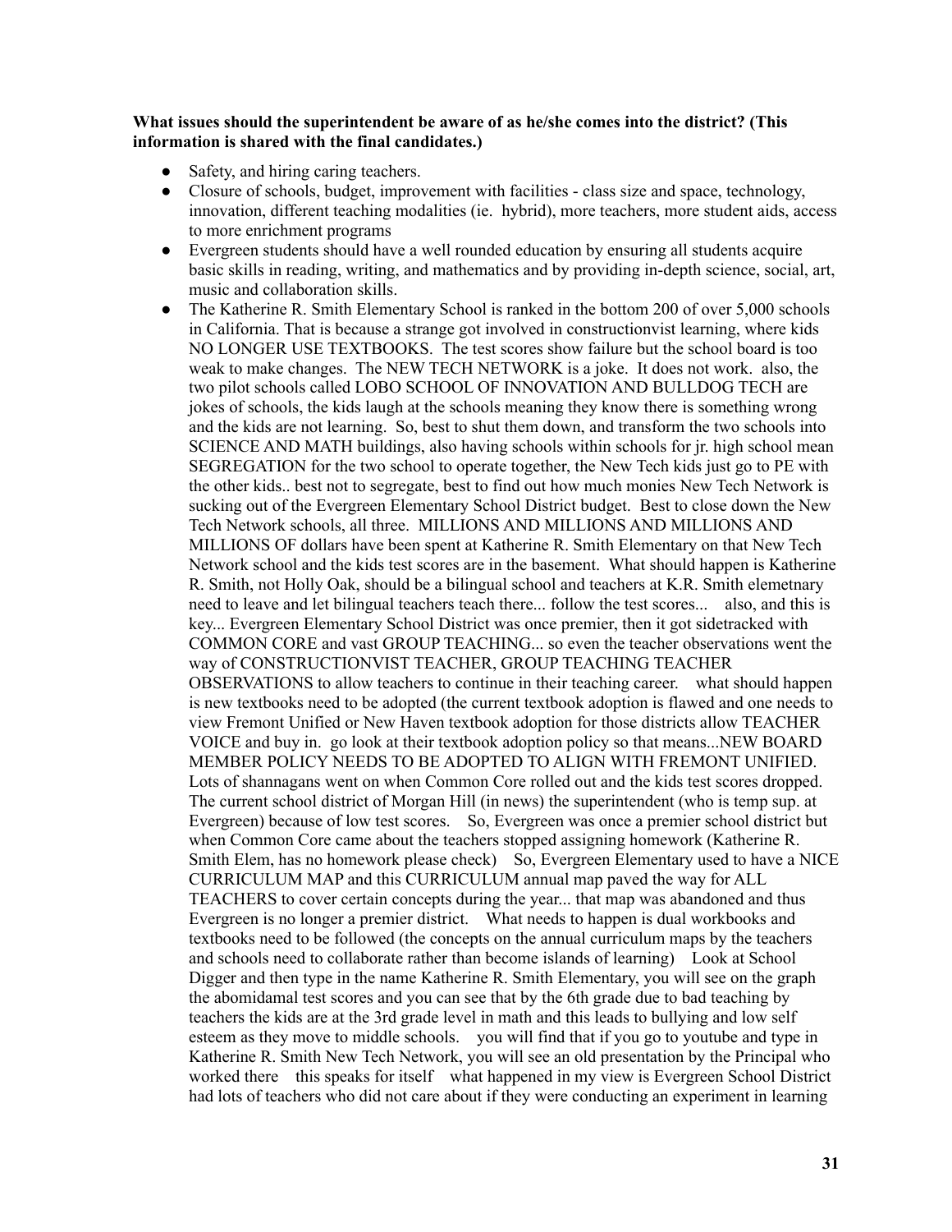**What issues should the superintendent be aware of as he/she comes into the district? (This information is shared with the final candidates.)**

- Safety, and hiring caring teachers.
- Closure of schools, budget, improvement with facilities - class size and space, technology, innovation, different teaching modalities (ie. hybrid), more teachers, more student aids, access to more enrichment programs
- Evergreen students should have a well rounded education by ensuring all students acquire basic skills in reading, writing, and mathematics and by providing in-depth science, social, art, music and collaboration skills.
- The Katherine R. Smith Elementary School is ranked in the bottom 200 of over 5,000 schools in California. That is because a strange got involved in constructionvist learning, where kids NO LONGER USE TEXTBOOKS. The test scores show failure but the school board is too weak to make changes. The NEW TECH NETWORK is a joke. It does not work. also, the two pilot schools called LOBO SCHOOL OF INNOVATION AND BULLDOG TECH are jokes of schools, the kids laugh at the schools meaning they know there is something wrong and the kids are not learning. So, best to shut them down, and transform the two schools into SCIENCE AND MATH buildings, also having schools within schools for jr. high school mean SEGREGATION for the two school to operate together, the New Tech kids just go to PE with the other kids.. best not to segregate, best to find out how much monies New Tech Network is sucking out of the Evergreen Elementary School District budget. Best to close down the New Tech Network schools, all three. MILLIONS AND MILLIONS AND MILLIONS AND MILLIONS OF dollars have been spent at Katherine R. Smith Elementary on that New Tech Network school and the kids test scores are in the basement. What should happen is Katherine R. Smith, not Holly Oak, should be a bilingual school and teachers at K.R. Smith elemetnary need to leave and let bilingual teachers teach there... follow the test scores... also, and this is key... Evergreen Elementary School District was once premier, then it got sidetracked with COMMON CORE and vast GROUP TEACHING... so even the teacher observations went the way of CONSTRUCTIONVIST TEACHER, GROUP TEACHING TEACHER OBSERVATIONS to allow teachers to continue in their teaching career. what should happen is new textbooks need to be adopted (the current textbook adoption is flawed and one needs to view Fremont Unified or New Haven textbook adoption for those districts allow TEACHER VOICE and buy in. go look at their textbook adoption policy so that means...NEW BOARD MEMBER POLICY NEEDS TO BE ADOPTED TO ALIGN WITH FREMONT UNIFIED. Lots of shannagans went on when Common Core rolled out and the kids test scores dropped. The current school district of Morgan Hill (in news) the superintendent (who is temp sup. at Evergreen) because of low test scores. So, Evergreen was once a premier school district but when Common Core came about the teachers stopped assigning homework (Katherine R. Smith Elem, has no homework please check) So, Evergreen Elementary used to have a NICE CURRICULUM MAP and this CURRICULUM annual map paved the way for ALL TEACHERS to cover certain concepts during the year... that map was abandoned and thus Evergreen is no longer a premier district. What needs to happen is dual workbooks and textbooks need to be followed (the concepts on the annual curriculum maps by the teachers and schools need to collaborate rather than become islands of learning) Look at School Digger and then type in the name Katherine R. Smith Elementary, you will see on the graph the abomidamal test scores and you can see that by the 6th grade due to bad teaching by teachers the kids are at the 3rd grade level in math and this leads to bullying and low self esteem as they move to middle schools. you will find that if you go to youtube and type in Katherine R. Smith New Tech Network, you will see an old presentation by the Principal who worked there this speaks for itself what happened in my view is Evergreen School District had lots of teachers who did not care about if they were conducting an experiment in learning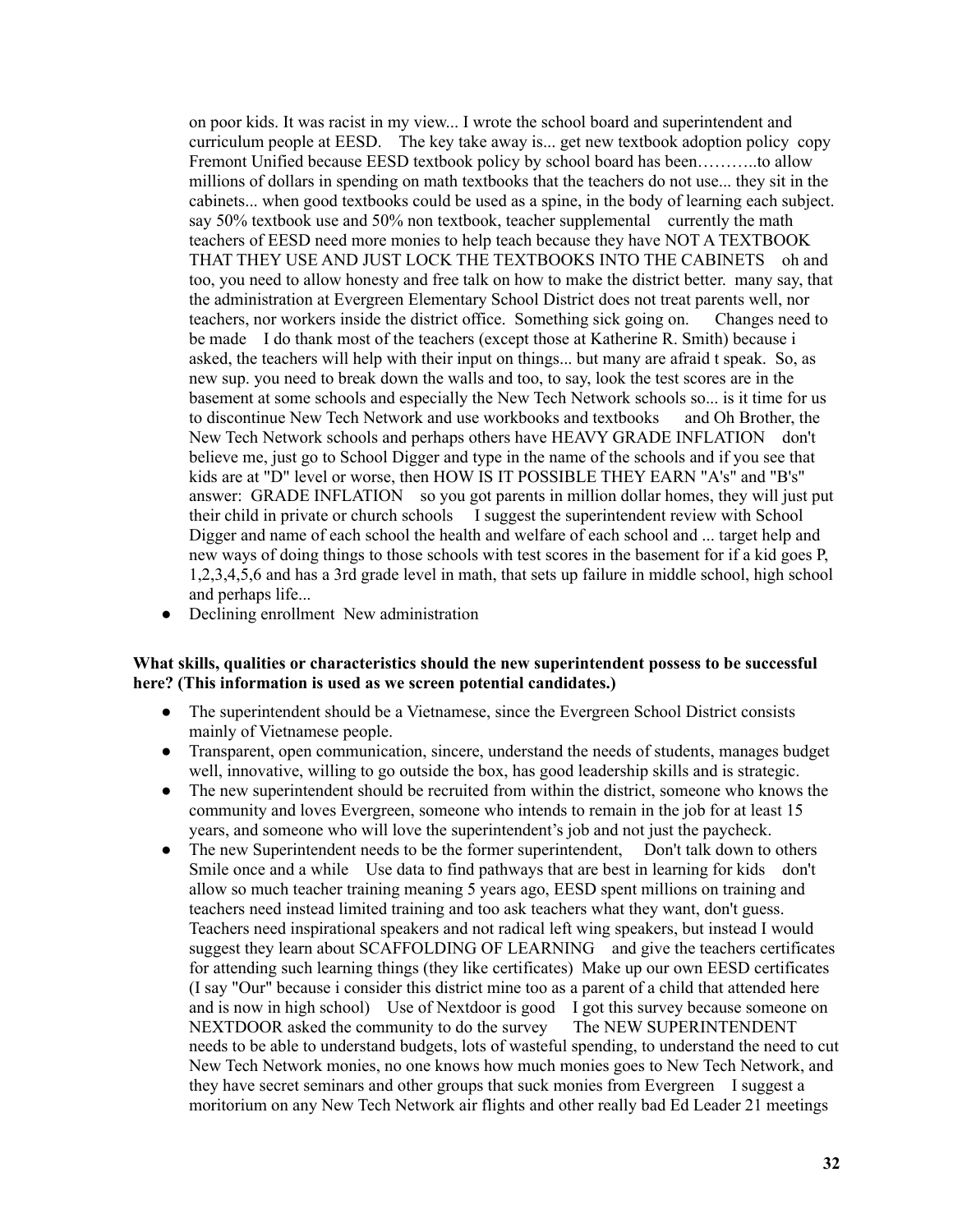on poor kids. It was racist in my view... I wrote the school board and superintendent and curriculum people at EESD. The key take away is... get new textbook adoption policy copy Fremont Unified because EESD textbook policy by school board has been………..to allow millions of dollars in spending on math textbooks that the teachers do not use... they sit in the cabinets... when good textbooks could be used as a spine, in the body of learning each subject. say 50% textbook use and 50% non textbook, teacher supplemental currently the math teachers of EESD need more monies to help teach because they have NOT A TEXTBOOK THAT THEY USE AND JUST LOCK THE TEXTBOOKS INTO THE CABINETS oh and too, you need to allow honesty and free talk on how to make the district better. many say, that the administration at Evergreen Elementary School District does not treat parents well, nor teachers, nor workers inside the district office. Something sick going on. Changes need to be made I do thank most of the teachers (except those at Katherine R. Smith) because i asked, the teachers will help with their input on things... but many are afraid t speak. So, as new sup. you need to break down the walls and too, to say, look the test scores are in the basement at some schools and especially the New Tech Network schools so... is it time for us to discontinue New Tech Network and use workbooks and textbooks and Oh Brother, the New Tech Network schools and perhaps others have HEAVY GRADE INFLATION don't believe me, just go to School Digger and type in the name of the schools and if you see that kids are at "D" level or worse, then HOW IS IT POSSIBLE THEY EARN "A's" and "B's" answer: GRADE INFLATION so you got parents in million dollar homes, they will just put their child in private or church schools I suggest the superintendent review with School Digger and name of each school the health and welfare of each school and ... target help and new ways of doing things to those schools with test scores in the basement for if a kid goes P, 1,2,3,4,5,6 and has a 3rd grade level in math, that sets up failure in middle school, high school and perhaps life...

- Declining enrollment New administration

**What skills, qualities or characteristics should the new superintendent possess to be successful here? (This information is used as we screen potential candidates.)**

- The superintendent should be a Vietnamese, since the Evergreen School District consists mainly of Vietnamese people.
- Transparent, open communication, sincere, understand the needs of students, manages budget well, innovative, willing to go outside the box, has good leadership skills and is strategic.
- The new superintendent should be recruited from within the district, someone who knows the community and loves Evergreen, someone who intends to remain in the job for at least 15 years, and someone who will love the superintendent's job and not just the paycheck.
- The new Superintendent needs to be the former superintendent, Don't talk down to others Smile once and a while Use data to find pathways that are best in learning for kids don't allow so much teacher training meaning 5 years ago, EESD spent millions on training and teachers need instead limited training and too ask teachers what they want, don't guess. Teachers need inspirational speakers and not radical left wing speakers, but instead I would suggest they learn about SCAFFOLDING OF LEARNING and give the teachers certificates for attending such learning things (they like certificates) Make up our own EESD certificates (I say "Our" because i consider this district mine too as a parent of a child that attended here and is now in high school) Use of Nextdoor is good I got this survey because someone on NEXTDOOR asked the community to do the survey The NEW SUPERINTENDENT needs to be able to understand budgets, lots of wasteful spending, to understand the need to cut New Tech Network monies, no one knows how much monies goes to New Tech Network, and they have secret seminars and other groups that suck monies from Evergreen I suggest a moritorium on any New Tech Network air flights and other really bad Ed Leader 21 meetings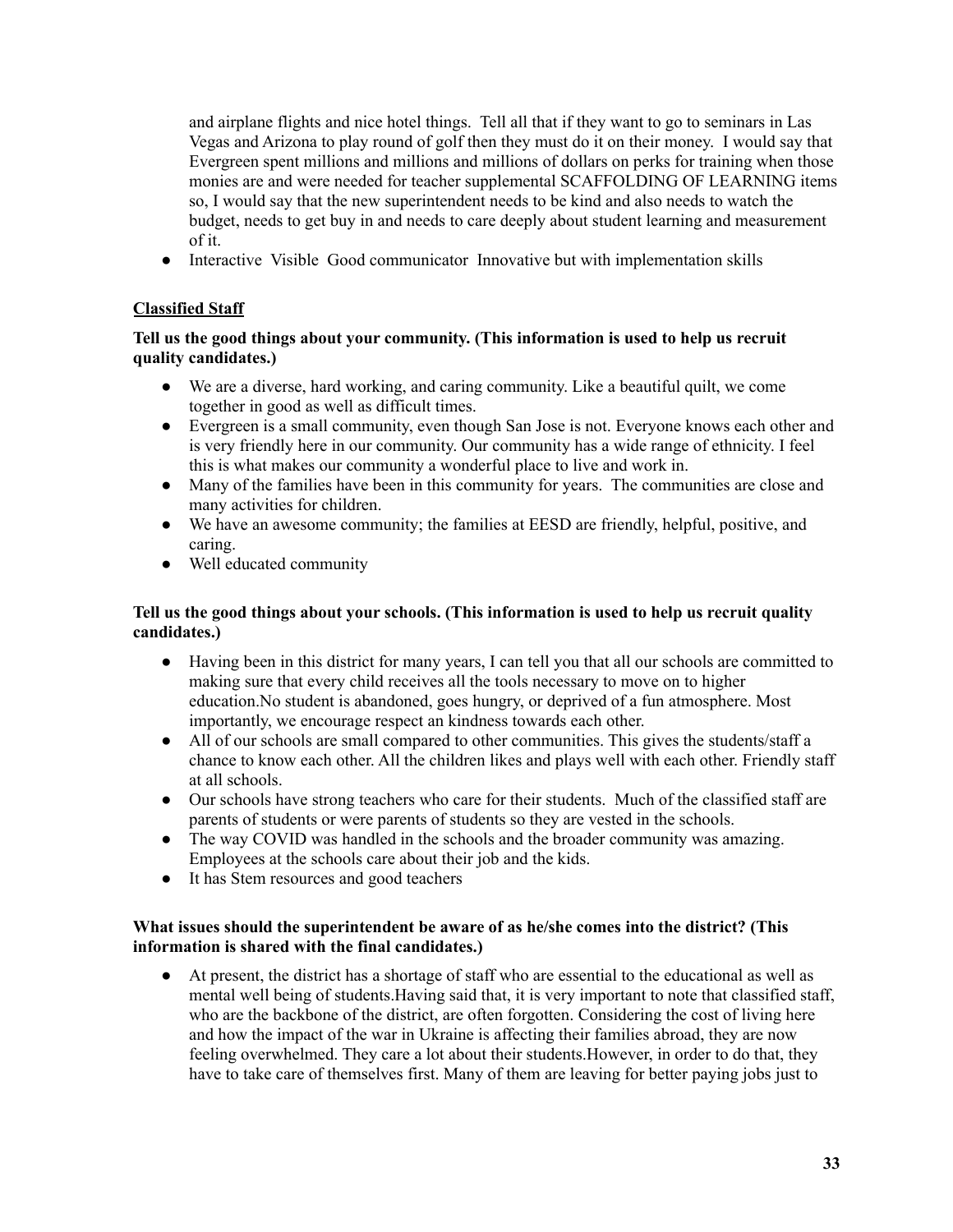and airplane flights and nice hotel things. Tell all that if they want to go to seminars in Las Vegas and Arizona to play round of golf then they must do it on their money. I would say that Evergreen spent millions and millions and millions of dollars on perks for training when those monies are and were needed for teacher supplemental SCAFFOLDING OF LEARNING items so, I would say that the new superintendent needs to be kind and also needs to watch the budget, needs to get buy in and needs to care deeply about student learning and measurement of it.

- Interactive Visible Good communicator Innovative but with implementation skills

### Classified Staff

**Tell us the good things about your community. (This information is used to help us recruit quality candidates.)**

- We are a diverse, hard working, and caring community. Like a beautiful quilt, we come together in good as well as difficult times.
- Evergreen is a small community, even though San Jose is not. Everyone knows each other and is very friendly here in our community. Our community has a wide range of ethnicity. I feel this is what makes our community a wonderful place to live and work in.
- Many of the families have been in this community for years. The communities are close and many activities for children.
- We have an awesome community; the families at EESD are friendly, helpful, positive, and caring.
- Well educated community

**Tell us the good things about your schools. (This information is used to help us recruit quality candidates.)**

- Having been in this district for many years, I can tell you that all our schools are committed to making sure that every child receives all the tools necessary to move on to higher education.No student is abandoned, goes hungry, or deprived of a fun atmosphere. Most importantly, we encourage respect an kindness towards each other.
- All of our schools are small compared to other communities. This gives the students/staff a chance to know each other. All the children likes and plays well with each other. Friendly staff at all schools.
- Our schools have strong teachers who care for their students. Much of the classified staff are parents of students or were parents of students so they are vested in the schools.
- The way COVID was handled in the schools and the broader community was amazing. Employees at the schools care about their job and the kids.
- It has Stem resources and good teachers

**What issues should the superintendent be aware of as he/she comes into the district? (This information is shared with the final candidates.)**

- At present, the district has a shortage of staff who are essential to the educational as well as mental well being of students.Having said that, it is very important to note that classified staff, who are the backbone of the district, are often forgotten. Considering the cost of living here and how the impact of the war in Ukraine is affecting their families abroad, they are now feeling overwhelmed. They care a lot about their students.However, in order to do that, they have to take care of themselves first. Many of them are leaving for better paying jobs just to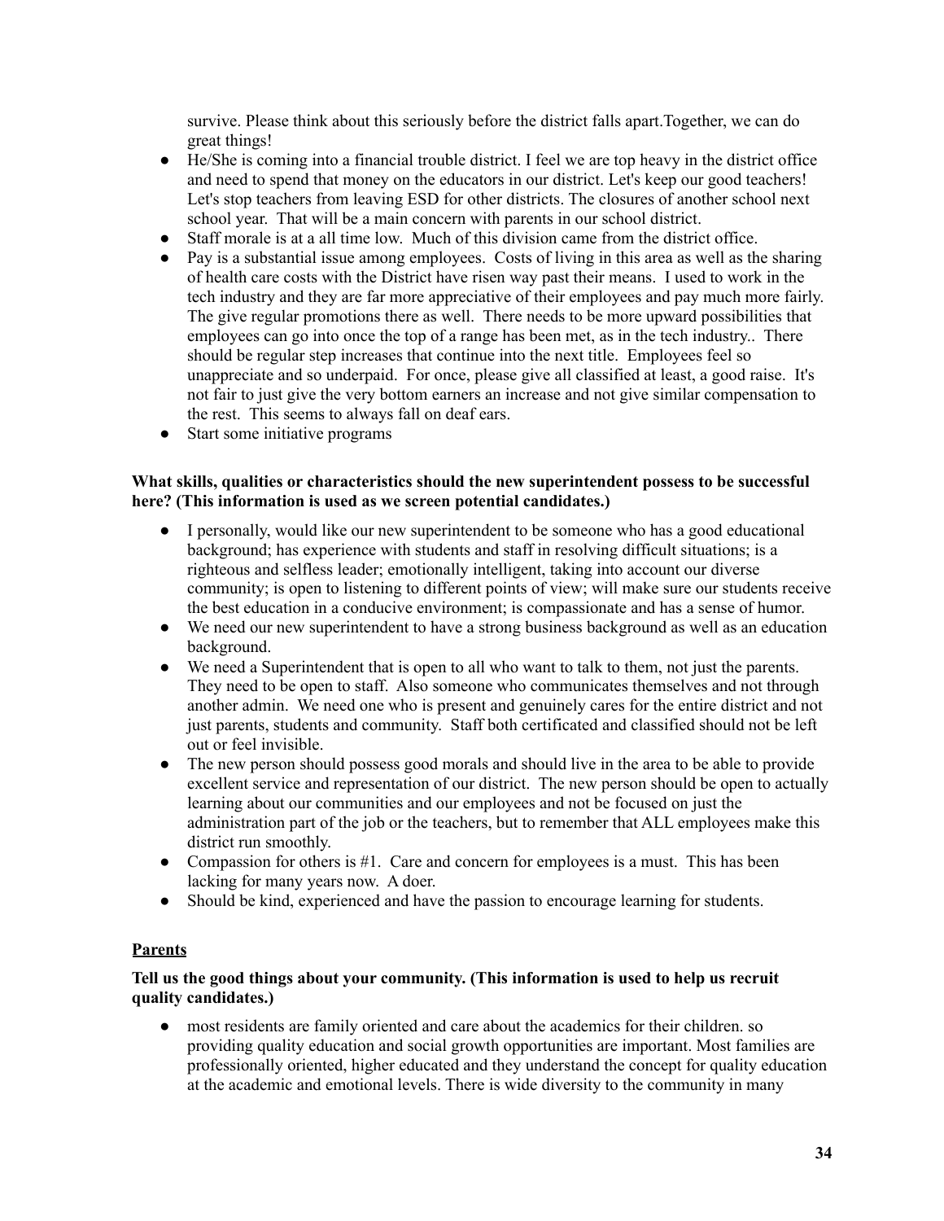survive. Please think about this seriously before the district falls apart.Together, we can do great things!

- He/She is coming into a financial trouble district. I feel we are top heavy in the district office and need to spend that money on the educators in our district. Let's keep our good teachers! Let's stop teachers from leaving ESD for other districts. The closures of another school next school year. That will be a main concern with parents in our school district.
- Staff morale is at a all time low. Much of this division came from the district office.
- Pay is a substantial issue among employees. Costs of living in this area as well as the sharing of health care costs with the District have risen way past their means. I used to work in the tech industry and they are far more appreciative of their employees and pay much more fairly. The give regular promotions there as well. There needs to be more upward possibilities that employees can go into once the top of a range has been met, as in the tech industry.. There should be regular step increases that continue into the next title. Employees feel so unappreciate and so underpaid. For once, please give all classified at least, a good raise. It's not fair to just give the very bottom earners an increase and not give similar compensation to the rest. This seems to always fall on deaf ears.
- Start some initiative programs

**What skills, qualities or characteristics should the new superintendent possess to be successful here? (This information is used as we screen potential candidates.)**

- I personally, would like our new superintendent to be someone who has a good educational background; has experience with students and staff in resolving difficult situations; is a righteous and selfless leader; emotionally intelligent, taking into account our diverse community; is open to listening to different points of view; will make sure our students receive the best education in a conducive environment; is compassionate and has a sense of humor.
- We need our new superintendent to have a strong business background as well as an education background.
- We need a Superintendent that is open to all who want to talk to them, not just the parents. They need to be open to staff. Also someone who communicates themselves and not through another admin. We need one who is present and genuinely cares for the entire district and not just parents, students and community. Staff both certificated and classified should not be left out or feel invisible.
- The new person should possess good morals and should live in the area to be able to provide excellent service and representation of our district. The new person should be open to actually learning about our communities and our employees and not be focused on just the administration part of the job or the teachers, but to remember that ALL employees make this district run smoothly.
- Compassion for others is #1. Care and concern for employees is a must. This has been lacking for many years now. A doer.
- Should be kind, experienced and have the passion to encourage learning for students.

<u>**Parents**</u>

**Tell us the good things about your community. (This information is used to help us recruit quality candidates.)**

- most residents are family oriented and care about the academics for their children. so providing quality education and social growth opportunities are important. Most families are professionally oriented, higher educated and they understand the concept for quality education at the academic and emotional levels. There is wide diversity to the community in many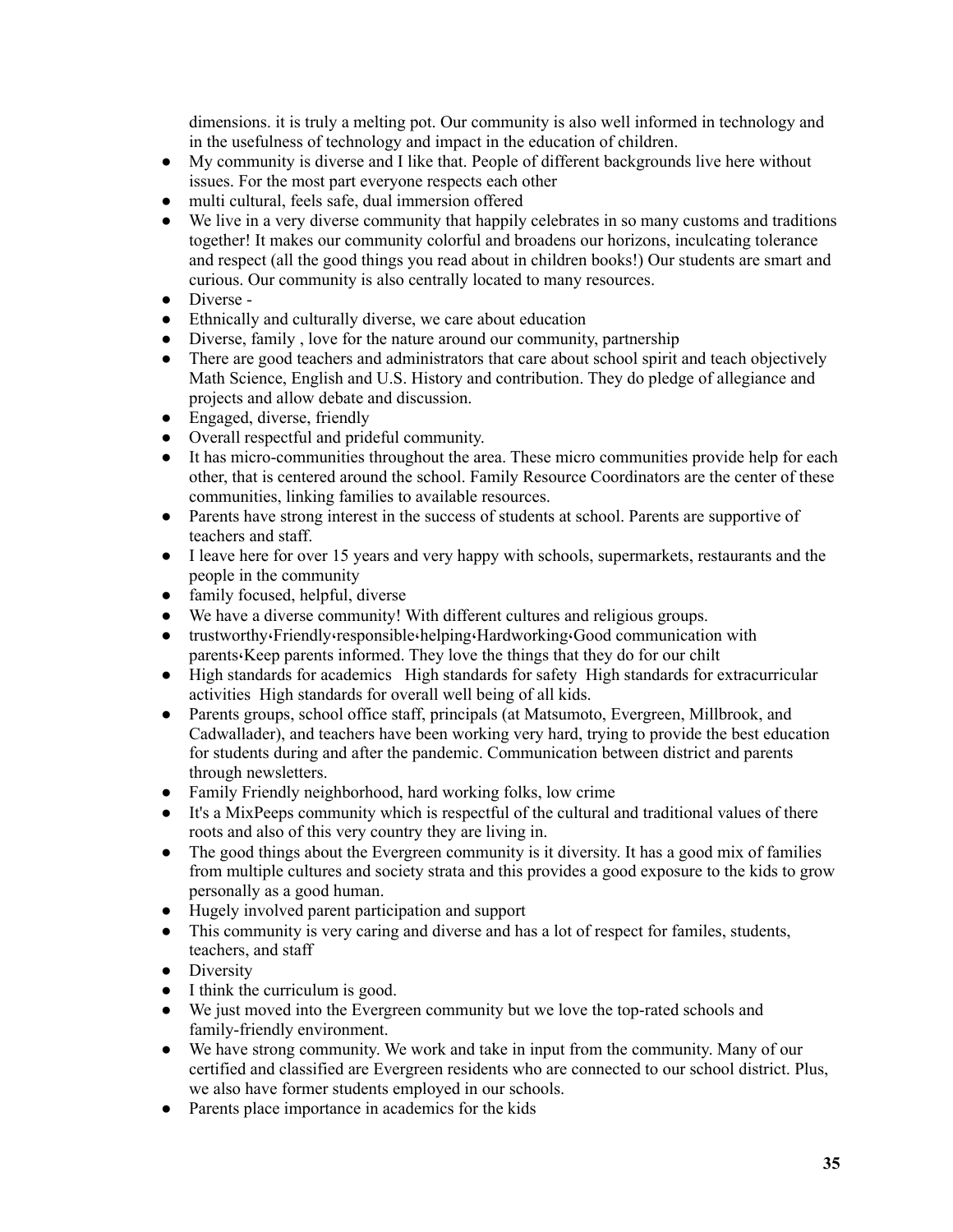dimensions. it is truly a melting pot. Our community is also well informed in technology and in the usefulness of technology and impact in the education of children.

- My community is diverse and I like that. People of different backgrounds live here without issues. For the most part everyone respects each other
- multi cultural, feels safe, dual immersion offered
- We live in a very diverse community that happily celebrates in so many customs and traditions together! It makes our community colorful and broadens our horizons, inculcating tolerance and respect (all the good things you read about in children books!) Our students are smart and curious. Our community is also centrally located to many resources.
- Diverse -
- Ethnically and culturally diverse, we care about education
- Diverse, family , love for the nature around our community, partnership
- There are good teachers and administrators that care about school spirit and teach objectively Math Science, English and U.S. History and contribution. They do pledge of allegiance and projects and allow debate and discussion.
- Engaged, diverse, friendly
- Overall respectful and prideful community.
- It has micro-communities throughout the area. These micro communities provide help for each other, that is centered around the school. Family Resource Coordinators are the center of these communities, linking families to available resources.
- Parents have strong interest in the success of students at school. Parents are supportive of teachers and staff.
- I leave here for over 15 years and very happy with schools, supermarkets, restaurants and the people in the community
- family focused, helpful, diverse
- We have a diverse community! With different cultures and religious groups.
- trustworthy‹Friendly‹responsible‹helping‹Hardworking‹Good communication with parents‹Keep parents informed. They love the things that they do for our chilt
- High standards for academics High standards for safety High standards for extracurricular activities High standards for overall well being of all kids.
- Parents groups, school office staff, principals (at Matsumoto, Evergreen, Millbrook, and Cadwallader), and teachers have been working very hard, trying to provide the best education for students during and after the pandemic. Communication between district and parents through newsletters.
- Family Friendly neighborhood, hard working folks, low crime
- It's a MixPeeps community which is respectful of the cultural and traditional values of there roots and also of this very country they are living in.
- The good things about the Evergreen community is it diversity. It has a good mix of families from multiple cultures and society strata and this provides a good exposure to the kids to grow personally as a good human.
- Hugely involved parent participation and support
- This community is very caring and diverse and has a lot of respect for familes, students, teachers, and staff
- Diversity
- I think the curriculum is good.
- We just moved into the Evergreen community but we love the top-rated schools and family-friendly environment.
- We have strong community. We work and take in input from the community. Many of our certified and classified are Evergreen residents who are connected to our school district. Plus, we also have former students employed in our schools.
- Parents place importance in academics for the kids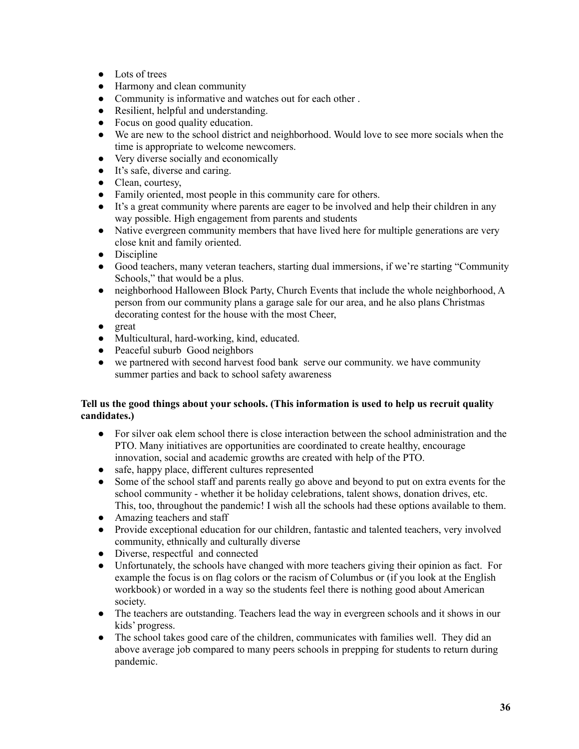- Lots of trees
- Harmony and clean community
- Community is informative and watches out for each other .
- Resilient, helpful and understanding.
- Focus on good quality education.
- We are new to the school district and neighborhood. Would love to see more socials when the time is appropriate to welcome newcomers.
- Very diverse socially and economically
- It's safe, diverse and caring.
- Clean, courtesy,
- Family oriented, most people in this community care for others.
- It's a great community where parents are eager to be involved and help their children in any way possible. High engagement from parents and students
- Native evergreen community members that have lived here for multiple generations are very close knit and family oriented.
- Discipline
- Good teachers, many veteran teachers, starting dual immersions, if we're starting "Community Schools," that would be a plus.
- neighborhood Halloween Block Party, Church Events that include the whole neighborhood, A person from our community plans a garage sale for our area, and he also plans Christmas decorating contest for the house with the most Cheer,
- great
- Multicultural, hard-working, kind, educated.
- Peaceful suburb Good neighbors
- we partnered with second harvest food bank serve our community. we have community summer parties and back to school safety awareness

**Tell us the good things about your schools. (This information is used to help us recruit quality candidates.)**

- For silver oak elem school there is close interaction between the school administration and the PTO. Many initiatives are opportunities are coordinated to create healthy, encourage innovation, social and academic growths are created with help of the PTO.
- safe, happy place, different cultures represented
- Some of the school staff and parents really go above and beyond to put on extra events for the school community - whether it be holiday celebrations, talent shows, donation drives, etc. This, too, throughout the pandemic! I wish all the schools had these options available to them.
- Amazing teachers and staff
- Provide exceptional education for our children, fantastic and talented teachers, very involved community, ethnically and culturally diverse
- Diverse, respectful and connected
- Unfortunately, the schools have changed with more teachers giving their opinion as fact. For example the focus is on flag colors or the racism of Columbus or (if you look at the English workbook) or worded in a way so the students feel there is nothing good about American society.
- The teachers are outstanding. Teachers lead the way in evergreen schools and it shows in our kids' progress.
- The school takes good care of the children, communicates with families well. They did an above average job compared to many peers schools in prepping for students to return during pandemic.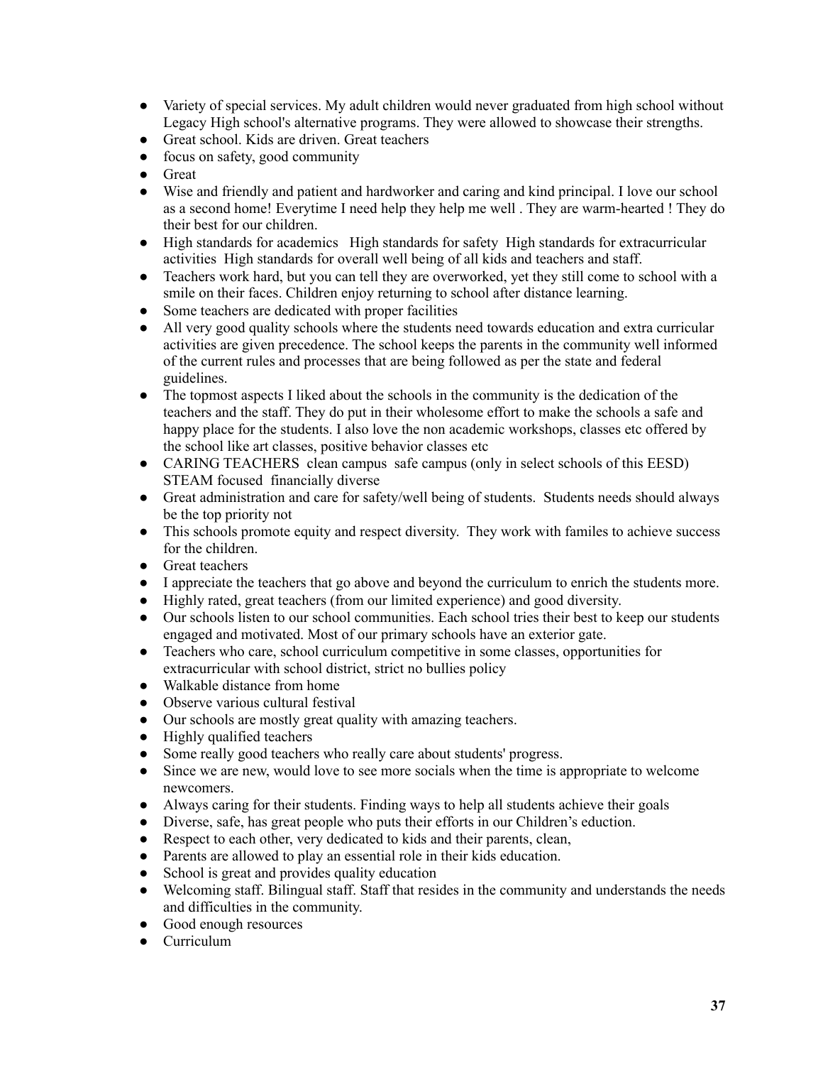- Variety of special services. My adult children would never graduated from high school without Legacy High school's alternative programs. They were allowed to showcase their strengths.
- Great school. Kids are driven. Great teachers
- focus on safety, good community
- Great
- Wise and friendly and patient and hardworker and caring and kind principal. I love our school as a second home! Everytime I need help they help me well . They are warm-hearted ! They do their best for our children.
- High standards for academics  High standards for safety  High standards for extracurricular activities  High standards for overall well being of all kids and teachers and staff.
- Teachers work hard, but you can tell they are overworked, yet they still come to school with a smile on their faces. Children enjoy returning to school after distance learning.
- Some teachers are dedicated with proper facilities
- All very good quality schools where the students need towards education and extra curricular activities are given precedence. The school keeps the parents in the community well informed of the current rules and processes that are being followed as per the state and federal guidelines.
- The topmost aspects I liked about the schools in the community is the dedication of the teachers and the staff. They do put in their wholesome effort to make the schools a safe and happy place for the students. I also love the non academic workshops, classes etc offered by the school like art classes, positive behavior classes etc
- CARING TEACHERS  clean campus  safe campus (only in select schools of this EESD)  STEAM focused  financially diverse
- Great administration and care for safety/well being of students.  Students needs should always be the top priority not
- This schools promote equity and respect diversity.  They work with familes to achieve success for the children.
- Great teachers
- I appreciate the teachers that go above and beyond the curriculum to enrich the students more.
- Highly rated, great teachers (from our limited experience) and good diversity.
- Our schools listen to our school communities. Each school tries their best to keep our students engaged and motivated. Most of our primary schools have an exterior gate.
- Teachers who care, school curriculum competitive in some classes, opportunities for extracurricular with school district, strict no bullies policy
- Walkable distance from home
- Observe various cultural festival
- Our schools are mostly great quality with amazing teachers.
- Highly qualified teachers
- Some really good teachers who really care about students' progress.
- Since we are new, would love to see more socials when the time is appropriate to welcome newcomers.
- Always caring for their students. Finding ways to help all students achieve their goals
- Diverse, safe, has great people who puts their efforts in our Children's eduction.
- Respect to each other, very dedicated to kids and their parents, clean,
- Parents are allowed to play an essential role in their kids education.
- School is great and provides quality education
- Welcoming staff. Bilingual staff. Staff that resides in the community and understands the needs and difficulties in the community.
- Good enough resources
- Curriculum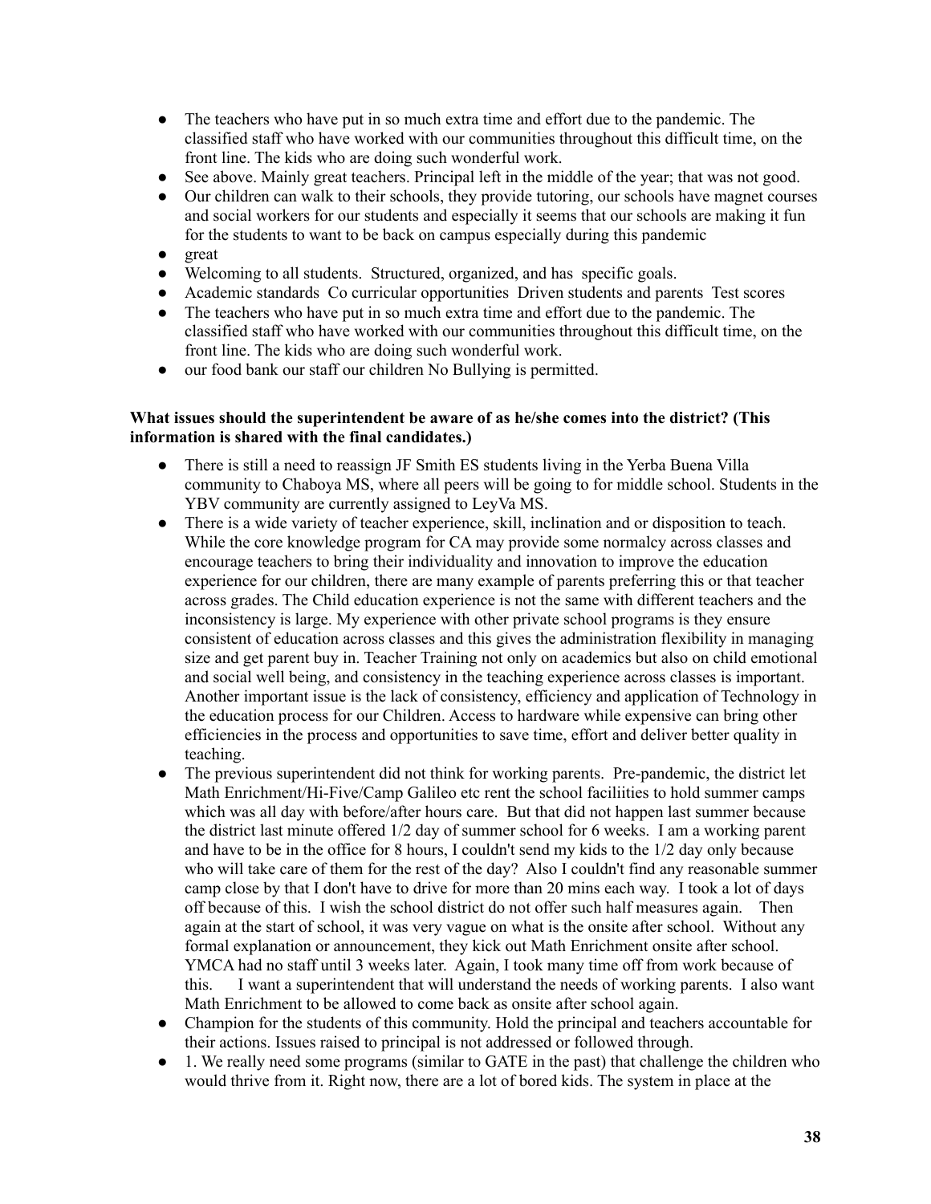- The teachers who have put in so much extra time and effort due to the pandemic. The classified staff who have worked with our communities throughout this difficult time, on the front line. The kids who are doing such wonderful work.
- See above. Mainly great teachers. Principal left in the middle of the year; that was not good.
- Our children can walk to their schools, they provide tutoring, our schools have magnet courses and social workers for our students and especially it seems that our schools are making it fun for the students to want to be back on campus especially during this pandemic
- great
- Welcoming to all students. Structured, organized, and has specific goals.
- Academic standards Co curricular opportunities Driven students and parents Test scores
- The teachers who have put in so much extra time and effort due to the pandemic. The classified staff who have worked with our communities throughout this difficult time, on the front line. The kids who are doing such wonderful work.
- our food bank our staff our children No Bullying is permitted.

**What issues should the superintendent be aware of as he/she comes into the district? (This information is shared with the final candidates.)**

- There is still a need to reassign JF Smith ES students living in the Yerba Buena Villa community to Chaboya MS, where all peers will be going to for middle school. Students in the YBV community are currently assigned to LeyVa MS.
- There is a wide variety of teacher experience, skill, inclination and or disposition to teach. While the core knowledge program for CA may provide some normalcy across classes and encourage teachers to bring their individuality and innovation to improve the education experience for our children, there are many example of parents preferring this or that teacher across grades. The Child education experience is not the same with different teachers and the inconsistency is large. My experience with other private school programs is they ensure consistent of education across classes and this gives the administration flexibility in managing size and get parent buy in. Teacher Training not only on academics but also on child emotional and social well being, and consistency in the teaching experience across classes is important. Another important issue is the lack of consistency, efficiency and application of Technology in the education process for our Children. Access to hardware while expensive can bring other efficiencies in the process and opportunities to save time, effort and deliver better quality in teaching.
- The previous superintendent did not think for working parents. Pre-pandemic, the district let Math Enrichment/Hi-Five/Camp Galileo etc rent the school faciliities to hold summer camps which was all day with before/after hours care. But that did not happen last summer because the district last minute offered 1/2 day of summer school for 6 weeks. I am a working parent and have to be in the office for 8 hours, I couldn't send my kids to the 1/2 day only because who will take care of them for the rest of the day? Also I couldn't find any reasonable summer camp close by that I don't have to drive for more than 20 mins each way. I took a lot of days off because of this. I wish the school district do not offer such half measures again. Then again at the start of school, it was very vague on what is the onsite after school. Without any formal explanation or announcement, they kick out Math Enrichment onsite after school. YMCA had no staff until 3 weeks later. Again, I took many time off from work because of this. I want a superintendent that will understand the needs of working parents. I also want Math Enrichment to be allowed to come back as onsite after school again.
- Champion for the students of this community. Hold the principal and teachers accountable for their actions. Issues raised to principal is not addressed or followed through.
- 1. We really need some programs (similar to GATE in the past) that challenge the children who would thrive from it. Right now, there are a lot of bored kids. The system in place at the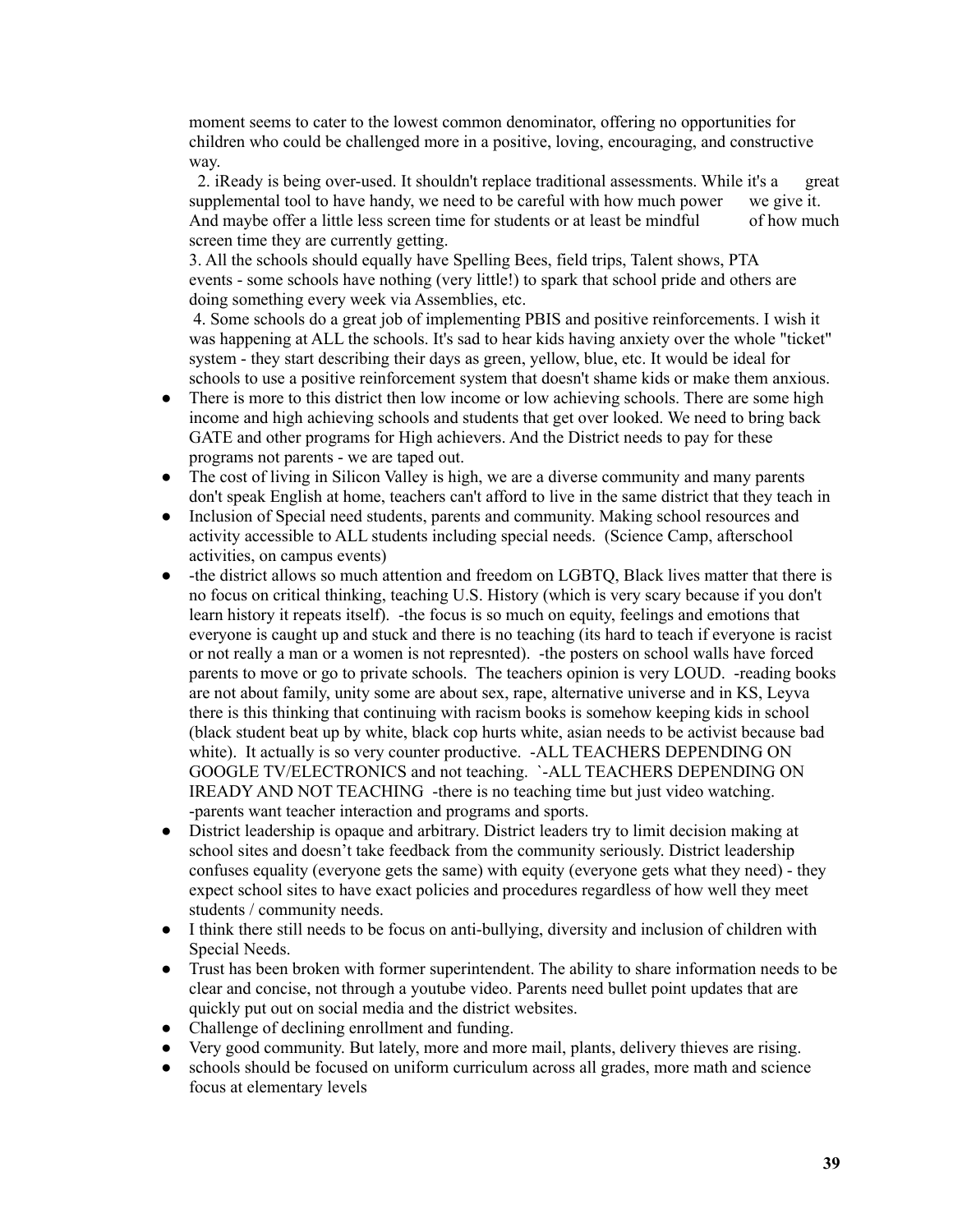moment seems to cater to the lowest common denominator, offering no opportunities for children who could be challenged more in a positive, loving, encouraging, and constructive way.

2. iReady is being over-used. It shouldn't replace traditional assessments. While it's a great supplemental tool to have handy, we need to be careful with how much power we give it. And maybe offer a little less screen time for students or at least be mindful of how much screen time they are currently getting.

3. All the schools should equally have Spelling Bees, field trips, Talent shows, PTA events - some schools have nothing (very little!) to spark that school pride and others are doing something every week via Assemblies, etc.

4. Some schools do a great job of implementing PBIS and positive reinforcements. I wish it was happening at ALL the schools. It's sad to hear kids having anxiety over the whole "ticket" system - they start describing their days as green, yellow, blue, etc. It would be ideal for schools to use a positive reinforcement system that doesn't shame kids or make them anxious.

- There is more to this district then low income or low achieving schools. There are some high income and high achieving schools and students that get over looked. We need to bring back GATE and other programs for High achievers. And the District needs to pay for these programs not parents - we are taped out.
- The cost of living in Silicon Valley is high, we are a diverse community and many parents don't speak English at home, teachers can't afford to live in the same district that they teach in
- Inclusion of Special need students, parents and community. Making school resources and activity accessible to ALL students including special needs. (Science Camp, afterschool activities, on campus events)
- -the district allows so much attention and freedom on LGBTQ, Black lives matter that there is no focus on critical thinking, teaching U.S. History (which is very scary because if you don't learn history it repeats itself). -the focus is so much on equity, feelings and emotions that everyone is caught up and stuck and there is no teaching (its hard to teach if everyone is racist or not really a man or a women is not represnted). -the posters on school walls have forced parents to move or go to private schools. The teachers opinion is very LOUD. -reading books are not about family, unity some are about sex, rape, alternative universe and in KS, Leyva there is this thinking that continuing with racism books is somehow keeping kids in school (black student beat up by white, black cop hurts white, asian needs to be activist because bad white). It actually is so very counter productive. -ALL TEACHERS DEPENDING ON GOOGLE TV/ELECTRONICS and not teaching. `-ALL TEACHERS DEPENDING ON IREADY AND NOT TEACHING -there is no teaching time but just video watching. -parents want teacher interaction and programs and sports.
- District leadership is opaque and arbitrary. District leaders try to limit decision making at school sites and doesn't take feedback from the community seriously. District leadership confuses equality (everyone gets the same) with equity (everyone gets what they need) - they expect school sites to have exact policies and procedures regardless of how well they meet students / community needs.
- I think there still needs to be focus on anti-bullying, diversity and inclusion of children with Special Needs.
- Trust has been broken with former superintendent. The ability to share information needs to be clear and concise, not through a youtube video. Parents need bullet point updates that are quickly put out on social media and the district websites.
- Challenge of declining enrollment and funding.
- Very good community. But lately, more and more mail, plants, delivery thieves are rising.
- schools should be focused on uniform curriculum across all grades, more math and science focus at elementary levels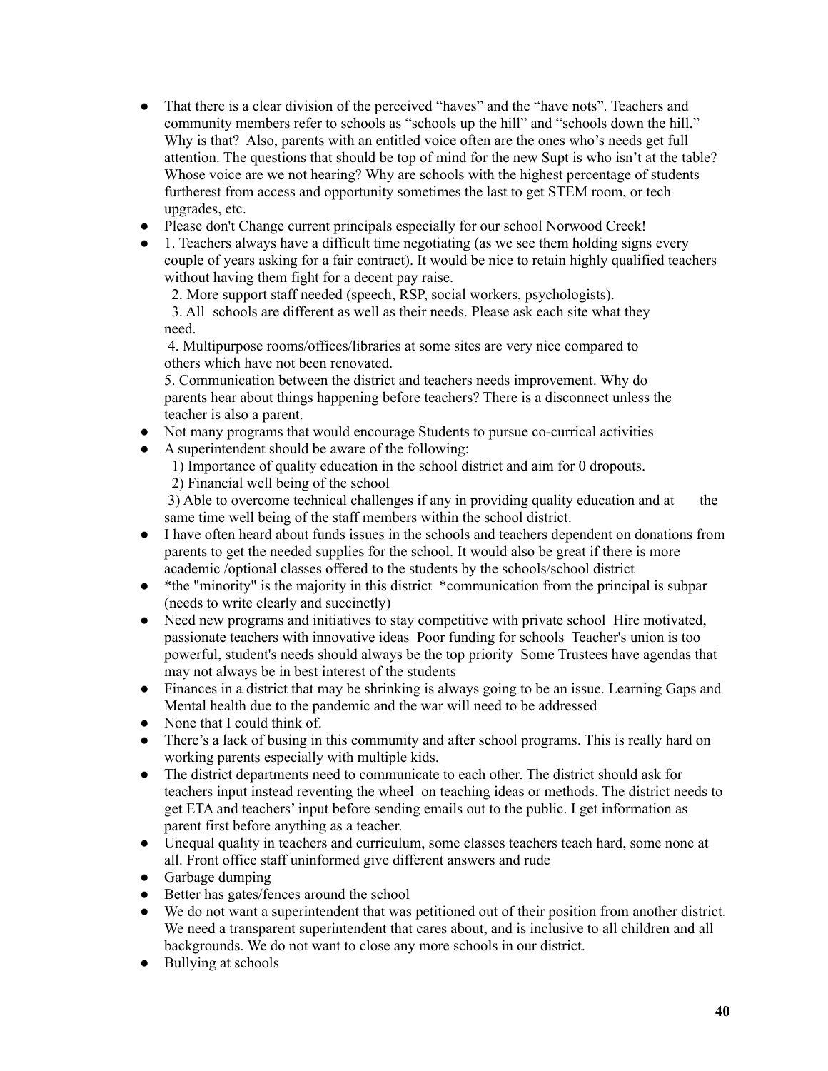- That there is a clear division of the perceived "haves" and the "have nots". Teachers and community members refer to schools as "schools up the hill" and "schools down the hill." Why is that? Also, parents with an entitled voice often are the ones who's needs get full attention. The questions that should be top of mind for the new Supt is who isn't at the table? Whose voice are we not hearing? Why are schools with the highest percentage of students furtherest from access and opportunity sometimes the last to get STEM room, or tech upgrades, etc.
- Please don't Change current principals especially for our school Norwood Creek!
- 1. Teachers always have a difficult time negotiating (as we see them holding signs every couple of years asking for a fair contract). It would be nice to retain highly qualified teachers without having them fight for a decent pay raise.
  2. More support staff needed (speech, RSP, social workers, psychologists).
  3. All schools are different as well as their needs. Please ask each site what they need.
  4. Multipurpose rooms/offices/libraries at some sites are very nice compared to others which have not been renovated.
  5. Communication between the district and teachers needs improvement. Why do parents hear about things happening before teachers? There is a disconnect unless the teacher is also a parent.
- Not many programs that would encourage Students to pursue co-currical activities
- A superintendent should be aware of the following:
  1) Importance of quality education in the school district and aim for 0 dropouts.
  2) Financial well being of the school
  3) Able to overcome technical challenges if any in providing quality education and at the same time well being of the staff members within the school district.
- I have often heard about funds issues in the schools and teachers dependent on donations from parents to get the needed supplies for the school. It would also be great if there is more academic /optional classes offered to the students by the schools/school district
- *the "minority" is the majority in this district *communication from the principal is subpar (needs to write clearly and succinctly)
- Need new programs and initiatives to stay competitive with private school Hire motivated, passionate teachers with innovative ideas Poor funding for schools Teacher's union is too powerful, student's needs should always be the top priority Some Trustees have agendas that may not always be in best interest of the students
- Finances in a district that may be shrinking is always going to be an issue. Learning Gaps and Mental health due to the pandemic and the war will need to be addressed
- None that I could think of.
- There's a lack of busing in this community and after school programs. This is really hard on working parents especially with multiple kids.
- The district departments need to communicate to each other. The district should ask for teachers input instead reventing the wheel on teaching ideas or methods. The district needs to get ETA and teachers' input before sending emails out to the public. I get information as parent first before anything as a teacher.
- Unequal quality in teachers and curriculum, some classes teachers teach hard, some none at all. Front office staff uninformed give different answers and rude
- Garbage dumping
- Better has gates/fences around the school
- We do not want a superintendent that was petitioned out of their position from another district. We need a transparent superintendent that cares about, and is inclusive to all children and all backgrounds. We do not want to close any more schools in our district.
- Bullying at schools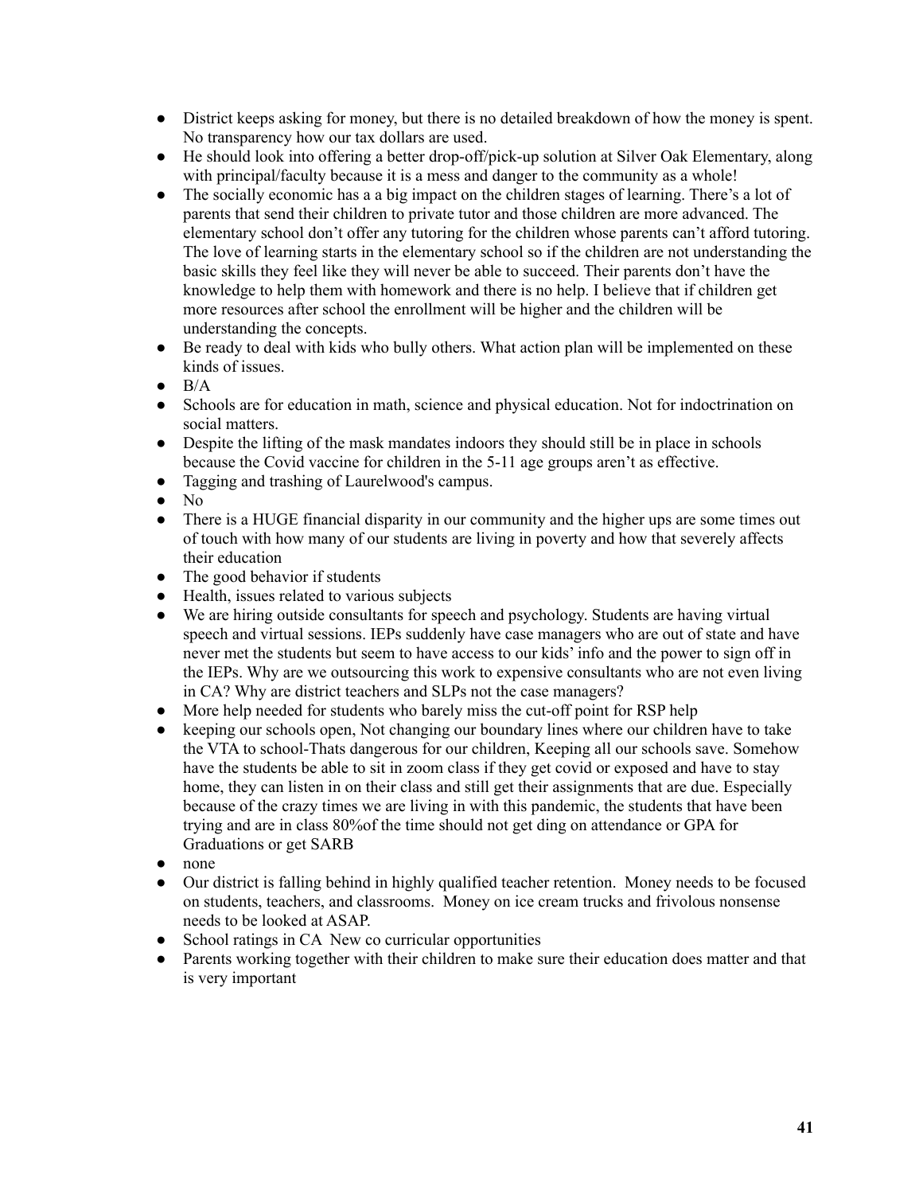- District keeps asking for money, but there is no detailed breakdown of how the money is spent. No transparency how our tax dollars are used.
- He should look into offering a better drop-off/pick-up solution at Silver Oak Elementary, along with principal/faculty because it is a mess and danger to the community as a whole!
- The socially economic has a a big impact on the children stages of learning. There's a lot of parents that send their children to private tutor and those children are more advanced. The elementary school don't offer any tutoring for the children whose parents can't afford tutoring. The love of learning starts in the elementary school so if the children are not understanding the basic skills they feel like they will never be able to succeed. Their parents don't have the knowledge to help them with homework and there is no help. I believe that if children get more resources after school the enrollment will be higher and the children will be understanding the concepts.
- Be ready to deal with kids who bully others. What action plan will be implemented on these kinds of issues.
- B/A
- Schools are for education in math, science and physical education. Not for indoctrination on social matters.
- Despite the lifting of the mask mandates indoors they should still be in place in schools because the Covid vaccine for children in the 5-11 age groups aren't as effective.
- Tagging and trashing of Laurelwood's campus.
- No
- There is a HUGE financial disparity in our community and the higher ups are some times out of touch with how many of our students are living in poverty and how that severely affects their education
- The good behavior if students
- Health, issues related to various subjects
- We are hiring outside consultants for speech and psychology. Students are having virtual speech and virtual sessions. IEPs suddenly have case managers who are out of state and have never met the students but seem to have access to our kids' info and the power to sign off in the IEPs. Why are we outsourcing this work to expensive consultants who are not even living in CA? Why are district teachers and SLPs not the case managers?
- More help needed for students who barely miss the cut-off point for RSP help
- keeping our schools open, Not changing our boundary lines where our children have to take the VTA to school-Thats dangerous for our children, Keeping all our schools save. Somehow have the students be able to sit in zoom class if they get covid or exposed and have to stay home, they can listen in on their class and still get their assignments that are due. Especially because of the crazy times we are living in with this pandemic, the students that have been trying and are in class 80%of the time should not get ding on attendance or GPA for Graduations or get SARB
- none
- Our district is falling behind in highly qualified teacher retention. Money needs to be focused on students, teachers, and classrooms. Money on ice cream trucks and frivolous nonsense needs to be looked at ASAP.
- School ratings in CA New co curricular opportunities
- Parents working together with their children to make sure their education does matter and that is very important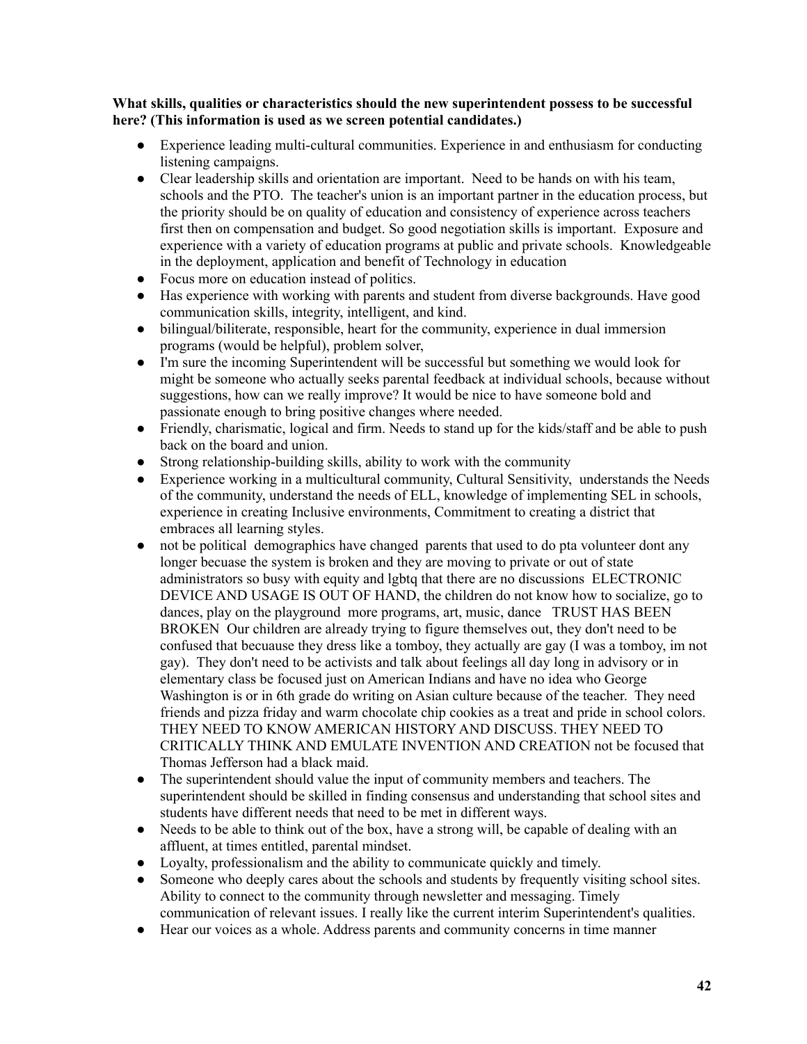**What skills, qualities or characteristics should the new superintendent possess to be successful here? (This information is used as we screen potential candidates.)**

- Experience leading multi-cultural communities. Experience in and enthusiasm for conducting listening campaigns.
- Clear leadership skills and orientation are important. Need to be hands on with his team, schools and the PTO. The teacher's union is an important partner in the education process, but the priority should be on quality of education and consistency of experience across teachers first then on compensation and budget. So good negotiation skills is important. Exposure and experience with a variety of education programs at public and private schools. Knowledgeable in the deployment, application and benefit of Technology in education
- Focus more on education instead of politics.
- Has experience with working with parents and student from diverse backgrounds. Have good communication skills, integrity, intelligent, and kind.
- bilingual/biliterate, responsible, heart for the community, experience in dual immersion programs (would be helpful), problem solver,
- I'm sure the incoming Superintendent will be successful but something we would look for might be someone who actually seeks parental feedback at individual schools, because without suggestions, how can we really improve? It would be nice to have someone bold and passionate enough to bring positive changes where needed.
- Friendly, charismatic, logical and firm. Needs to stand up for the kids/staff and be able to push back on the board and union.
- Strong relationship-building skills, ability to work with the community
- Experience working in a multicultural community, Cultural Sensitivity, understands the Needs of the community, understand the needs of ELL, knowledge of implementing SEL in schools, experience in creating Inclusive environments, Commitment to creating a district that embraces all learning styles.
- not be political demographics have changed parents that used to do pta volunteer dont any longer becuase the system is broken and they are moving to private or out of state administrators so busy with equity and lgbtq that there are no discussions ELECTRONIC DEVICE AND USAGE IS OUT OF HAND, the children do not know how to socialize, go to dances, play on the playground more programs, art, music, dance TRUST HAS BEEN BROKEN Our children are already trying to figure themselves out, they don't need to be confused that becuause they dress like a tomboy, they actually are gay (I was a tomboy, im not gay). They don't need to be activists and talk about feelings all day long in advisory or in elementary class be focused just on American Indians and have no idea who George Washington is or in 6th grade do writing on Asian culture because of the teacher. They need friends and pizza friday and warm chocolate chip cookies as a treat and pride in school colors. THEY NEED TO KNOW AMERICAN HISTORY AND DISCUSS. THEY NEED TO CRITICALLY THINK AND EMULATE INVENTION AND CREATION not be focused that Thomas Jefferson had a black maid.
- The superintendent should value the input of community members and teachers. The superintendent should be skilled in finding consensus and understanding that school sites and students have different needs that need to be met in different ways.
- Needs to be able to think out of the box, have a strong will, be capable of dealing with an affluent, at times entitled, parental mindset.
- Loyalty, professionalism and the ability to communicate quickly and timely.
- Someone who deeply cares about the schools and students by frequently visiting school sites. Ability to connect to the community through newsletter and messaging. Timely communication of relevant issues. I really like the current interim Superintendent's qualities.
- Hear our voices as a whole. Address parents and community concerns in time manner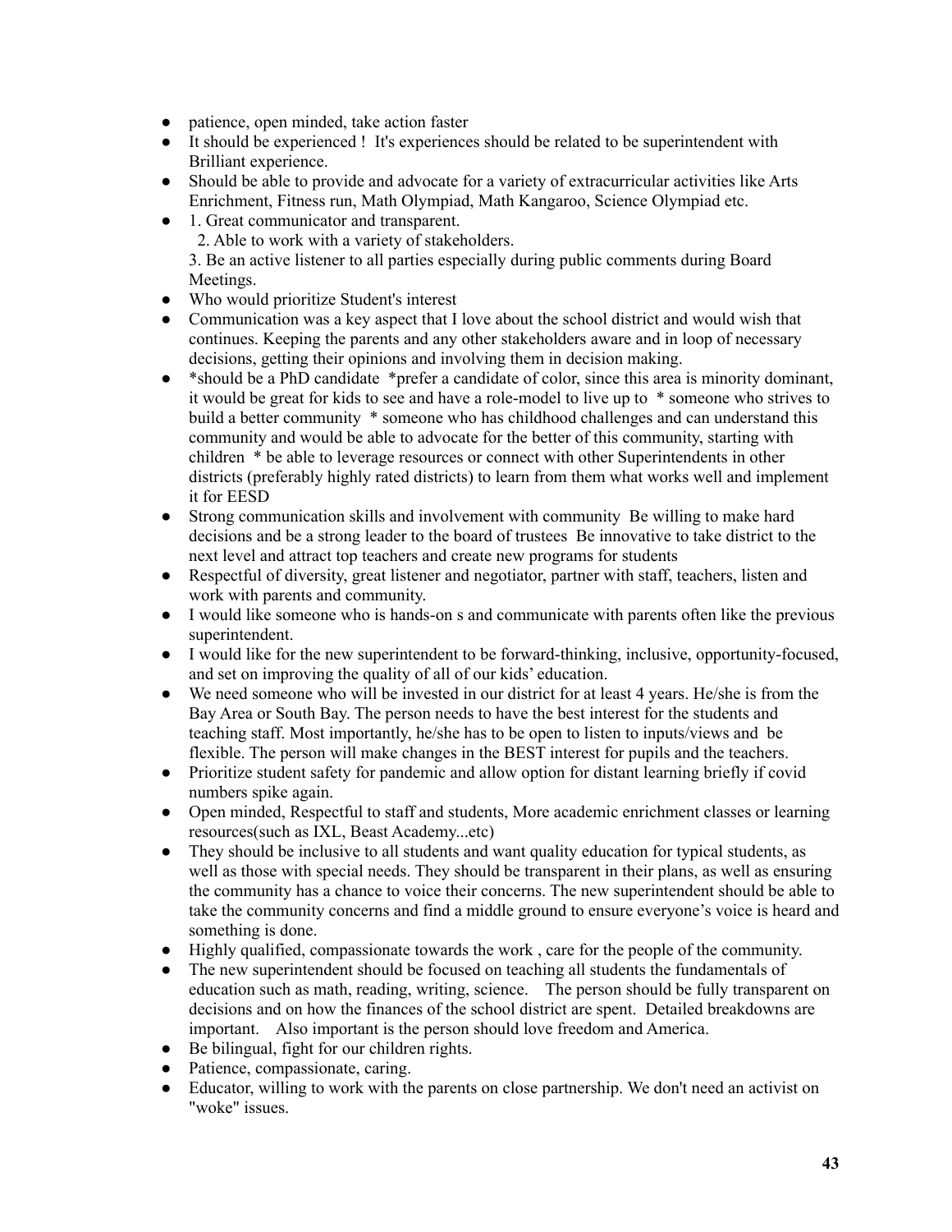- patience, open minded, take action faster
- It should be experienced ! It's experiences should be related to be superintendent with Brilliant experience.
- Should be able to provide and advocate for a variety of extracurricular activities like Arts Enrichment, Fitness run, Math Olympiad, Math Kangaroo, Science Olympiad etc.
- 1. Great communicator and transparent.
  2. Able to work with a variety of stakeholders.
  3. Be an active listener to all parties especially during public comments during Board Meetings.
- Who would prioritize Student's interest
- Communication was a key aspect that I love about the school district and would wish that continues. Keeping the parents and any other stakeholders aware and in loop of necessary decisions, getting their opinions and involving them in decision making.
- *should be a PhD candidate *prefer a candidate of color, since this area is minority dominant, it would be great for kids to see and have a role-model to live up to * someone who strives to build a better community * someone who has childhood challenges and can understand this community and would be able to advocate for the better of this community, starting with children * be able to leverage resources or connect with other Superintendents in other districts (preferably highly rated districts) to learn from them what works well and implement it for EESD
- Strong communication skills and involvement with community Be willing to make hard decisions and be a strong leader to the board of trustees Be innovative to take district to the next level and attract top teachers and create new programs for students
- Respectful of diversity, great listener and negotiator, partner with staff, teachers, listen and work with parents and community.
- I would like someone who is hands-on s and communicate with parents often like the previous superintendent.
- I would like for the new superintendent to be forward-thinking, inclusive, opportunity-focused, and set on improving the quality of all of our kids' education.
- We need someone who will be invested in our district for at least 4 years. He/she is from the Bay Area or South Bay. The person needs to have the best interest for the students and teaching staff. Most importantly, he/she has to be open to listen to inputs/views and be flexible. The person will make changes in the BEST interest for pupils and the teachers.
- Prioritize student safety for pandemic and allow option for distant learning briefly if covid numbers spike again.
- Open minded, Respectful to staff and students, More academic enrichment classes or learning resources(such as IXL, Beast Academy...etc)
- They should be inclusive to all students and want quality education for typical students, as well as those with special needs. They should be transparent in their plans, as well as ensuring the community has a chance to voice their concerns. The new superintendent should be able to take the community concerns and find a middle ground to ensure everyone's voice is heard and something is done.
- Highly qualified, compassionate towards the work , care for the people of the community.
- The new superintendent should be focused on teaching all students the fundamentals of education such as math, reading, writing, science. The person should be fully transparent on decisions and on how the finances of the school district are spent. Detailed breakdowns are important. Also important is the person should love freedom and America.
- Be bilingual, fight for our children rights.
- Patience, compassionate, caring.
- Educator, willing to work with the parents on close partnership. We don't need an activist on "woke" issues.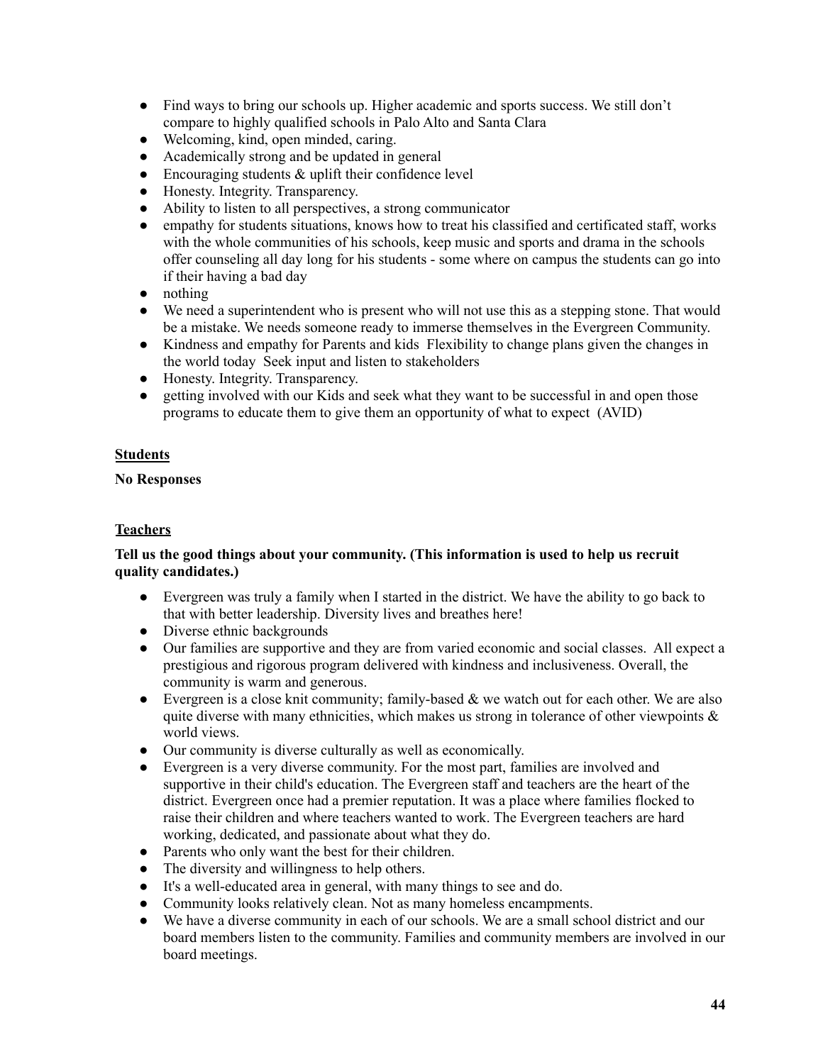- Find ways to bring our schools up. Higher academic and sports success. We still don't compare to highly qualified schools in Palo Alto and Santa Clara
- Welcoming, kind, open minded, caring.
- Academically strong and be updated in general
- Encouraging students & uplift their confidence level
- Honesty. Integrity. Transparency.
- Ability to listen to all perspectives, a strong communicator
- empathy for students situations, knows how to treat his classified and certificated staff, works with the whole communities of his schools, keep music and sports and drama in the schools offer counseling all day long for his students - some where on campus the students can go into if their having a bad day
- nothing
- We need a superintendent who is present who will not use this as a stepping stone. That would be a mistake. We needs someone ready to immerse themselves in the Evergreen Community.
- Kindness and empathy for Parents and kids  Flexibility to change plans given the changes in the world today  Seek input and listen to stakeholders
- Honesty. Integrity. Transparency.
- getting involved with our Kids and seek what they want to be successful in and open those programs to educate them to give them an opportunity of what to expect  (AVID)

**Students**

**No Responses**

**Teachers**

**Tell us the good things about your community. (This information is used to help us recruit quality candidates.)**

- Evergreen was truly a family when I started in the district. We have the ability to go back to that with better leadership. Diversity lives and breathes here!
- Diverse ethnic backgrounds
- Our families are supportive and they are from varied economic and social classes.  All expect a prestigious and rigorous program delivered with kindness and inclusiveness. Overall, the community is warm and generous.
- Evergreen is a close knit community; family-based & we watch out for each other. We are also quite diverse with many ethnicities, which makes us strong in tolerance of other viewpoints & world views.
- Our community is diverse culturally as well as economically.
- Evergreen is a very diverse community. For the most part, families are involved and supportive in their child's education. The Evergreen staff and teachers are the heart of the district. Evergreen once had a premier reputation. It was a place where families flocked to raise their children and where teachers wanted to work. The Evergreen teachers are hard working, dedicated, and passionate about what they do.
- Parents who only want the best for their children.
- The diversity and willingness to help others.
- It's a well-educated area in general, with many things to see and do.
- Community looks relatively clean. Not as many homeless encampments.
- We have a diverse community in each of our schools. We are a small school district and our board members listen to the community. Families and community members are involved in our board meetings.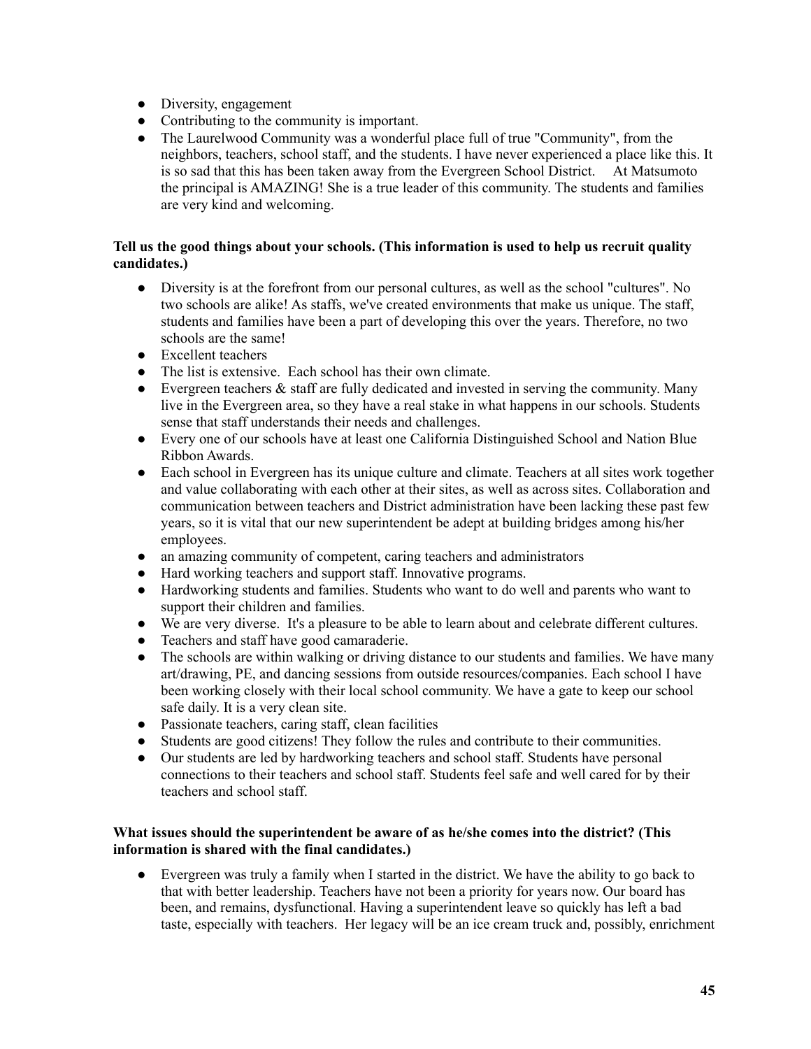- Diversity, engagement
- Contributing to the community is important.
- The Laurelwood Community was a wonderful place full of true "Community", from the neighbors, teachers, school staff, and the students. I have never experienced a place like this. It is so sad that this has been taken away from the Evergreen School District. At Matsumoto the principal is AMAZING! She is a true leader of this community. The students and families are very kind and welcoming.

**Tell us the good things about your schools. (This information is used to help us recruit quality candidates.)**

- Diversity is at the forefront from our personal cultures, as well as the school "cultures". No two schools are alike! As staffs, we've created environments that make us unique. The staff, students and families have been a part of developing this over the years. Therefore, no two schools are the same!
- Excellent teachers
- The list is extensive. Each school has their own climate.
- Evergreen teachers & staff are fully dedicated and invested in serving the community. Many live in the Evergreen area, so they have a real stake in what happens in our schools. Students sense that staff understands their needs and challenges.
- Every one of our schools have at least one California Distinguished School and Nation Blue Ribbon Awards.
- Each school in Evergreen has its unique culture and climate. Teachers at all sites work together and value collaborating with each other at their sites, as well as across sites. Collaboration and communication between teachers and District administration have been lacking these past few years, so it is vital that our new superintendent be adept at building bridges among his/her employees.
- an amazing community of competent, caring teachers and administrators
- Hard working teachers and support staff. Innovative programs.
- Hardworking students and families. Students who want to do well and parents who want to support their children and families.
- We are very diverse. It's a pleasure to be able to learn about and celebrate different cultures.
- Teachers and staff have good camaraderie.
- The schools are within walking or driving distance to our students and families. We have many art/drawing, PE, and dancing sessions from outside resources/companies. Each school I have been working closely with their local school community. We have a gate to keep our school safe daily. It is a very clean site.
- Passionate teachers, caring staff, clean facilities
- Students are good citizens! They follow the rules and contribute to their communities.
- Our students are led by hardworking teachers and school staff. Students have personal connections to their teachers and school staff. Students feel safe and well cared for by their teachers and school staff.

**What issues should the superintendent be aware of as he/she comes into the district? (This information is shared with the final candidates.)**

- Evergreen was truly a family when I started in the district. We have the ability to go back to that with better leadership. Teachers have not been a priority for years now. Our board has been, and remains, dysfunctional. Having a superintendent leave so quickly has left a bad taste, especially with teachers. Her legacy will be an ice cream truck and, possibly, enrichment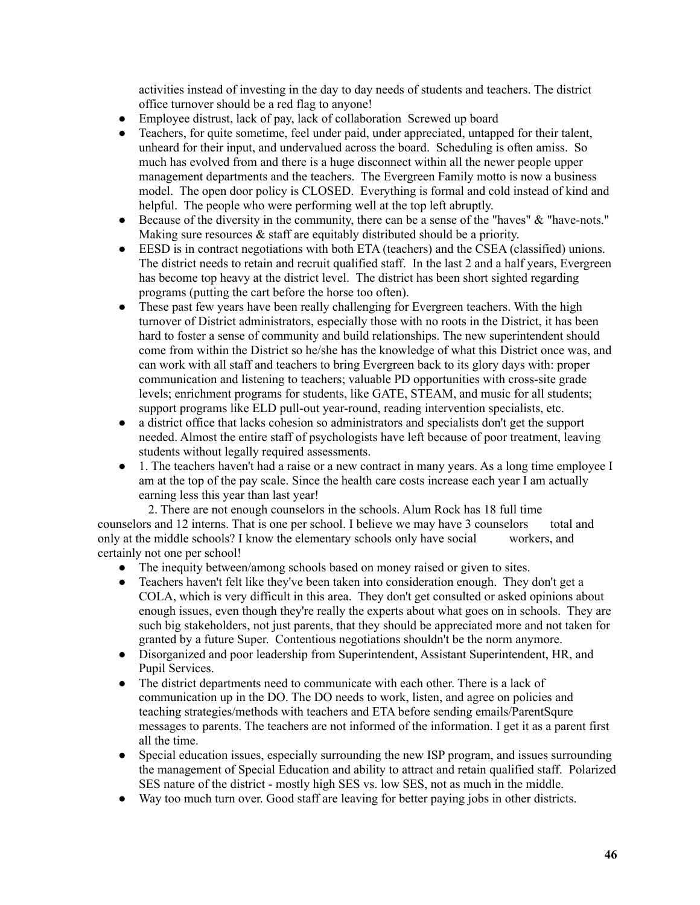activities instead of investing in the day to day needs of students and teachers. The district office turnover should be a red flag to anyone!

- Employee distrust, lack of pay, lack of collaboration  Screwed up board
- Teachers, for quite sometime, feel under paid, under appreciated, untapped for their talent, unheard for their input, and undervalued across the board.  Scheduling is often amiss.  So much has evolved from and there is a huge disconnect within all the newer people upper management departments and the teachers.  The Evergreen Family motto is now a business model.  The open door policy is CLOSED.  Everything is formal and cold instead of kind and helpful.  The people who were performing well at the top left abruptly.
- Because of the diversity in the community, there can be a sense of the "haves" & "have-nots." Making sure resources & staff are equitably distributed should be a priority.
- EESD is in contract negotiations with both ETA (teachers) and the CSEA (classified) unions. The district needs to retain and recruit qualified staff.  In the last 2 and a half years, Evergreen has become top heavy at the district level.  The district has been short sighted regarding programs (putting the cart before the horse too often).
- These past few years have been really challenging for Evergreen teachers. With the high turnover of District administrators, especially those with no roots in the District, it has been hard to foster a sense of community and build relationships. The new superintendent should come from within the District so he/she has the knowledge of what this District once was, and can work with all staff and teachers to bring Evergreen back to its glory days with: proper communication and listening to teachers; valuable PD opportunities with cross-site grade levels; enrichment programs for students, like GATE, STEAM, and music for all students; support programs like ELD pull-out year-round, reading intervention specialists, etc.
- a district office that lacks cohesion so administrators and specialists don't get the support needed. Almost the entire staff of psychologists have left because of poor treatment, leaving students without legally required assessments.
- 1. The teachers haven't had a raise or a new contract in many years. As a long time employee I am at the top of the pay scale. Since the health care costs increase each year I am actually earning less this year than last year!

  2. There are not enough counselors in the schools. Alum Rock has 18 full time counselors and 12 interns. That is one per school. I believe we may have 3 counselors total and only at the middle schools? I know the elementary schools only have social workers, and certainly not one per school!

- The inequity between/among schools based on money raised or given to sites.
- Teachers haven't felt like they've been taken into consideration enough.  They don't get a COLA, which is very difficult in this area.  They don't get consulted or asked opinions about enough issues, even though they're really the experts about what goes on in schools.  They are such big stakeholders, not just parents, that they should be appreciated more and not taken for granted by a future Super.  Contentious negotiations shouldn't be the norm anymore.
- Disorganized and poor leadership from Superintendent, Assistant Superintendent, HR, and Pupil Services.
- The district departments need to communicate with each other. There is a lack of communication up in the DO. The DO needs to work, listen, and agree on policies and teaching strategies/methods with teachers and ETA before sending emails/ParentSqure messages to parents. The teachers are not informed of the information. I get it as a parent first all the time.
- Special education issues, especially surrounding the new ISP program, and issues surrounding the management of Special Education and ability to attract and retain qualified staff.  Polarized SES nature of the district - mostly high SES vs. low SES, not as much in the middle.
- Way too much turn over. Good staff are leaving for better paying jobs in other districts.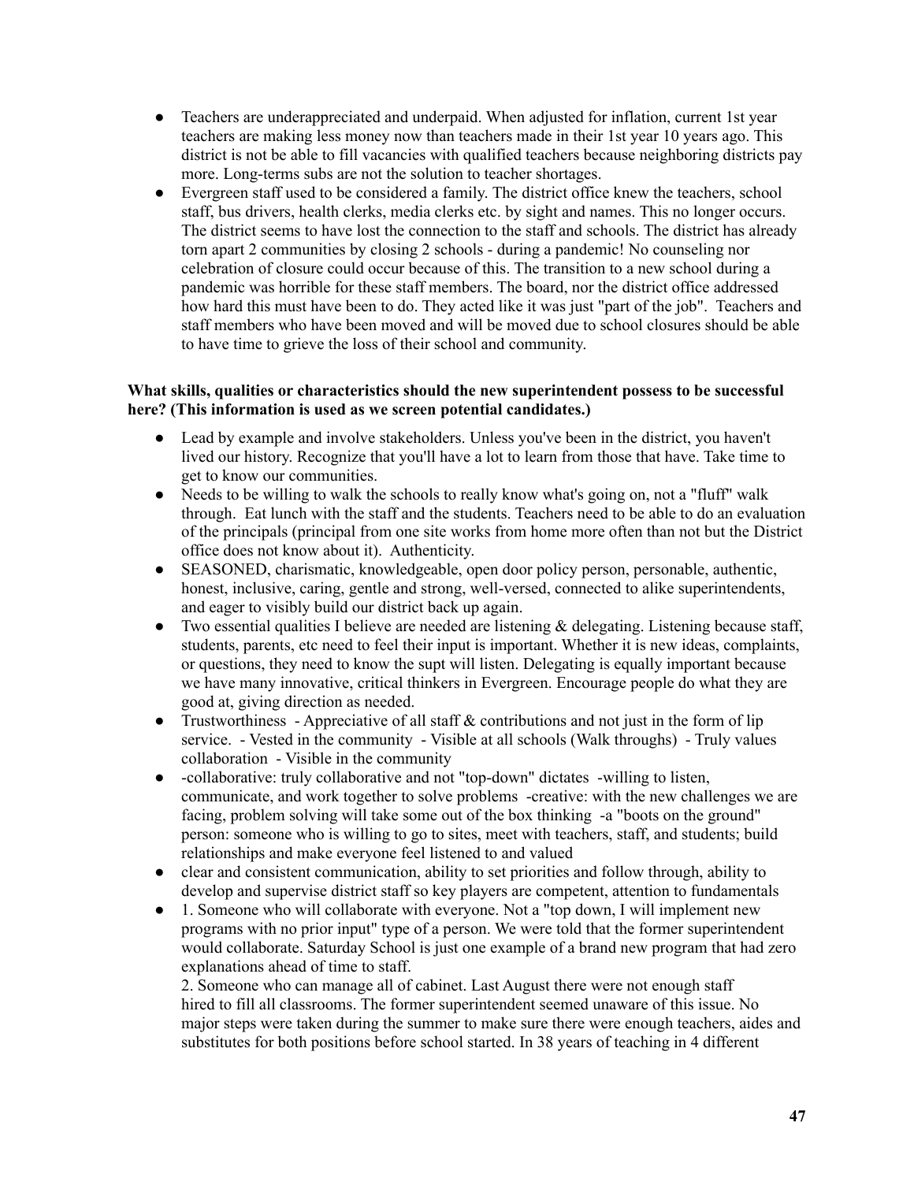- Teachers are underappreciated and underpaid. When adjusted for inflation, current 1st year teachers are making less money now than teachers made in their 1st year 10 years ago. This district is not be able to fill vacancies with qualified teachers because neighboring districts pay more. Long-terms subs are not the solution to teacher shortages.
- Evergreen staff used to be considered a family. The district office knew the teachers, school staff, bus drivers, health clerks, media clerks etc. by sight and names. This no longer occurs. The district seems to have lost the connection to the staff and schools. The district has already torn apart 2 communities by closing 2 schools - during a pandemic! No counseling nor celebration of closure could occur because of this. The transition to a new school during a pandemic was horrible for these staff members. The board, nor the district office addressed how hard this must have been to do. They acted like it was just "part of the job". Teachers and staff members who have been moved and will be moved due to school closures should be able to have time to grieve the loss of their school and community.

**What skills, qualities or characteristics should the new superintendent possess to be successful here? (This information is used as we screen potential candidates.)**

- Lead by example and involve stakeholders. Unless you've been in the district, you haven't lived our history. Recognize that you'll have a lot to learn from those that have. Take time to get to know our communities.
- Needs to be willing to walk the schools to really know what's going on, not a "fluff" walk through. Eat lunch with the staff and the students. Teachers need to be able to do an evaluation of the principals (principal from one site works from home more often than not but the District office does not know about it). Authenticity.
- SEASONED, charismatic, knowledgeable, open door policy person, personable, authentic, honest, inclusive, caring, gentle and strong, well-versed, connected to alike superintendents, and eager to visibly build our district back up again.
- Two essential qualities I believe are needed are listening & delegating. Listening because staff, students, parents, etc need to feel their input is important. Whether it is new ideas, complaints, or questions, they need to know the supt will listen. Delegating is equally important because we have many innovative, critical thinkers in Evergreen. Encourage people do what they are good at, giving direction as needed.
- Trustworthiness - Appreciative of all staff & contributions and not just in the form of lip service. - Vested in the community - Visible at all schools (Walk throughs) - Truly values collaboration - Visible in the community
- -collaborative: truly collaborative and not "top-down" dictates -willing to listen, communicate, and work together to solve problems -creative: with the new challenges we are facing, problem solving will take some out of the box thinking -a "boots on the ground" person: someone who is willing to go to sites, meet with teachers, staff, and students; build relationships and make everyone feel listened to and valued
- clear and consistent communication, ability to set priorities and follow through, ability to develop and supervise district staff so key players are competent, attention to fundamentals
- 1. Someone who will collaborate with everyone. Not a "top down, I will implement new programs with no prior input" type of a person. We were told that the former superintendent would collaborate. Saturday School is just one example of a brand new program that had zero explanations ahead of time to staff.

  2. Someone who can manage all of cabinet. Last August there were not enough staff hired to fill all classrooms. The former superintendent seemed unaware of this issue. No major steps were taken during the summer to make sure there were enough teachers, aides and substitutes for both positions before school started. In 38 years of teaching in 4 different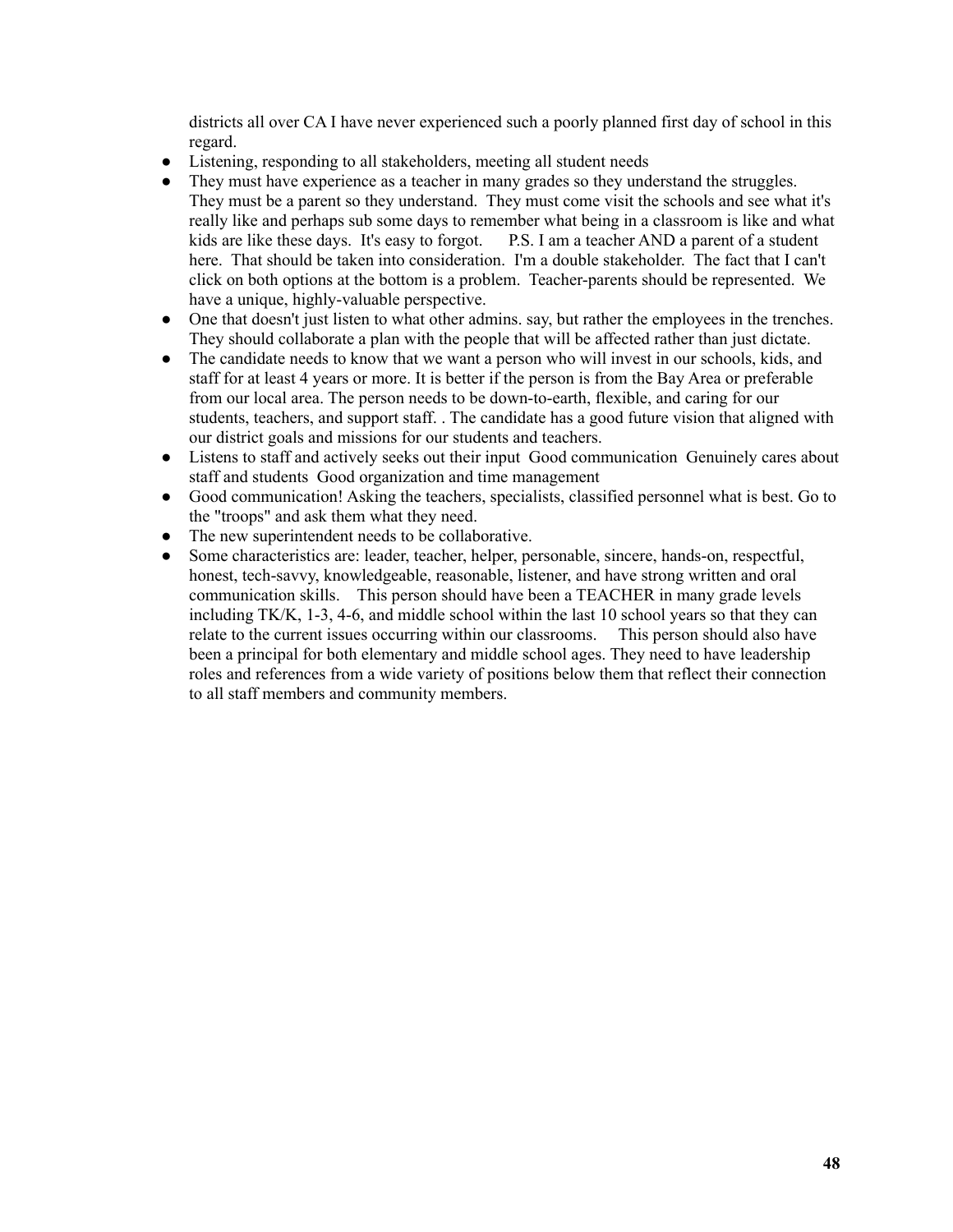districts all over CA I have never experienced such a poorly planned first day of school in this regard.

- Listening, responding to all stakeholders, meeting all student needs
- They must have experience as a teacher in many grades so they understand the struggles. They must be a parent so they understand. They must come visit the schools and see what it's really like and perhaps sub some days to remember what being in a classroom is like and what kids are like these days. It's easy to forgot. P.S. I am a teacher AND a parent of a student here. That should be taken into consideration. I'm a double stakeholder. The fact that I can't click on both options at the bottom is a problem. Teacher-parents should be represented. We have a unique, highly-valuable perspective.
- One that doesn't just listen to what other admins. say, but rather the employees in the trenches. They should collaborate a plan with the people that will be affected rather than just dictate.
- The candidate needs to know that we want a person who will invest in our schools, kids, and staff for at least 4 years or more. It is better if the person is from the Bay Area or preferable from our local area. The person needs to be down-to-earth, flexible, and caring for our students, teachers, and support staff. . The candidate has a good future vision that aligned with our district goals and missions for our students and teachers.
- Listens to staff and actively seeks out their input Good communication Genuinely cares about staff and students Good organization and time management
- Good communication! Asking the teachers, specialists, classified personnel what is best. Go to the "troops" and ask them what they need.
- The new superintendent needs to be collaborative.
- Some characteristics are: leader, teacher, helper, personable, sincere, hands-on, respectful, honest, tech-savvy, knowledgeable, reasonable, listener, and have strong written and oral communication skills. This person should have been a TEACHER in many grade levels including TK/K, 1-3, 4-6, and middle school within the last 10 school years so that they can relate to the current issues occurring within our classrooms. This person should also have been a principal for both elementary and middle school ages. They need to have leadership roles and references from a wide variety of positions below them that reflect their connection to all staff members and community members.